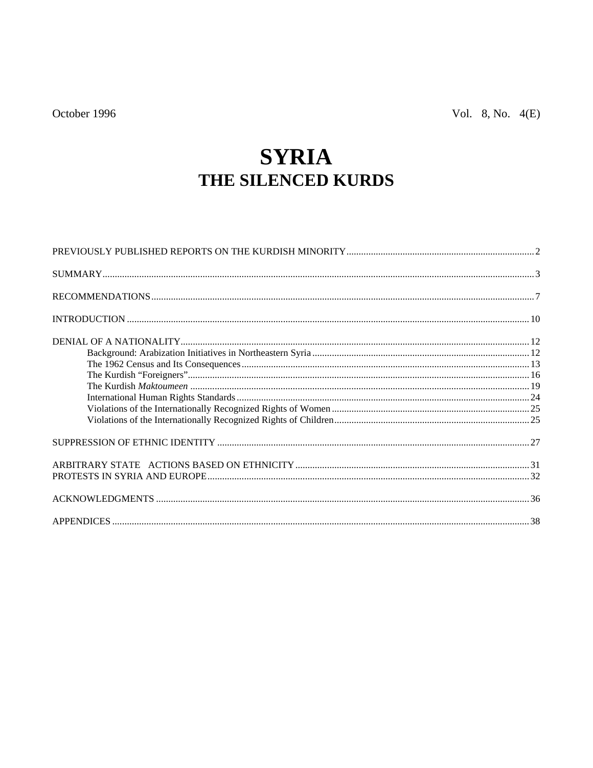October 1996 Vol. 8, No. 4(E)

# SYRIA
## THE SILENCED KURDS

PREVIOUSLY PUBLISHED REPORTS ON THE KURDISH MINORITY ........ 2

SUMMARY ........ 3

RECOMMENDATIONS ........ 7

INTRODUCTION ........ 10

DENIAL OF A NATIONALITY ........ 12
- Background: Arabization Initiatives in Northeastern Syria ........ 12
- The 1962 Census and Its Consequences ........ 13
- The Kurdish "Foreigners" ........ 16
- The Kurdish *Maktoumeen* ........ 19
- International Human Rights Standards ........ 24
- Violations of the Internationally Recognized Rights of Women ........ 25
- Violations of the Internationally Recognized Rights of Children ........ 25

SUPPRESSION OF ETHNIC IDENTITY ........ 27

ARBITRARY STATE ACTIONS BASED ON ETHNICITY ........ 31

PROTESTS IN SYRIA AND EUROPE ........ 32

ACKNOWLEDGMENTS ........ 36

APPENDICES ........ 38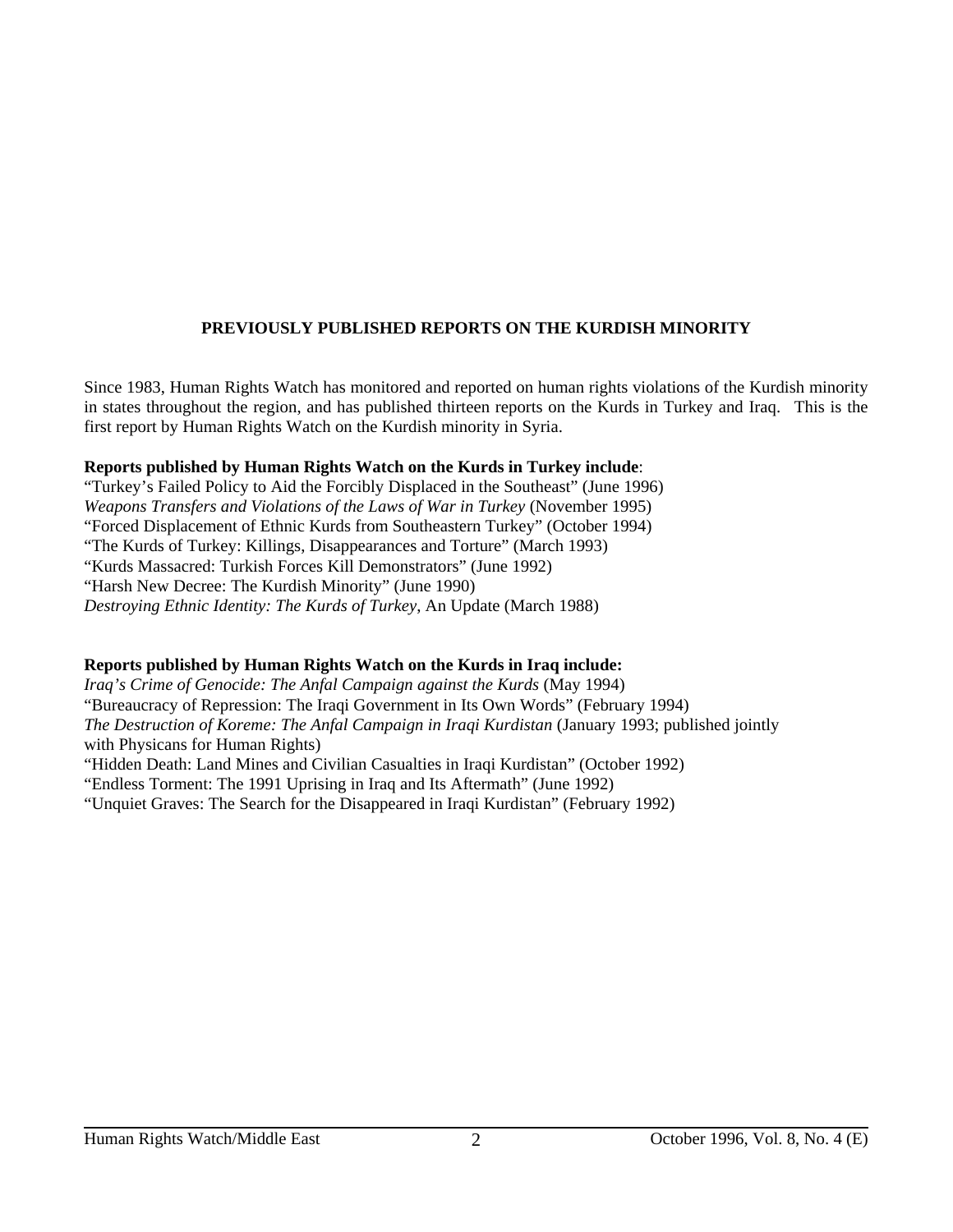## PREVIOUSLY PUBLISHED REPORTS ON THE KURDISH MINORITY

Since 1983, Human Rights Watch has monitored and reported on human rights violations of the Kurdish minority in states throughout the region, and has published thirteen reports on the Kurds in Turkey and Iraq. This is the first report by Human Rights Watch on the Kurdish minority in Syria.

**Reports published by Human Rights Watch on the Kurds in Turkey include**:

"Turkey's Failed Policy to Aid the Forcibly Displaced in the Southeast" (June 1996)
*Weapons Transfers and Violations of the Laws of War in Turkey* (November 1995)
"Forced Displacement of Ethnic Kurds from Southeastern Turkey" (October 1994)
"The Kurds of Turkey: Killings, Disappearances and Torture" (March 1993)
"Kurds Massacred: Turkish Forces Kill Demonstrators" (June 1992)
"Harsh New Decree: The Kurdish Minority" (June 1990)
*Destroying Ethnic Identity: The Kurds of Turkey*, An Update (March 1988)

**Reports published by Human Rights Watch on the Kurds in Iraq include:**

*Iraq's Crime of Genocide: The Anfal Campaign against the Kurds* (May 1994)
"Bureaucracy of Repression: The Iraqi Government in Its Own Words" (February 1994)
*The Destruction of Koreme: The Anfal Campaign in Iraqi Kurdistan* (January 1993; published jointly with Physicans for Human Rights)
"Hidden Death: Land Mines and Civilian Casualties in Iraqi Kurdistan" (October 1992)
"Endless Torment: The 1991 Uprising in Iraq and Its Aftermath" (June 1992)
"Unquiet Graves: The Search for the Disappeared in Iraqi Kurdistan" (February 1992)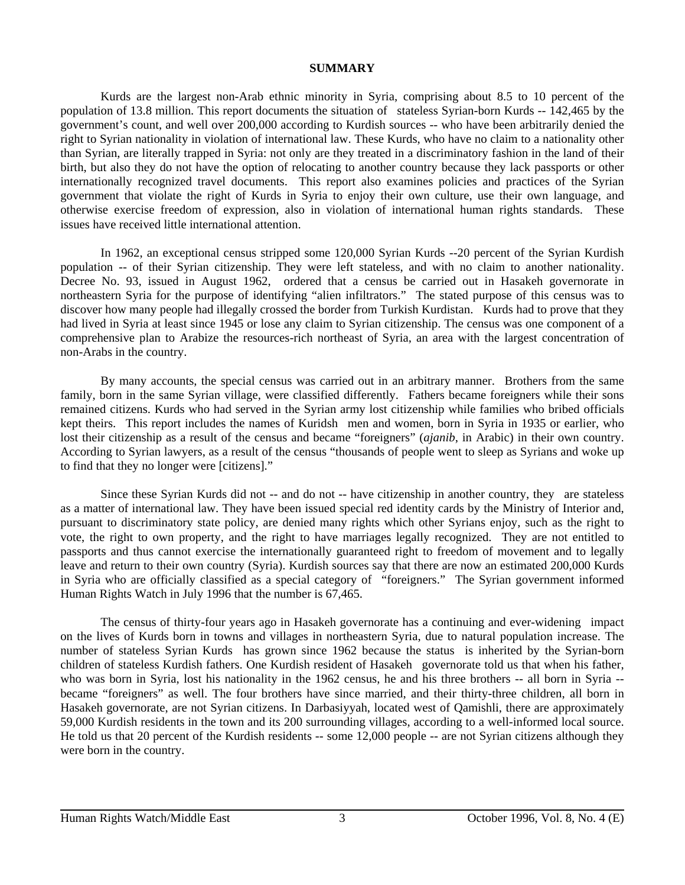**SUMMARY**

Kurds are the largest non-Arab ethnic minority in Syria, comprising about 8.5 to 10 percent of the population of 13.8 million. This report documents the situation of stateless Syrian-born Kurds -- 142,465 by the government's count, and well over 200,000 according to Kurdish sources -- who have been arbitrarily denied the right to Syrian nationality in violation of international law. These Kurds, who have no claim to a nationality other than Syrian, are literally trapped in Syria: not only are they treated in a discriminatory fashion in the land of their birth, but also they do not have the option of relocating to another country because they lack passports or other internationally recognized travel documents. This report also examines policies and practices of the Syrian government that violate the right of Kurds in Syria to enjoy their own culture, use their own language, and otherwise exercise freedom of expression, also in violation of international human rights standards. These issues have received little international attention.

In 1962, an exceptional census stripped some 120,000 Syrian Kurds --20 percent of the Syrian Kurdish population -- of their Syrian citizenship. They were left stateless, and with no claim to another nationality. Decree No. 93, issued in August 1962, ordered that a census be carried out in Hasakeh governorate in northeastern Syria for the purpose of identifying "alien infiltrators." The stated purpose of this census was to discover how many people had illegally crossed the border from Turkish Kurdistan. Kurds had to prove that they had lived in Syria at least since 1945 or lose any claim to Syrian citizenship. The census was one component of a comprehensive plan to Arabize the resources-rich northeast of Syria, an area with the largest concentration of non-Arabs in the country.

By many accounts, the special census was carried out in an arbitrary manner. Brothers from the same family, born in the same Syrian village, were classified differently. Fathers became foreigners while their sons remained citizens. Kurds who had served in the Syrian army lost citizenship while families who bribed officials kept theirs. This report includes the names of Kuridsh men and women, born in Syria in 1935 or earlier, who lost their citizenship as a result of the census and became "foreigners" (*ajanib*, in Arabic) in their own country. According to Syrian lawyers, as a result of the census "thousands of people went to sleep as Syrians and woke up to find that they no longer were [citizens]."

Since these Syrian Kurds did not -- and do not -- have citizenship in another country, they are stateless as a matter of international law. They have been issued special red identity cards by the Ministry of Interior and, pursuant to discriminatory state policy, are denied many rights which other Syrians enjoy, such as the right to vote, the right to own property, and the right to have marriages legally recognized. They are not entitled to passports and thus cannot exercise the internationally guaranteed right to freedom of movement and to legally leave and return to their own country (Syria). Kurdish sources say that there are now an estimated 200,000 Kurds in Syria who are officially classified as a special category of "foreigners." The Syrian government informed Human Rights Watch in July 1996 that the number is 67,465.

The census of thirty-four years ago in Hasakeh governorate has a continuing and ever-widening impact on the lives of Kurds born in towns and villages in northeastern Syria, due to natural population increase. The number of stateless Syrian Kurds has grown since 1962 because the status is inherited by the Syrian-born children of stateless Kurdish fathers. One Kurdish resident of Hasakeh governorate told us that when his father, who was born in Syria, lost his nationality in the 1962 census, he and his three brothers -- all born in Syria -- became "foreigners" as well. The four brothers have since married, and their thirty-three children, all born in Hasakeh governorate, are not Syrian citizens. In Darbasiyyah, located west of Qamishli, there are approximately 59,000 Kurdish residents in the town and its 200 surrounding villages, according to a well-informed local source. He told us that 20 percent of the Kurdish residents -- some 12,000 people -- are not Syrian citizens although they were born in the country.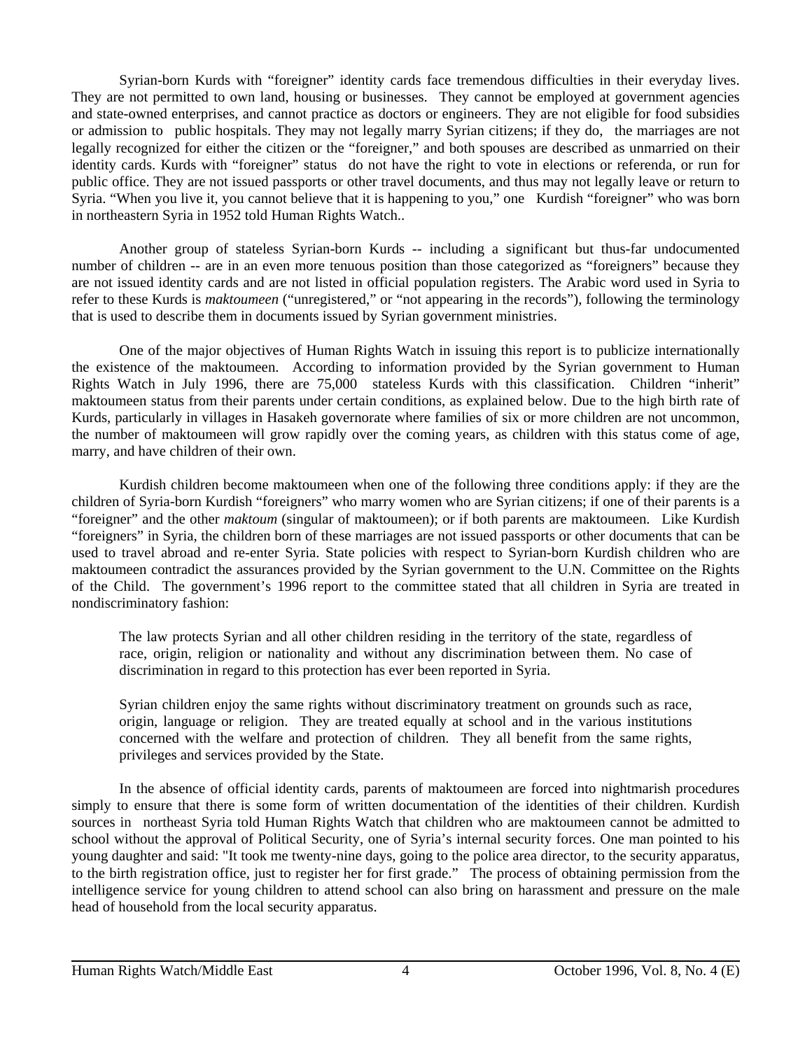Syrian-born Kurds with "foreigner" identity cards face tremendous difficulties in their everyday lives. They are not permitted to own land, housing or businesses. They cannot be employed at government agencies and state-owned enterprises, and cannot practice as doctors or engineers. They are not eligible for food subsidies or admission to public hospitals. They may not legally marry Syrian citizens; if they do, the marriages are not legally recognized for either the citizen or the "foreigner," and both spouses are described as unmarried on their identity cards. Kurds with "foreigner" status do not have the right to vote in elections or referenda, or run for public office. They are not issued passports or other travel documents, and thus may not legally leave or return to Syria. "When you live it, you cannot believe that it is happening to you," one Kurdish "foreigner" who was born in northeastern Syria in 1952 told Human Rights Watch..

Another group of stateless Syrian-born Kurds -- including a significant but thus-far undocumented number of children -- are in an even more tenuous position than those categorized as "foreigners" because they are not issued identity cards and are not listed in official population registers. The Arabic word used in Syria to refer to these Kurds is *maktoumeen* ("unregistered," or "not appearing in the records"), following the terminology that is used to describe them in documents issued by Syrian government ministries.

One of the major objectives of Human Rights Watch in issuing this report is to publicize internationally the existence of the maktoumeen. According to information provided by the Syrian government to Human Rights Watch in July 1996, there are 75,000 stateless Kurds with this classification. Children "inherit" maktoumeen status from their parents under certain conditions, as explained below. Due to the high birth rate of Kurds, particularly in villages in Hasakeh governorate where families of six or more children are not uncommon, the number of maktoumeen will grow rapidly over the coming years, as children with this status come of age, marry, and have children of their own.

Kurdish children become maktoumeen when one of the following three conditions apply: if they are the children of Syria-born Kurdish "foreigners" who marry women who are Syrian citizens; if one of their parents is a "foreigner" and the other *maktoum* (singular of maktoumeen); or if both parents are maktoumeen. Like Kurdish "foreigners" in Syria, the children born of these marriages are not issued passports or other documents that can be used to travel abroad and re-enter Syria. State policies with respect to Syrian-born Kurdish children who are maktoumeen contradict the assurances provided by the Syrian government to the U.N. Committee on the Rights of the Child. The government's 1996 report to the committee stated that all children in Syria are treated in nondiscriminatory fashion:

> The law protects Syrian and all other children residing in the territory of the state, regardless of race, origin, religion or nationality and without any discrimination between them. No case of discrimination in regard to this protection has ever been reported in Syria.
>
> Syrian children enjoy the same rights without discriminatory treatment on grounds such as race, origin, language or religion. They are treated equally at school and in the various institutions concerned with the welfare and protection of children. They all benefit from the same rights, privileges and services provided by the State.

In the absence of official identity cards, parents of maktoumeen are forced into nightmarish procedures simply to ensure that there is some form of written documentation of the identities of their children. Kurdish sources in northeast Syria told Human Rights Watch that children who are maktoumeen cannot be admitted to school without the approval of Political Security, one of Syria's internal security forces. One man pointed to his young daughter and said: "It took me twenty-nine days, going to the police area director, to the security apparatus, to the birth registration office, just to register her for first grade." The process of obtaining permission from the intelligence service for young children to attend school can also bring on harassment and pressure on the male head of household from the local security apparatus.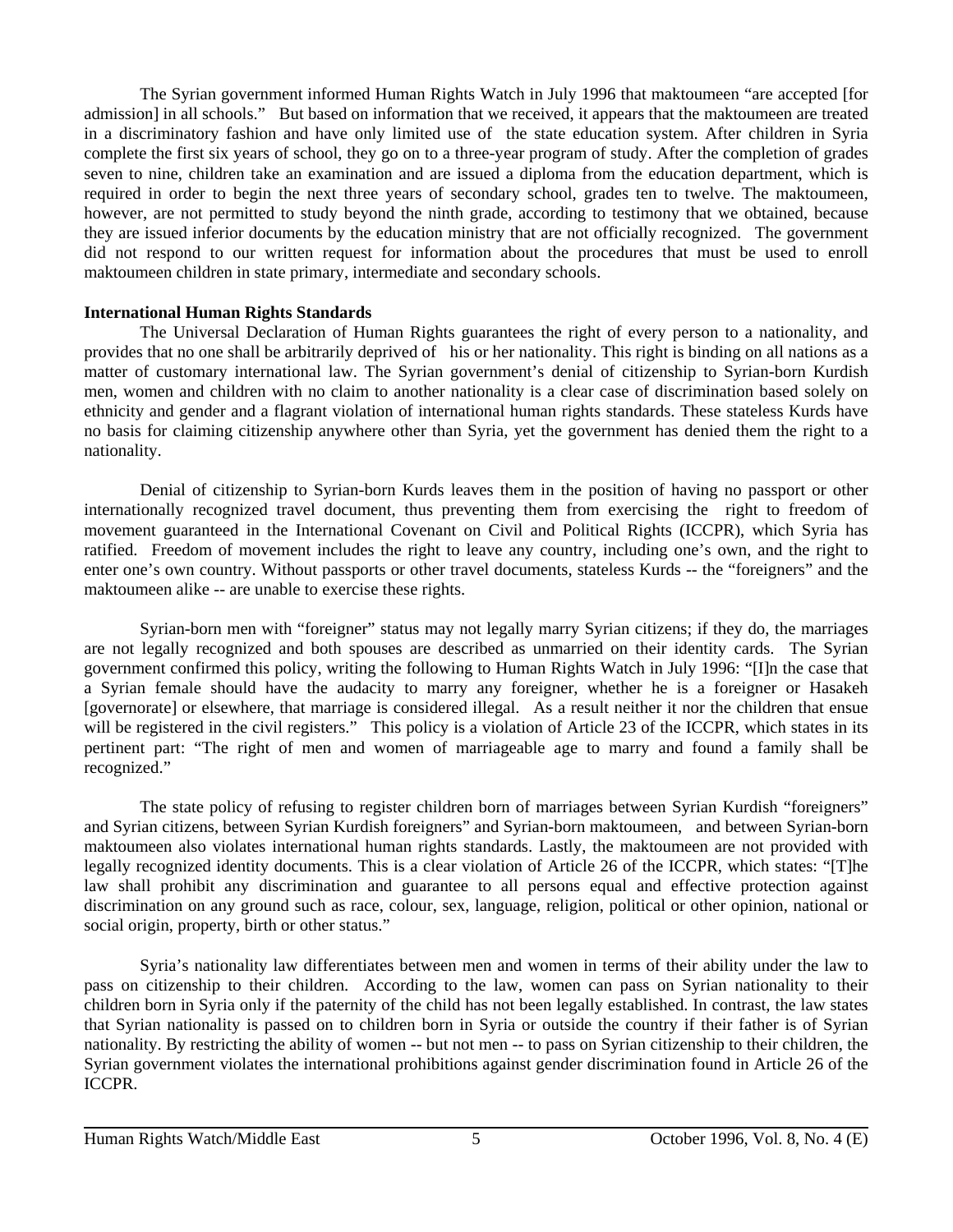The Syrian government informed Human Rights Watch in July 1996 that maktoumeen "are accepted [for admission] in all schools." But based on information that we received, it appears that the maktoumeen are treated in a discriminatory fashion and have only limited use of the state education system. After children in Syria complete the first six years of school, they go on to a three-year program of study. After the completion of grades seven to nine, children take an examination and are issued a diploma from the education department, which is required in order to begin the next three years of secondary school, grades ten to twelve. The maktoumeen, however, are not permitted to study beyond the ninth grade, according to testimony that we obtained, because they are issued inferior documents by the education ministry that are not officially recognized. The government did not respond to our written request for information about the procedures that must be used to enroll maktoumeen children in state primary, intermediate and secondary schools.

**International Human Rights Standards**

The Universal Declaration of Human Rights guarantees the right of every person to a nationality, and provides that no one shall be arbitrarily deprived of his or her nationality. This right is binding on all nations as a matter of customary international law. The Syrian government's denial of citizenship to Syrian-born Kurdish men, women and children with no claim to another nationality is a clear case of discrimination based solely on ethnicity and gender and a flagrant violation of international human rights standards. These stateless Kurds have no basis for claiming citizenship anywhere other than Syria, yet the government has denied them the right to a nationality.

Denial of citizenship to Syrian-born Kurds leaves them in the position of having no passport or other internationally recognized travel document, thus preventing them from exercising the right to freedom of movement guaranteed in the International Covenant on Civil and Political Rights (ICCPR), which Syria has ratified. Freedom of movement includes the right to leave any country, including one's own, and the right to enter one's own country. Without passports or other travel documents, stateless Kurds -- the "foreigners" and the maktoumeen alike -- are unable to exercise these rights.

Syrian-born men with "foreigner" status may not legally marry Syrian citizens; if they do, the marriages are not legally recognized and both spouses are described as unmarried on their identity cards. The Syrian government confirmed this policy, writing the following to Human Rights Watch in July 1996: "[I]n the case that a Syrian female should have the audacity to marry any foreigner, whether he is a foreigner or Hasakeh [governorate] or elsewhere, that marriage is considered illegal. As a result neither it nor the children that ensue will be registered in the civil registers." This policy is a violation of Article 23 of the ICCPR, which states in its pertinent part: "The right of men and women of marriageable age to marry and found a family shall be recognized."

The state policy of refusing to register children born of marriages between Syrian Kurdish "foreigners" and Syrian citizens, between Syrian Kurdish foreigners" and Syrian-born maktoumeen, and between Syrian-born maktoumeen also violates international human rights standards. Lastly, the maktoumeen are not provided with legally recognized identity documents. This is a clear violation of Article 26 of the ICCPR, which states: "[T]he law shall prohibit any discrimination and guarantee to all persons equal and effective protection against discrimination on any ground such as race, colour, sex, language, religion, political or other opinion, national or social origin, property, birth or other status."

Syria's nationality law differentiates between men and women in terms of their ability under the law to pass on citizenship to their children. According to the law, women can pass on Syrian nationality to their children born in Syria only if the paternity of the child has not been legally established. In contrast, the law states that Syrian nationality is passed on to children born in Syria or outside the country if their father is of Syrian nationality. By restricting the ability of women -- but not men -- to pass on Syrian citizenship to their children, the Syrian government violates the international prohibitions against gender discrimination found in Article 26 of the ICCPR.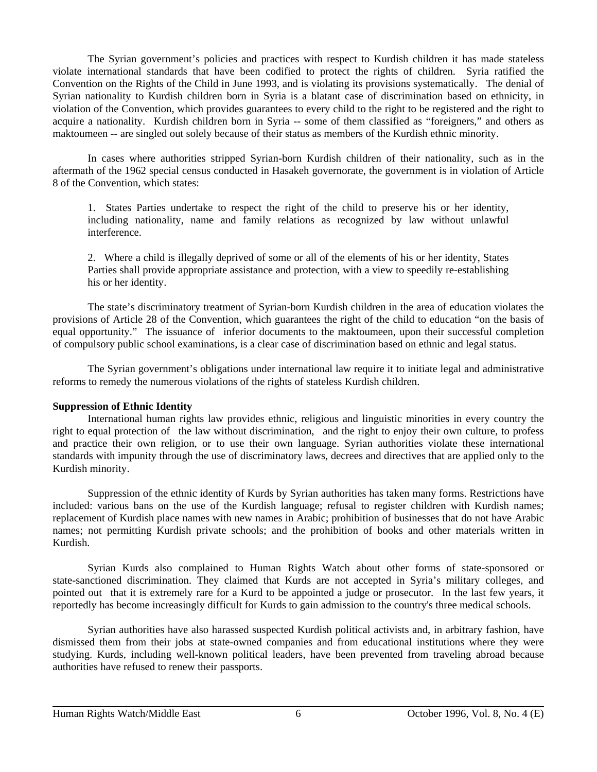The Syrian government's policies and practices with respect to Kurdish children it has made stateless violate international standards that have been codified to protect the rights of children. Syria ratified the Convention on the Rights of the Child in June 1993, and is violating its provisions systematically. The denial of Syrian nationality to Kurdish children born in Syria is a blatant case of discrimination based on ethnicity, in violation of the Convention, which provides guarantees to every child to the right to be registered and the right to acquire a nationality. Kurdish children born in Syria -- some of them classified as "foreigners," and others as maktoumeen -- are singled out solely because of their status as members of the Kurdish ethnic minority.

In cases where authorities stripped Syrian-born Kurdish children of their nationality, such as in the aftermath of the 1962 special census conducted in Hasakeh governorate, the government is in violation of Article 8 of the Convention, which states:

> 1. States Parties undertake to respect the right of the child to preserve his or her identity, including nationality, name and family relations as recognized by law without unlawful interference.
>
> 2. Where a child is illegally deprived of some or all of the elements of his or her identity, States Parties shall provide appropriate assistance and protection, with a view to speedily re-establishing his or her identity.

The state's discriminatory treatment of Syrian-born Kurdish children in the area of education violates the provisions of Article 28 of the Convention, which guarantees the right of the child to education "on the basis of equal opportunity." The issuance of inferior documents to the maktoumeen, upon their successful completion of compulsory public school examinations, is a clear case of discrimination based on ethnic and legal status.

The Syrian government's obligations under international law require it to initiate legal and administrative reforms to remedy the numerous violations of the rights of stateless Kurdish children.

**Suppression of Ethnic Identity**

International human rights law provides ethnic, religious and linguistic minorities in every country the right to equal protection of the law without discrimination, and the right to enjoy their own culture, to profess and practice their own religion, or to use their own language. Syrian authorities violate these international standards with impunity through the use of discriminatory laws, decrees and directives that are applied only to the Kurdish minority.

Suppression of the ethnic identity of Kurds by Syrian authorities has taken many forms. Restrictions have included: various bans on the use of the Kurdish language; refusal to register children with Kurdish names; replacement of Kurdish place names with new names in Arabic; prohibition of businesses that do not have Arabic names; not permitting Kurdish private schools; and the prohibition of books and other materials written in Kurdish.

Syrian Kurds also complained to Human Rights Watch about other forms of state-sponsored or state-sanctioned discrimination. They claimed that Kurds are not accepted in Syria's military colleges, and pointed out that it is extremely rare for a Kurd to be appointed a judge or prosecutor. In the last few years, it reportedly has become increasingly difficult for Kurds to gain admission to the country's three medical schools.

Syrian authorities have also harassed suspected Kurdish political activists and, in arbitrary fashion, have dismissed them from their jobs at state-owned companies and from educational institutions where they were studying. Kurds, including well-known political leaders, have been prevented from traveling abroad because authorities have refused to renew their passports.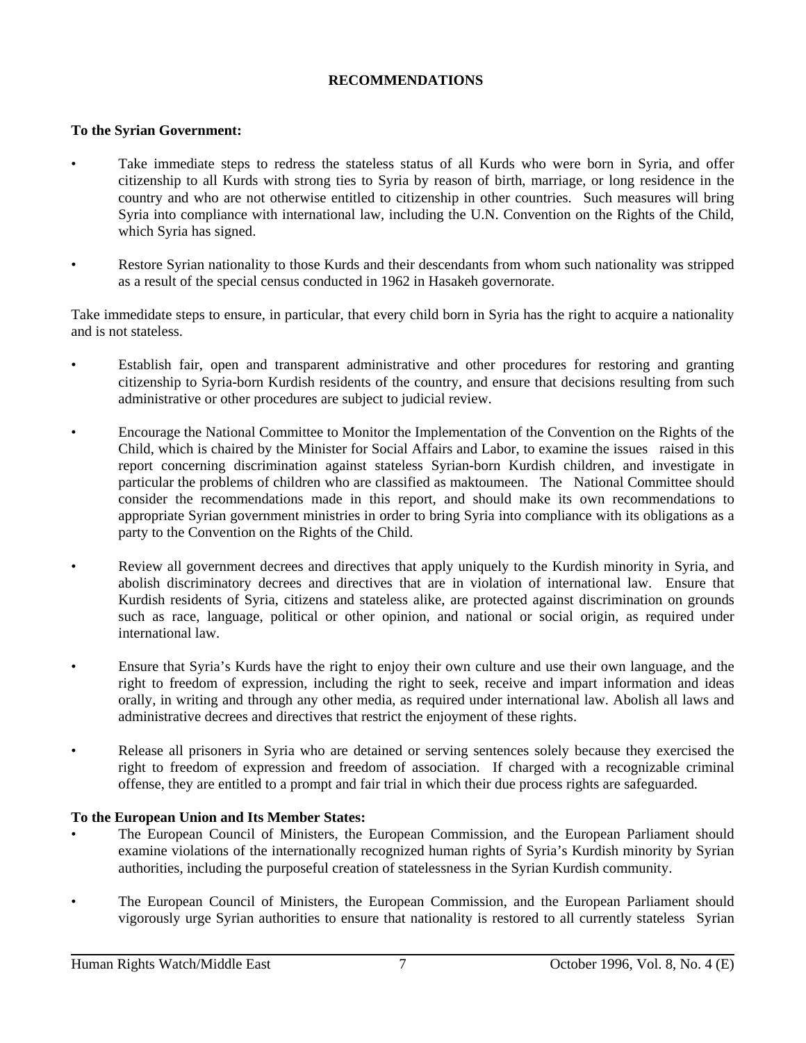## RECOMMENDATIONS

**To the Syrian Government:**

- Take immediate steps to redress the stateless status of all Kurds who were born in Syria, and offer citizenship to all Kurds with strong ties to Syria by reason of birth, marriage, or long residence in the country and who are not otherwise entitled to citizenship in other countries. Such measures will bring Syria into compliance with international law, including the U.N. Convention on the Rights of the Child, which Syria has signed.

- Restore Syrian nationality to those Kurds and their descendants from whom such nationality was stripped as a result of the special census conducted in 1962 in Hasakeh governorate.

Take immedidate steps to ensure, in particular, that every child born in Syria has the right to acquire a nationality and is not stateless.

- Establish fair, open and transparent administrative and other procedures for restoring and granting citizenship to Syria-born Kurdish residents of the country, and ensure that decisions resulting from such administrative or other procedures are subject to judicial review.

- Encourage the National Committee to Monitor the Implementation of the Convention on the Rights of the Child, which is chaired by the Minister for Social Affairs and Labor, to examine the issues raised in this report concerning discrimination against stateless Syrian-born Kurdish children, and investigate in particular the problems of children who are classified as maktoumeen. The National Committee should consider the recommendations made in this report, and should make its own recommendations to appropriate Syrian government ministries in order to bring Syria into compliance with its obligations as a party to the Convention on the Rights of the Child.

- Review all government decrees and directives that apply uniquely to the Kurdish minority in Syria, and abolish discriminatory decrees and directives that are in violation of international law. Ensure that Kurdish residents of Syria, citizens and stateless alike, are protected against discrimination on grounds such as race, language, political or other opinion, and national or social origin, as required under international law.

- Ensure that Syria's Kurds have the right to enjoy their own culture and use their own language, and the right to freedom of expression, including the right to seek, receive and impart information and ideas orally, in writing and through any other media, as required under international law. Abolish all laws and administrative decrees and directives that restrict the enjoyment of these rights.

- Release all prisoners in Syria who are detained or serving sentences solely because they exercised the right to freedom of expression and freedom of association. If charged with a recognizable criminal offense, they are entitled to a prompt and fair trial in which their due process rights are safeguarded.

**To the European Union and Its Member States:**

- The European Council of Ministers, the European Commission, and the European Parliament should examine violations of the internationally recognized human rights of Syria's Kurdish minority by Syrian authorities, including the purposeful creation of statelessness in the Syrian Kurdish community.

- The European Council of Ministers, the European Commission, and the European Parliament should vigorously urge Syrian authorities to ensure that nationality is restored to all currently stateless Syrian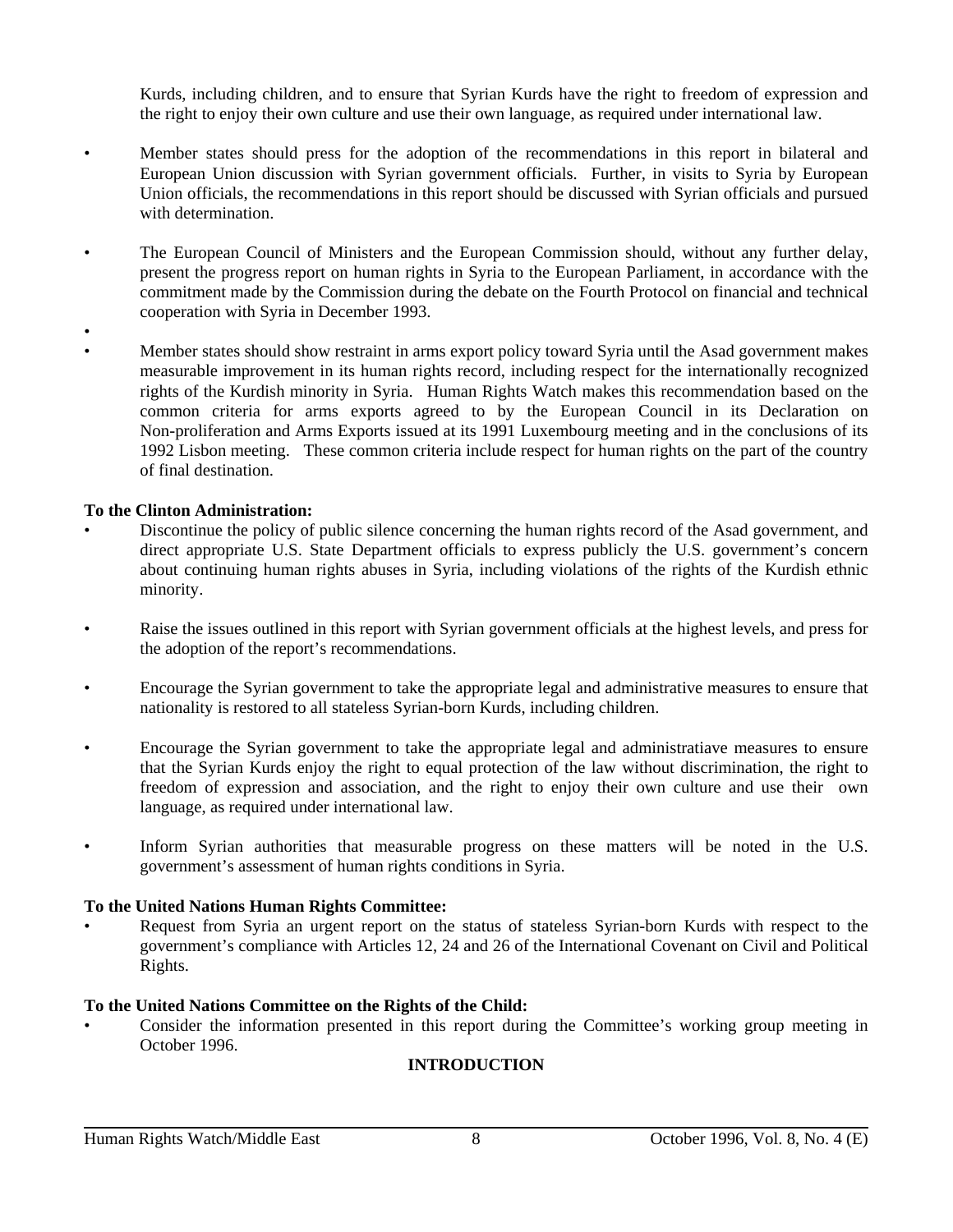Kurds, including children, and to ensure that Syrian Kurds have the right to freedom of expression and the right to enjoy their own culture and use their own language, as required under international law.

- Member states should press for the adoption of the recommendations in this report in bilateral and European Union discussion with Syrian government officials. Further, in visits to Syria by European Union officials, the recommendations in this report should be discussed with Syrian officials and pursued with determination.

- The European Council of Ministers and the European Commission should, without any further delay, present the progress report on human rights in Syria to the European Parliament, in accordance with the commitment made by the Commission during the debate on the Fourth Protocol on financial and technical cooperation with Syria in December 1993.

- Member states should show restraint in arms export policy toward Syria until the Asad government makes measurable improvement in its human rights record, including respect for the internationally recognized rights of the Kurdish minority in Syria. Human Rights Watch makes this recommendation based on the common criteria for arms exports agreed to by the European Council in its Declaration on Non-proliferation and Arms Exports issued at its 1991 Luxembourg meeting and in the conclusions of its 1992 Lisbon meeting. These common criteria include respect for human rights on the part of the country of final destination.

**To the Clinton Administration:**

- Discontinue the policy of public silence concerning the human rights record of the Asad government, and direct appropriate U.S. State Department officials to express publicly the U.S. government's concern about continuing human rights abuses in Syria, including violations of the rights of the Kurdish ethnic minority.

- Raise the issues outlined in this report with Syrian government officials at the highest levels, and press for the adoption of the report's recommendations.

- Encourage the Syrian government to take the appropriate legal and administrative measures to ensure that nationality is restored to all stateless Syrian-born Kurds, including children.

- Encourage the Syrian government to take the appropriate legal and administratiave measures to ensure that the Syrian Kurds enjoy the right to equal protection of the law without discrimination, the right to freedom of expression and association, and the right to enjoy their own culture and use their own language, as required under international law.

- Inform Syrian authorities that measurable progress on these matters will be noted in the U.S. government's assessment of human rights conditions in Syria.

**To the United Nations Human Rights Committee:**

- Request from Syria an urgent report on the status of stateless Syrian-born Kurds with respect to the government's compliance with Articles 12, 24 and 26 of the International Covenant on Civil and Political Rights.

**To the United Nations Committee on the Rights of the Child:**

- Consider the information presented in this report during the Committee's working group meeting in October 1996.

## INTRODUCTION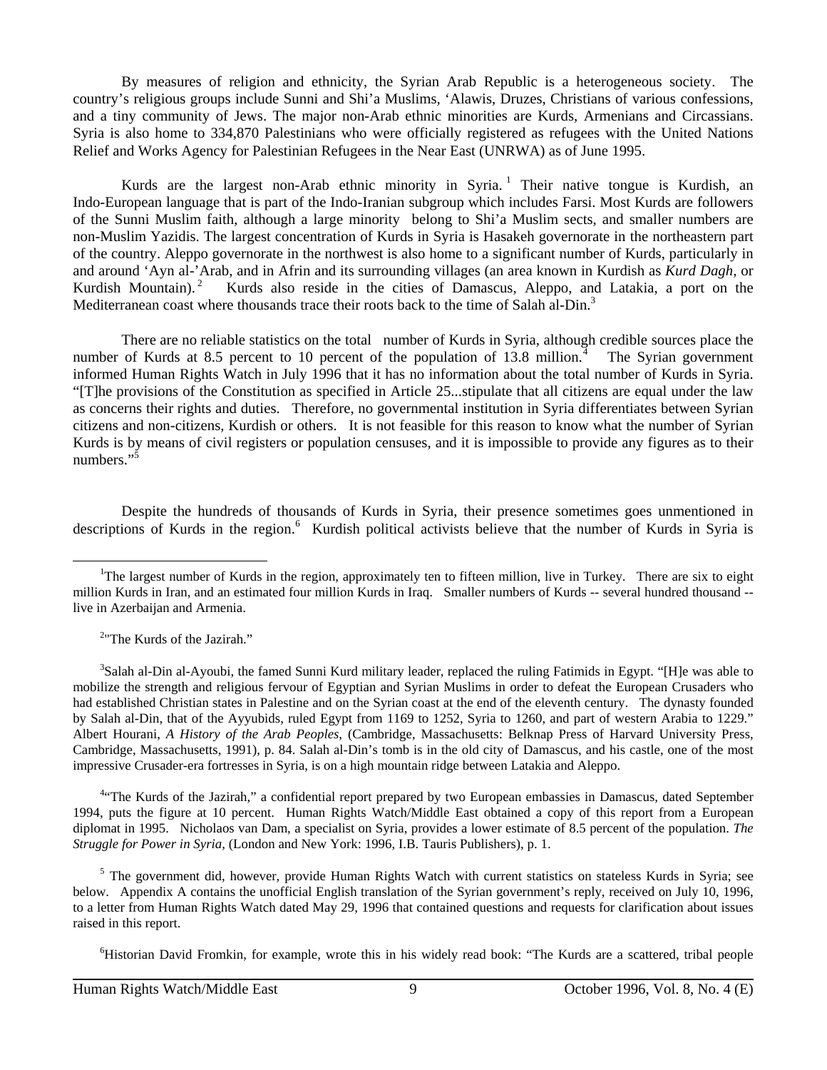By measures of religion and ethnicity, the Syrian Arab Republic is a heterogeneous society. The country's religious groups include Sunni and Shi'a Muslims, 'Alawis, Druzes, Christians of various confessions, and a tiny community of Jews. The major non-Arab ethnic minorities are Kurds, Armenians and Circassians. Syria is also home to 334,870 Palestinians who were officially registered as refugees with the United Nations Relief and Works Agency for Palestinian Refugees in the Near East (UNRWA) as of June 1995.

Kurds are the largest non-Arab ethnic minority in Syria.[1] Their native tongue is Kurdish, an Indo-European language that is part of the Indo-Iranian subgroup which includes Farsi. Most Kurds are followers of the Sunni Muslim faith, although a large minority belong to Shi'a Muslim sects, and smaller numbers are non-Muslim Yazidis. The largest concentration of Kurds in Syria is Hasakeh governorate in the northeastern part of the country. Aleppo governorate in the northwest is also home to a significant number of Kurds, particularly in and around 'Ayn al-'Arab, and in Afrin and its surrounding villages (an area known in Kurdish as *Kurd Dagh,* or Kurdish Mountain).[2] Kurds also reside in the cities of Damascus, Aleppo, and Latakia, a port on the Mediterranean coast where thousands trace their roots back to the time of Salah al-Din.[3]

There are no reliable statistics on the total number of Kurds in Syria, although credible sources place the number of Kurds at 8.5 percent to 10 percent of the population of 13.8 million.[4] The Syrian government informed Human Rights Watch in July 1996 that it has no information about the total number of Kurds in Syria. "[T]he provisions of the Constitution as specified in Article 25...stipulate that all citizens are equal under the law as concerns their rights and duties. Therefore, no governmental institution in Syria differentiates between Syrian citizens and non-citizens, Kurdish or others. It is not feasible for this reason to know what the number of Syrian Kurds is by means of civil registers or population censuses, and it is impossible to provide any figures as to their numbers."[5]

Despite the hundreds of thousands of Kurds in Syria, their presence sometimes goes unmentioned in descriptions of Kurds in the region.[6] Kurdish political activists believe that the number of Kurds in Syria is

---

[1]The largest number of Kurds in the region, approximately ten to fifteen million, live in Turkey. There are six to eight million Kurds in Iran, and an estimated four million Kurds in Iraq. Smaller numbers of Kurds -- several hundred thousand -- live in Azerbaijan and Armenia.

[2]"The Kurds of the Jazirah."

[3]Salah al-Din al-Ayoubi, the famed Sunni Kurd military leader, replaced the ruling Fatimids in Egypt. "[H]e was able to mobilize the strength and religious fervour of Egyptian and Syrian Muslims in order to defeat the European Crusaders who had established Christian states in Palestine and on the Syrian coast at the end of the eleventh century. The dynasty founded by Salah al-Din, that of the Ayyubids, ruled Egypt from 1169 to 1252, Syria to 1260, and part of western Arabia to 1229." Albert Hourani, *A History of the Arab Peoples,* (Cambridge, Massachusetts: Belknap Press of Harvard University Press, Cambridge, Massachusetts, 1991), p. 84. Salah al-Din's tomb is in the old city of Damascus, and his castle, one of the most impressive Crusader-era fortresses in Syria, is on a high mountain ridge between Latakia and Aleppo.

[4]"The Kurds of the Jazirah," a confidential report prepared by two European embassies in Damascus, dated September 1994, puts the figure at 10 percent. Human Rights Watch/Middle East obtained a copy of this report from a European diplomat in 1995. Nicholaos van Dam, a specialist on Syria, provides a lower estimate of 8.5 percent of the population. *The Struggle for Power in Syria,* (London and New York: 1996, I.B. Tauris Publishers), p. 1.

[5] The government did, however, provide Human Rights Watch with current statistics on stateless Kurds in Syria; see below. Appendix A contains the unofficial English translation of the Syrian government's reply, received on July 10, 1996, to a letter from Human Rights Watch dated May 29, 1996 that contained questions and requests for clarification about issues raised in this report.

[6]Historian David Fromkin, for example, wrote this in his widely read book: "The Kurds are a scattered, tribal people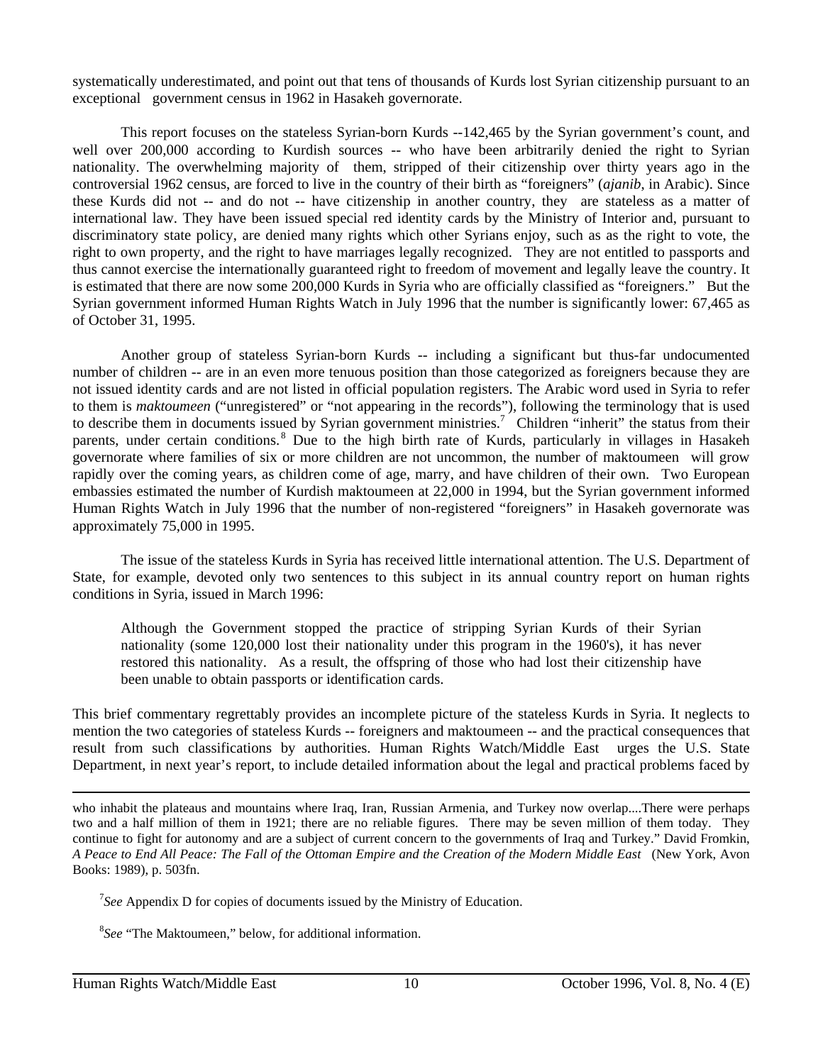systematically underestimated, and point out that tens of thousands of Kurds lost Syrian citizenship pursuant to an exceptional government census in 1962 in Hasakeh governorate.

This report focuses on the stateless Syrian-born Kurds --142,465 by the Syrian government's count, and well over 200,000 according to Kurdish sources -- who have been arbitrarily denied the right to Syrian nationality. The overwhelming majority of them, stripped of their citizenship over thirty years ago in the controversial 1962 census, are forced to live in the country of their birth as "foreigners" (*ajanib*, in Arabic). Since these Kurds did not -- and do not -- have citizenship in another country, they are stateless as a matter of international law. They have been issued special red identity cards by the Ministry of Interior and, pursuant to discriminatory state policy, are denied many rights which other Syrians enjoy, such as as the right to vote, the right to own property, and the right to have marriages legally recognized. They are not entitled to passports and thus cannot exercise the internationally guaranteed right to freedom of movement and legally leave the country. It is estimated that there are now some 200,000 Kurds in Syria who are officially classified as "foreigners." But the Syrian government informed Human Rights Watch in July 1996 that the number is significantly lower: 67,465 as of October 31, 1995.

Another group of stateless Syrian-born Kurds -- including a significant but thus-far undocumented number of children -- are in an even more tenuous position than those categorized as foreigners because they are not issued identity cards and are not listed in official population registers. The Arabic word used in Syria to refer to them is *maktoumeen* ("unregistered" or "not appearing in the records"), following the terminology that is used to describe them in documents issued by Syrian government ministries.[7] Children "inherit" the status from their parents, under certain conditions.[8] Due to the high birth rate of Kurds, particularly in villages in Hasakeh governorate where families of six or more children are not uncommon, the number of maktoumeen will grow rapidly over the coming years, as children come of age, marry, and have children of their own. Two European embassies estimated the number of Kurdish maktoumeen at 22,000 in 1994, but the Syrian government informed Human Rights Watch in July 1996 that the number of non-registered "foreigners" in Hasakeh governorate was approximately 75,000 in 1995.

The issue of the stateless Kurds in Syria has received little international attention. The U.S. Department of State, for example, devoted only two sentences to this subject in its annual country report on human rights conditions in Syria, issued in March 1996:

> Although the Government stopped the practice of stripping Syrian Kurds of their Syrian nationality (some 120,000 lost their nationality under this program in the 1960's), it has never restored this nationality. As a result, the offspring of those who had lost their citizenship have been unable to obtain passports or identification cards.

This brief commentary regrettably provides an incomplete picture of the stateless Kurds in Syria. It neglects to mention the two categories of stateless Kurds -- foreigners and maktoumeen -- and the practical consequences that result from such classifications by authorities. Human Rights Watch/Middle East urges the U.S. State Department, in next year's report, to include detailed information about the legal and practical problems faced by

---

who inhabit the plateaus and mountains where Iraq, Iran, Russian Armenia, and Turkey now overlap....There were perhaps two and a half million of them in 1921; there are no reliable figures. There may be seven million of them today. They continue to fight for autonomy and are a subject of current concern to the governments of Iraq and Turkey." David Fromkin, *A Peace to End All Peace: The Fall of the Ottoman Empire and the Creation of the Modern Middle East* (New York, Avon Books: 1989), p. 503fn.

[7] *See* Appendix D for copies of documents issued by the Ministry of Education.

[8] *See* "The Maktoumeen," below, for additional information.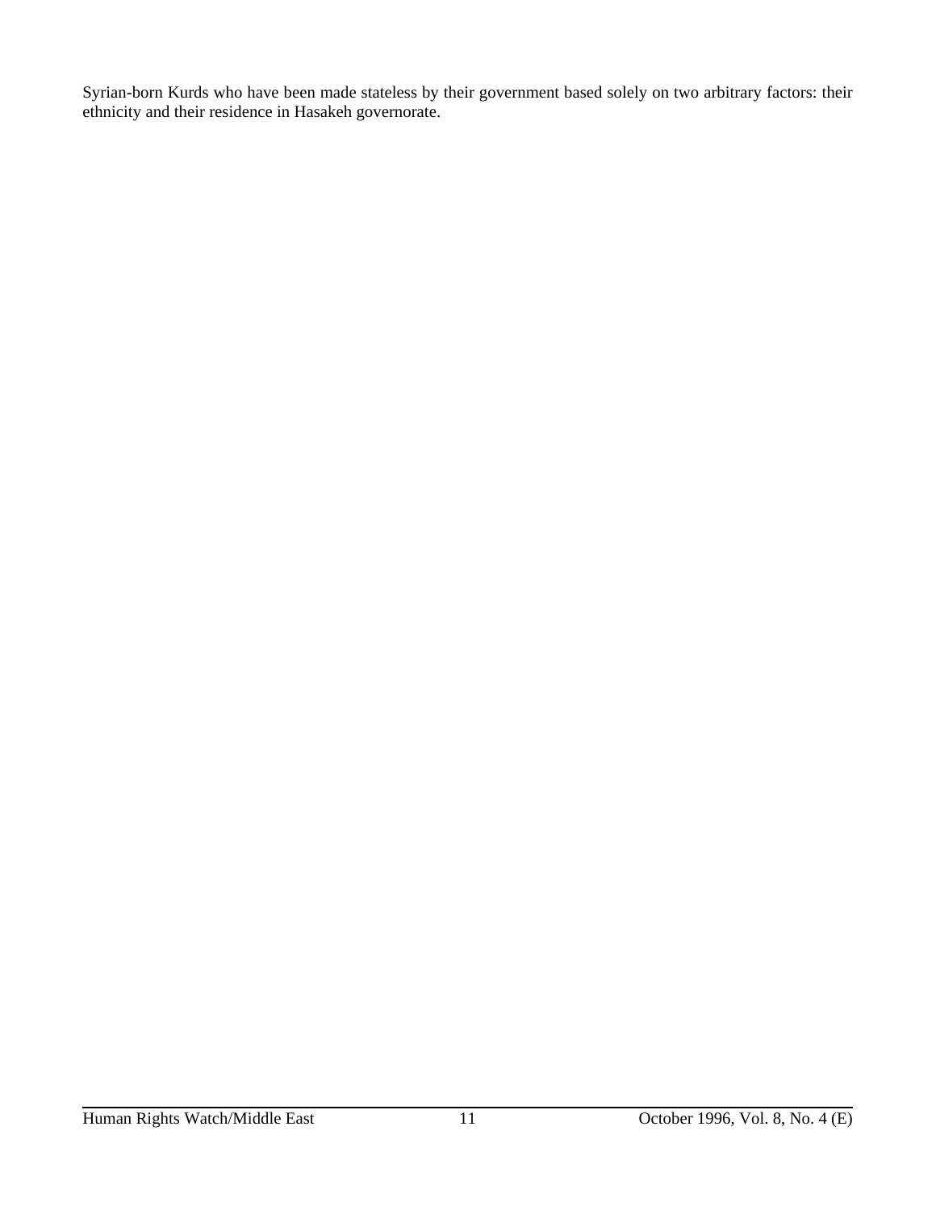Syrian-born Kurds who have been made stateless by their government based solely on two arbitrary factors: their ethnicity and their residence in Hasakeh governorate.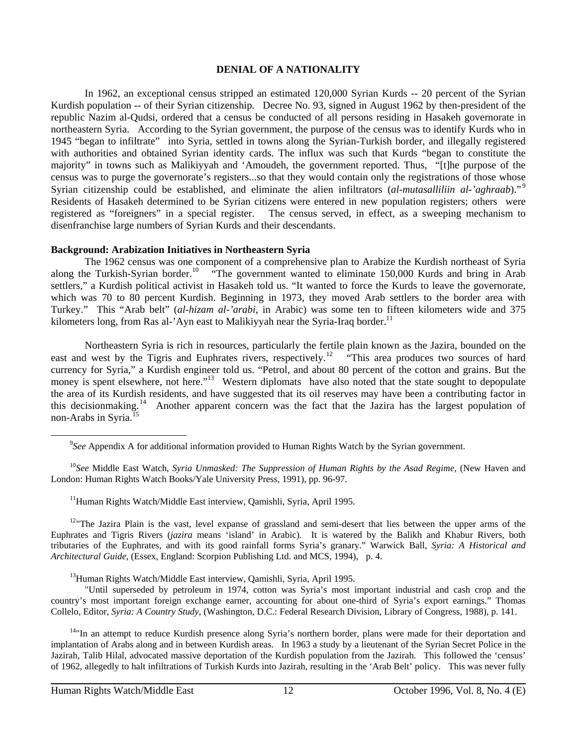## DENIAL OF A NATIONALITY

In 1962, an exceptional census stripped an estimated 120,000 Syrian Kurds -- 20 percent of the Syrian Kurdish population -- of their Syrian citizenship. Decree No. 93, signed in August 1962 by then-president of the republic Nazim al-Qudsi, ordered that a census be conducted of all persons residing in Hasakeh governorate in northeastern Syria. According to the Syrian government, the purpose of the census was to identify Kurds who in 1945 "began to infiltrate" into Syria, settled in towns along the Syrian-Turkish border, and illegally registered with authorities and obtained Syrian identity cards. The influx was such that Kurds "began to constitute the majority" in towns such as Malikiyyah and 'Amoudeh, the government reported. Thus, "[t]he purpose of the census was to purge the governorate's registers...so that they would contain only the registrations of those whose Syrian citizenship could be established, and eliminate the alien infiltrators (*al-mutasalliliin al-'aghraab*)."[9] Residents of Hasakeh determined to be Syrian citizens were entered in new population registers; others were registered as "foreigners" in a special register. The census served, in effect, as a sweeping mechanism to disenfranchise large numbers of Syrian Kurds and their descendants.

**Background: Arabization Initiatives in Northeastern Syria**

The 1962 census was one component of a comprehensive plan to Arabize the Kurdish northeast of Syria along the Turkish-Syrian border.[10] "The government wanted to eliminate 150,000 Kurds and bring in Arab settlers," a Kurdish political activist in Hasakeh told us. "It wanted to force the Kurds to leave the governorate, which was 70 to 80 percent Kurdish. Beginning in 1973, they moved Arab settlers to the border area with Turkey." This "Arab belt" (*al-hizam al-'arabi*, in Arabic) was some ten to fifteen kilometers wide and 375 kilometers long, from Ras al-'Ayn east to Malikiyyah near the Syria-Iraq border.[11]

Northeastern Syria is rich in resources, particularly the fertile plain known as the Jazira, bounded on the east and west by the Tigris and Euphrates rivers, respectively.[12] "This area produces two sources of hard currency for Syria," a Kurdish engineer told us. "Petrol, and about 80 percent of the cotton and grains. But the money is spent elsewhere, not here."[13] Western diplomats have also noted that the state sought to depopulate the area of its Kurdish residents, and have suggested that its oil reserves may have been a contributing factor in this decisionmaking.[14] Another apparent concern was the fact that the Jazira has the largest population of non-Arabs in Syria.[15]

---

[9] *See* Appendix A for additional information provided to Human Rights Watch by the Syrian government.

[10] *See* Middle East Watch, *Syria Unmasked: The Suppression of Human Rights by the Asad Regime,* (New Haven and London: Human Rights Watch Books/Yale University Press, 1991), pp. 96-97.

[11] Human Rights Watch/Middle East interview, Qamishli, Syria, April 1995.

[12] "The Jazira Plain is the vast, level expanse of grassland and semi-desert that lies between the upper arms of the Euphrates and Tigris Rivers (*jazira* means 'island' in Arabic). It is watered by the Balikh and Khabur Rivers, both tributaries of the Euphrates, and with its good rainfall forms Syria's granary." Warwick Ball, *Syria: A Historical and Architectural Guide*, (Essex, England: Scorpion Publishing Ltd. and MCS, 1994), p. 4.

[13] Human Rights Watch/Middle East interview, Qamishli, Syria, April 1995.

"Until superseded by petroleum in 1974, cotton was Syria's most important industrial and cash crop and the country's most important foreign exchange earner, accounting for about one-third of Syria's export earnings." Thomas Collelo, Editor, *Syria: A Country Study*, (Washington, D.C.: Federal Research Division, Library of Congress, 1988), p. 141.

[14] "In an attempt to reduce Kurdish presence along Syria's northern border, plans were made for their deportation and implantation of Arabs along and in between Kurdish areas. In 1963 a study by a lieutenant of the Syrian Secret Police in the Jazirah, Talib Hilal, advocated massive deportation of the Kurdish population from the Jazirah. This followed the 'census' of 1962, allegedly to halt infiltrations of Turkish Kurds into Jazirah, resulting in the 'Arab Belt' policy. This was never fully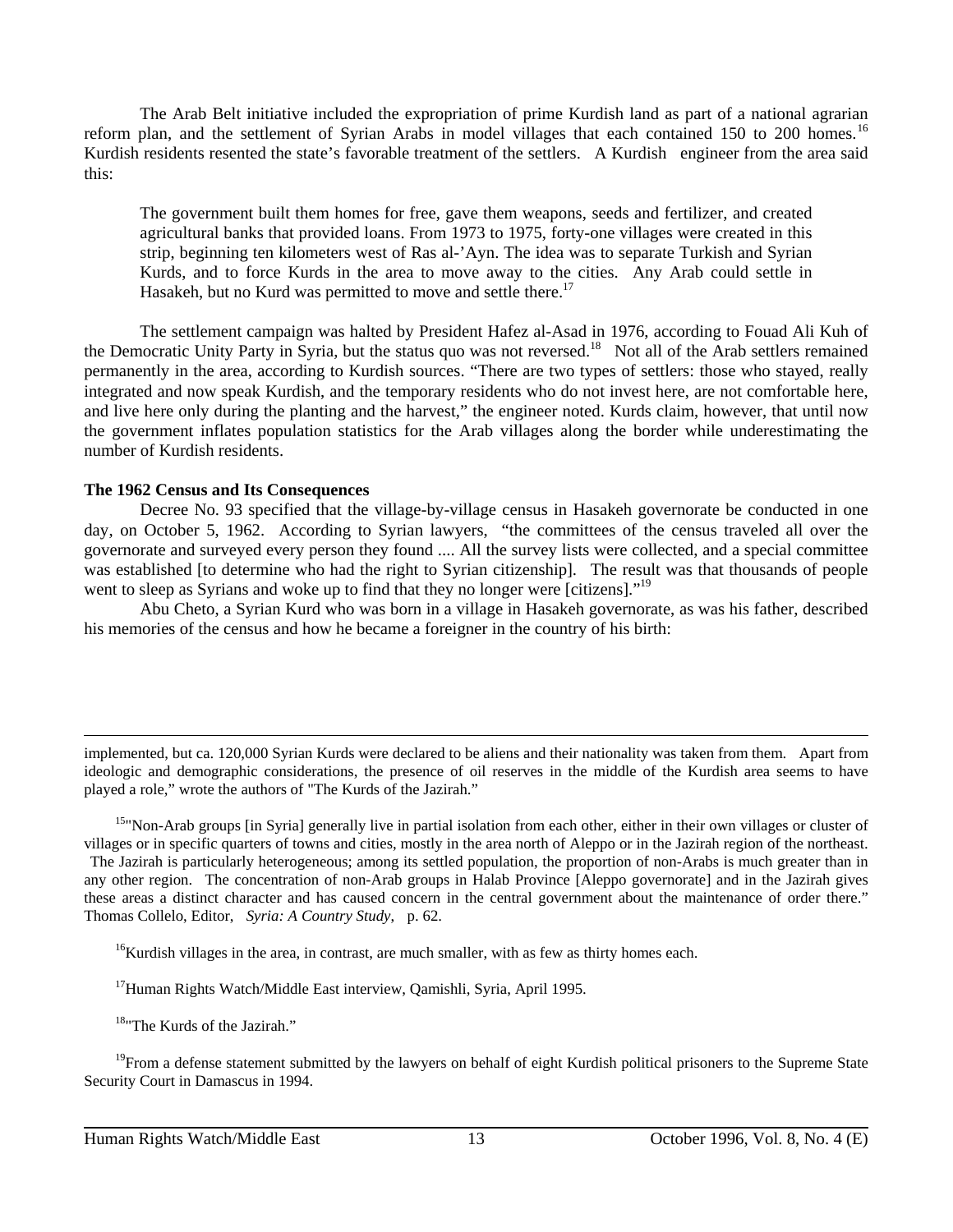The Arab Belt initiative included the expropriation of prime Kurdish land as part of a national agrarian reform plan, and the settlement of Syrian Arabs in model villages that each contained 150 to 200 homes.[16] Kurdish residents resented the state's favorable treatment of the settlers. A Kurdish engineer from the area said this:

> The government built them homes for free, gave them weapons, seeds and fertilizer, and created agricultural banks that provided loans. From 1973 to 1975, forty-one villages were created in this strip, beginning ten kilometers west of Ras al-'Ayn. The idea was to separate Turkish and Syrian Kurds, and to force Kurds in the area to move away to the cities. Any Arab could settle in Hasakeh, but no Kurd was permitted to move and settle there.[17]

The settlement campaign was halted by President Hafez al-Asad in 1976, according to Fouad Ali Kuh of the Democratic Unity Party in Syria, but the status quo was not reversed.[18] Not all of the Arab settlers remained permanently in the area, according to Kurdish sources. "There are two types of settlers: those who stayed, really integrated and now speak Kurdish, and the temporary residents who do not invest here, are not comfortable here, and live here only during the planting and the harvest," the engineer noted. Kurds claim, however, that until now the government inflates population statistics for the Arab villages along the border while underestimating the number of Kurdish residents.

**The 1962 Census and Its Consequences**

Decree No. 93 specified that the village-by-village census in Hasakeh governorate be conducted in one day, on October 5, 1962. According to Syrian lawyers, "the committees of the census traveled all over the governorate and surveyed every person they found .... All the survey lists were collected, and a special committee was established [to determine who had the right to Syrian citizenship]. The result was that thousands of people went to sleep as Syrians and woke up to find that they no longer were [citizens]."[19]

Abu Cheto, a Syrian Kurd who was born in a village in Hasakeh governorate, as was his father, described his memories of the census and how he became a foreigner in the country of his birth:

---

implemented, but ca. 120,000 Syrian Kurds were declared to be aliens and their nationality was taken from them. Apart from ideologic and demographic considerations, the presence of oil reserves in the middle of the Kurdish area seems to have played a role," wrote the authors of "The Kurds of the Jazirah."

[15]"Non-Arab groups [in Syria] generally live in partial isolation from each other, either in their own villages or cluster of villages or in specific quarters of towns and cities, mostly in the area north of Aleppo or in the Jazirah region of the northeast. The Jazirah is particularly heterogeneous; among its settled population, the proportion of non-Arabs is much greater than in any other region. The concentration of non-Arab groups in Halab Province [Aleppo governorate] and in the Jazirah gives these areas a distinct character and has caused concern in the central government about the maintenance of order there." Thomas Collelo, Editor, *Syria: A Country Study*, p. 62.

[16]Kurdish villages in the area, in contrast, are much smaller, with as few as thirty homes each.

[17]Human Rights Watch/Middle East interview, Qamishli, Syria, April 1995.

[18]"The Kurds of the Jazirah."

[19]From a defense statement submitted by the lawyers on behalf of eight Kurdish political prisoners to the Supreme State Security Court in Damascus in 1994.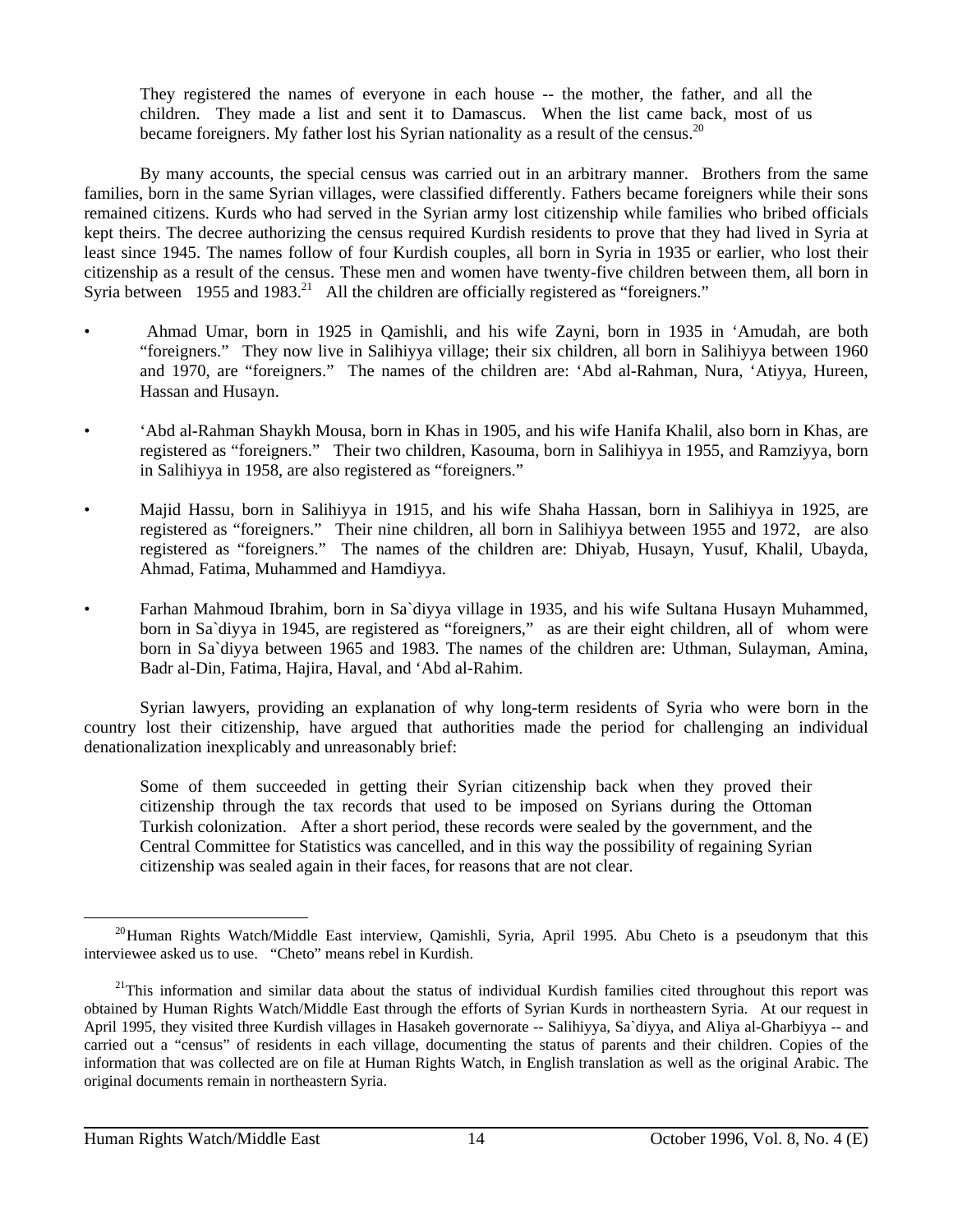> They registered the names of everyone in each house -- the mother, the father, and all the children. They made a list and sent it to Damascus. When the list came back, most of us became foreigners. My father lost his Syrian nationality as a result of the census.[20]

By many accounts, the special census was carried out in an arbitrary manner. Brothers from the same families, born in the same Syrian villages, were classified differently. Fathers became foreigners while their sons remained citizens. Kurds who had served in the Syrian army lost citizenship while families who bribed officials kept theirs. The decree authorizing the census required Kurdish residents to prove that they had lived in Syria at least since 1945. The names follow of four Kurdish couples, all born in Syria in 1935 or earlier, who lost their citizenship as a result of the census. These men and women have twenty-five children between them, all born in Syria between 1955 and 1983.[21] All the children are officially registered as "foreigners."

- Ahmad Umar, born in 1925 in Qamishli, and his wife Zayni, born in 1935 in 'Amudah, are both "foreigners." They now live in Salihiyya village; their six children, all born in Salihiyya between 1960 and 1970, are "foreigners." The names of the children are: 'Abd al-Rahman, Nura, 'Atiyya, Hureen, Hassan and Husayn.

- 'Abd al-Rahman Shaykh Mousa, born in Khas in 1905, and his wife Hanifa Khalil, also born in Khas, are registered as "foreigners." Their two children, Kasouma, born in Salihiyya in 1955, and Ramziyya, born in Salihiyya in 1958, are also registered as "foreigners."

- Majid Hassu, born in Salihiyya in 1915, and his wife Shaha Hassan, born in Salihiyya in 1925, are registered as "foreigners." Their nine children, all born in Salihiyya between 1955 and 1972, are also registered as "foreigners." The names of the children are: Dhiyab, Husayn, Yusuf, Khalil, Ubayda, Ahmad, Fatima, Muhammed and Hamdiyya.

- Farhan Mahmoud Ibrahim, born in Sa`diyya village in 1935, and his wife Sultana Husayn Muhammed, born in Sa`diyya in 1945, are registered as "foreigners," as are their eight children, all of whom were born in Sa`diyya between 1965 and 1983. The names of the children are: Uthman, Sulayman, Amina, Badr al-Din, Fatima, Hajira, Haval, and 'Abd al-Rahim.

Syrian lawyers, providing an explanation of why long-term residents of Syria who were born in the country lost their citizenship, have argued that authorities made the period for challenging an individual denationalization inexplicably and unreasonably brief:

> Some of them succeeded in getting their Syrian citizenship back when they proved their citizenship through the tax records that used to be imposed on Syrians during the Ottoman Turkish colonization. After a short period, these records were sealed by the government, and the Central Committee for Statistics was cancelled, and in this way the possibility of regaining Syrian citizenship was sealed again in their faces, for reasons that are not clear.

---

[20] Human Rights Watch/Middle East interview, Qamishli, Syria, April 1995. Abu Cheto is a pseudonym that this interviewee asked us to use. "Cheto" means rebel in Kurdish.

[21] This information and similar data about the status of individual Kurdish families cited throughout this report was obtained by Human Rights Watch/Middle East through the efforts of Syrian Kurds in northeastern Syria. At our request in April 1995, they visited three Kurdish villages in Hasakeh governorate -- Salihiyya, Sa`diyya, and Aliya al-Gharbiyya -- and carried out a "census" of residents in each village, documenting the status of parents and their children. Copies of the information that was collected are on file at Human Rights Watch, in English translation as well as the original Arabic. The original documents remain in northeastern Syria.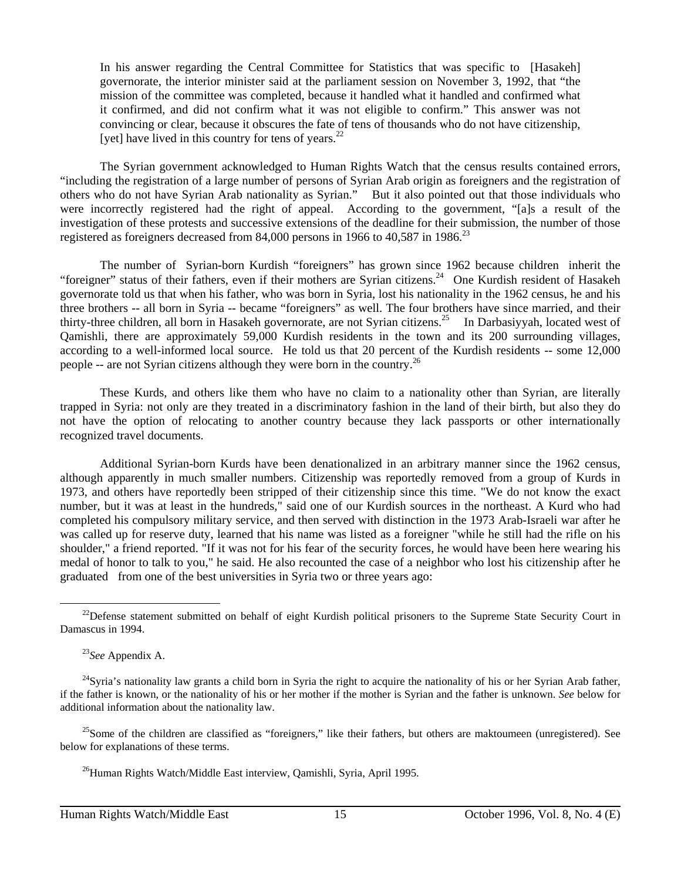> In his answer regarding the Central Committee for Statistics that was specific to [Hasakeh] governorate, the interior minister said at the parliament session on November 3, 1992, that "the mission of the committee was completed, because it handled what it handled and confirmed what it confirmed, and did not confirm what it was not eligible to confirm." This answer was not convincing or clear, because it obscures the fate of tens of thousands who do not have citizenship, [yet] have lived in this country for tens of years.[22]

The Syrian government acknowledged to Human Rights Watch that the census results contained errors, "including the registration of a large number of persons of Syrian Arab origin as foreigners and the registration of others who do not have Syrian Arab nationality as Syrian." But it also pointed out that those individuals who were incorrectly registered had the right of appeal. According to the government, "[a]s a result of the investigation of these protests and successive extensions of the deadline for their submission, the number of those registered as foreigners decreased from 84,000 persons in 1966 to 40,587 in 1986.[23]

The number of Syrian-born Kurdish "foreigners" has grown since 1962 because children inherit the "foreigner" status of their fathers, even if their mothers are Syrian citizens.[24] One Kurdish resident of Hasakeh governorate told us that when his father, who was born in Syria, lost his nationality in the 1962 census, he and his three brothers -- all born in Syria -- became "foreigners" as well. The four brothers have since married, and their thirty-three children, all born in Hasakeh governorate, are not Syrian citizens.[25] In Darbasiyyah, located west of Qamishli, there are approximately 59,000 Kurdish residents in the town and its 200 surrounding villages, according to a well-informed local source. He told us that 20 percent of the Kurdish residents -- some 12,000 people -- are not Syrian citizens although they were born in the country.[26]

These Kurds, and others like them who have no claim to a nationality other than Syrian, are literally trapped in Syria: not only are they treated in a discriminatory fashion in the land of their birth, but also they do not have the option of relocating to another country because they lack passports or other internationally recognized travel documents.

Additional Syrian-born Kurds have been denationalized in an arbitrary manner since the 1962 census, although apparently in much smaller numbers. Citizenship was reportedly removed from a group of Kurds in 1973, and others have reportedly been stripped of their citizenship since this time. "We do not know the exact number, but it was at least in the hundreds," said one of our Kurdish sources in the northeast. A Kurd who had completed his compulsory military service, and then served with distinction in the 1973 Arab-Israeli war after he was called up for reserve duty, learned that his name was listed as a foreigner "while he still had the rifle on his shoulder," a friend reported. "If it was not for his fear of the security forces, he would have been here wearing his medal of honor to talk to you," he said. He also recounted the case of a neighbor who lost his citizenship after he graduated from one of the best universities in Syria two or three years ago:

---

[22] Defense statement submitted on behalf of eight Kurdish political prisoners to the Supreme State Security Court in Damascus in 1994.

[23] *See* Appendix A.

[24] Syria's nationality law grants a child born in Syria the right to acquire the nationality of his or her Syrian Arab father, if the father is known, or the nationality of his or her mother if the mother is Syrian and the father is unknown. *See* below for additional information about the nationality law.

[25] Some of the children are classified as "foreigners," like their fathers, but others are maktoumeen (unregistered). See below for explanations of these terms.

[26] Human Rights Watch/Middle East interview, Qamishli, Syria, April 1995.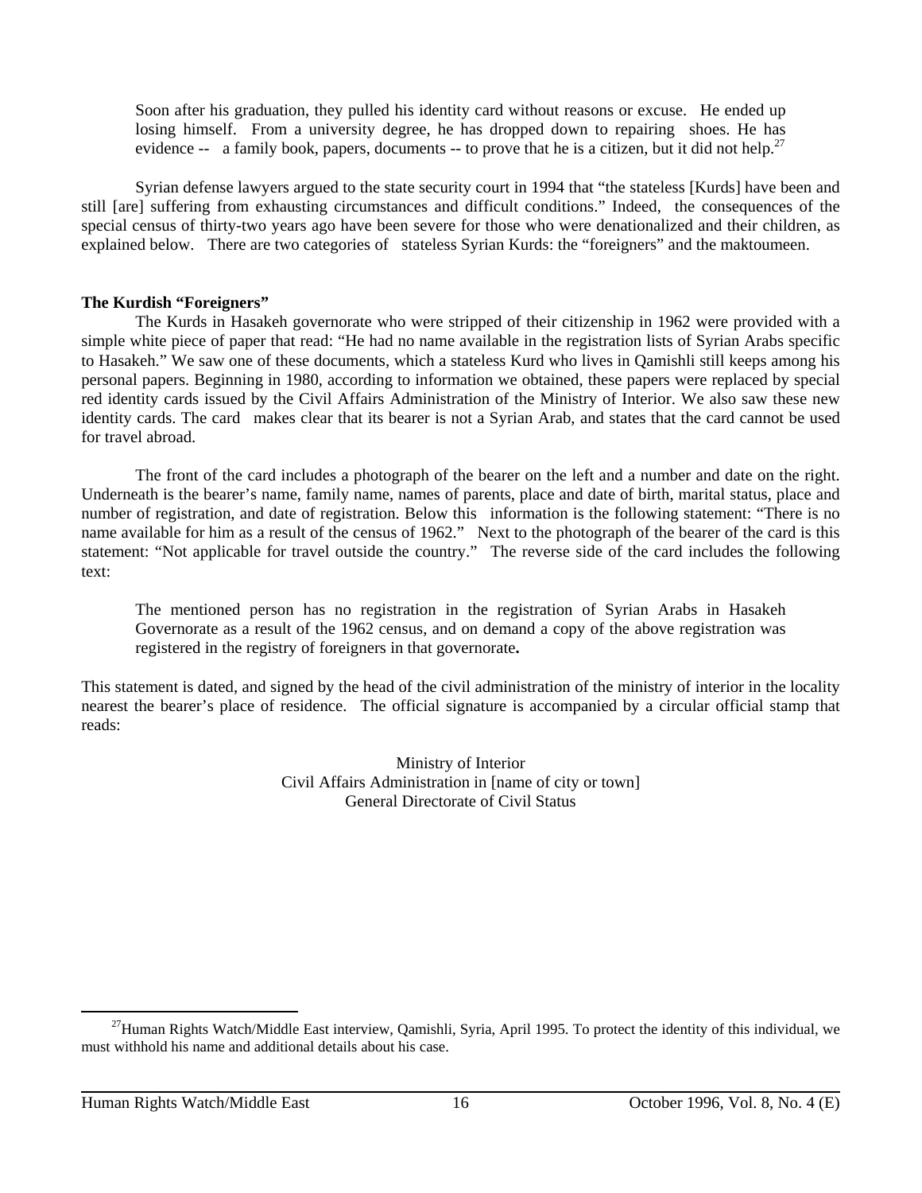> Soon after his graduation, they pulled his identity card without reasons or excuse. He ended up losing himself. From a university degree, he has dropped down to repairing shoes. He has evidence -- a family book, papers, documents -- to prove that he is a citizen, but it did not help.[27]

Syrian defense lawyers argued to the state security court in 1994 that "the stateless [Kurds] have been and still [are] suffering from exhausting circumstances and difficult conditions." Indeed, the consequences of the special census of thirty-two years ago have been severe for those who were denationalized and their children, as explained below. There are two categories of stateless Syrian Kurds: the "foreigners" and the maktoumeen.

**The Kurdish "Foreigners"**

The Kurds in Hasakeh governorate who were stripped of their citizenship in 1962 were provided with a simple white piece of paper that read: "He had no name available in the registration lists of Syrian Arabs specific to Hasakeh." We saw one of these documents, which a stateless Kurd who lives in Qamishli still keeps among his personal papers. Beginning in 1980, according to information we obtained, these papers were replaced by special red identity cards issued by the Civil Affairs Administration of the Ministry of Interior. We also saw these new identity cards. The card makes clear that its bearer is not a Syrian Arab, and states that the card cannot be used for travel abroad.

The front of the card includes a photograph of the bearer on the left and a number and date on the right. Underneath is the bearer's name, family name, names of parents, place and date of birth, marital status, place and number of registration, and date of registration. Below this information is the following statement: "There is no name available for him as a result of the census of 1962." Next to the photograph of the bearer of the card is this statement: "Not applicable for travel outside the country." The reverse side of the card includes the following text:

> The mentioned person has no registration in the registration of Syrian Arabs in Hasakeh Governorate as a result of the 1962 census, and on demand a copy of the above registration was registered in the registry of foreigners in that governorate**.**

This statement is dated, and signed by the head of the civil administration of the ministry of interior in the locality nearest the bearer's place of residence. The official signature is accompanied by a circular official stamp that reads:

Ministry of Interior
Civil Affairs Administration in [name of city or town]
General Directorate of Civil Status

[27] Human Rights Watch/Middle East interview, Qamishli, Syria, April 1995. To protect the identity of this individual, we must withhold his name and additional details about his case.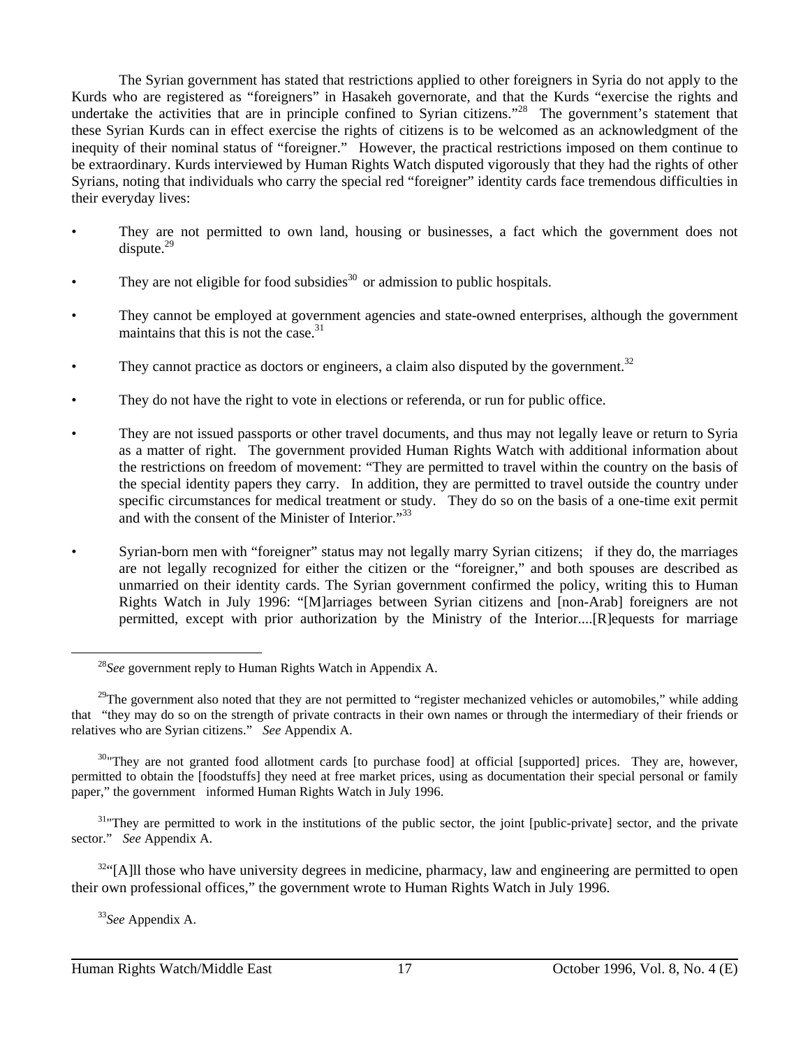The Syrian government has stated that restrictions applied to other foreigners in Syria do not apply to the Kurds who are registered as "foreigners" in Hasakeh governorate, and that the Kurds "exercise the rights and undertake the activities that are in principle confined to Syrian citizens."[28] The government's statement that these Syrian Kurds can in effect exercise the rights of citizens is to be welcomed as an acknowledgment of the inequity of their nominal status of "foreigner." However, the practical restrictions imposed on them continue to be extraordinary. Kurds interviewed by Human Rights Watch disputed vigorously that they had the rights of other Syrians, noting that individuals who carry the special red "foreigner" identity cards face tremendous difficulties in their everyday lives:

- They are not permitted to own land, housing or businesses, a fact which the government does not dispute.[29]
- They are not eligible for food subsidies[30] or admission to public hospitals.
- They cannot be employed at government agencies and state-owned enterprises, although the government maintains that this is not the case.[31]
- They cannot practice as doctors or engineers, a claim also disputed by the government.[32]
- They do not have the right to vote in elections or referenda, or run for public office.
- They are not issued passports or other travel documents, and thus may not legally leave or return to Syria as a matter of right. The government provided Human Rights Watch with additional information about the restrictions on freedom of movement: "They are permitted to travel within the country on the basis of the special identity papers they carry. In addition, they are permitted to travel outside the country under specific circumstances for medical treatment or study. They do so on the basis of a one-time exit permit and with the consent of the Minister of Interior."[33]
- Syrian-born men with "foreigner" status may not legally marry Syrian citizens; if they do, the marriages are not legally recognized for either the citizen or the "foreigner," and both spouses are described as unmarried on their identity cards. The Syrian government confirmed the policy, writing this to Human Rights Watch in July 1996: "[M]arriages between Syrian citizens and [non-Arab] foreigners are not permitted, except with prior authorization by the Ministry of the Interior....[R]equests for marriage

---

[28] *See* government reply to Human Rights Watch in Appendix A.

[29] The government also noted that they are not permitted to "register mechanized vehicles or automobiles," while adding that "they may do so on the strength of private contracts in their own names or through the intermediary of their friends or relatives who are Syrian citizens." *See* Appendix A.

[30] "They are not granted food allotment cards [to purchase food] at official [supported] prices. They are, however, permitted to obtain the [foodstuffs] they need at free market prices, using as documentation their special personal or family paper," the government informed Human Rights Watch in July 1996.

[31] "They are permitted to work in the institutions of the public sector, the joint [public-private] sector, and the private sector." *See* Appendix A.

[32] "[A]ll those who have university degrees in medicine, pharmacy, law and engineering are permitted to open their own professional offices," the government wrote to Human Rights Watch in July 1996.

[33] *See* Appendix A.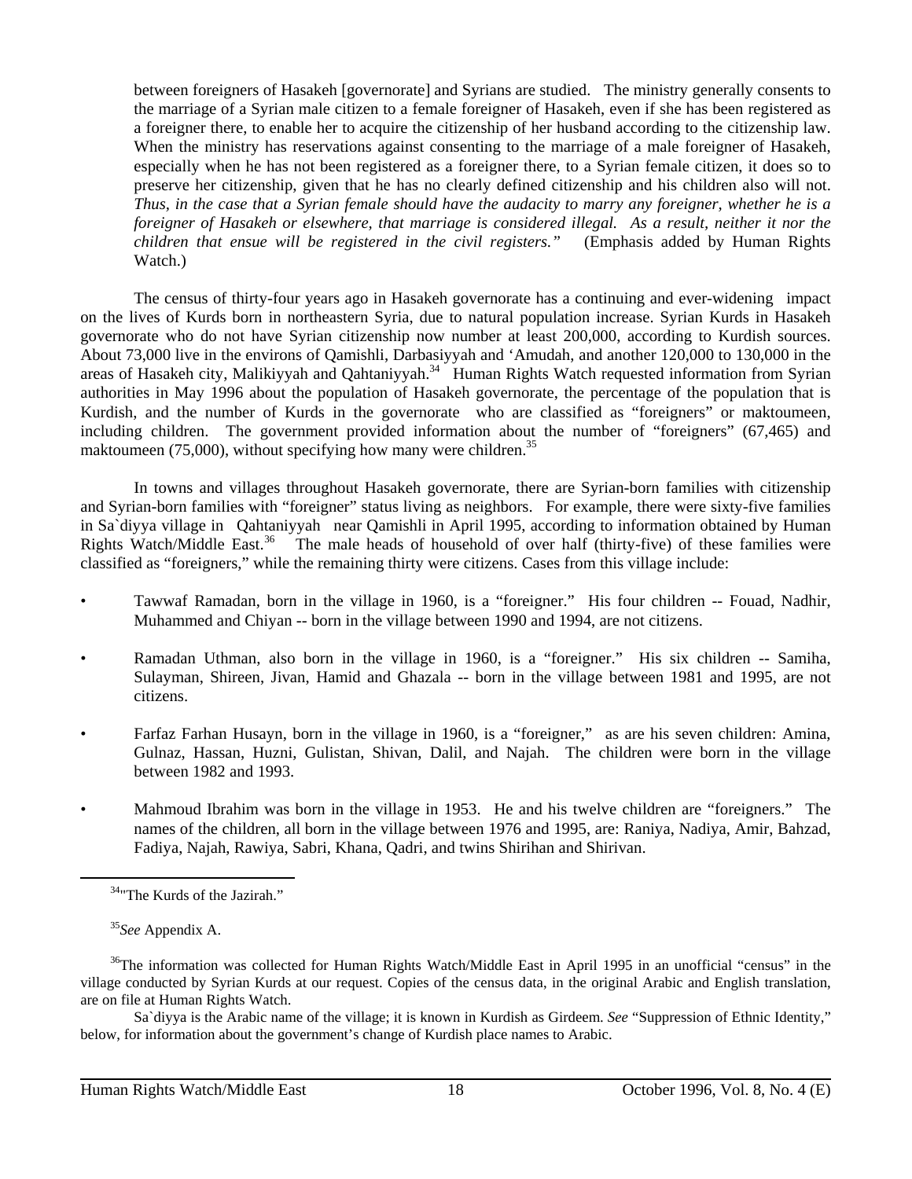> between foreigners of Hasakeh [governorate] and Syrians are studied. The ministry generally consents to the marriage of a Syrian male citizen to a female foreigner of Hasakeh, even if she has been registered as a foreigner there, to enable her to acquire the citizenship of her husband according to the citizenship law. When the ministry has reservations against consenting to the marriage of a male foreigner of Hasakeh, especially when he has not been registered as a foreigner there, to a Syrian female citizen, it does so to preserve her citizenship, given that he has no clearly defined citizenship and his children also will not. *Thus, in the case that a Syrian female should have the audacity to marry any foreigner, whether he is a foreigner of Hasakeh or elsewhere, that marriage is considered illegal. As a result, neither it nor the children that ensue will be registered in the civil registers."* (Emphasis added by Human Rights Watch.)

The census of thirty-four years ago in Hasakeh governorate has a continuing and ever-widening impact on the lives of Kurds born in northeastern Syria, due to natural population increase. Syrian Kurds in Hasakeh governorate who do not have Syrian citizenship now number at least 200,000, according to Kurdish sources. About 73,000 live in the environs of Qamishli, Darbasiyyah and 'Amudah, and another 120,000 to 130,000 in the areas of Hasakeh city, Malikiyyah and Qahtaniyyah.[34] Human Rights Watch requested information from Syrian authorities in May 1996 about the population of Hasakeh governorate, the percentage of the population that is Kurdish, and the number of Kurds in the governorate who are classified as "foreigners" or maktoumeen, including children. The government provided information about the number of "foreigners" (67,465) and maktoumeen (75,000), without specifying how many were children.[35]

In towns and villages throughout Hasakeh governorate, there are Syrian-born families with citizenship and Syrian-born families with "foreigner" status living as neighbors. For example, there were sixty-five families in Sa`diyya village in Qahtaniyyah near Qamishli in April 1995, according to information obtained by Human Rights Watch/Middle East.[36] The male heads of household of over half (thirty-five) of these families were classified as "foreigners," while the remaining thirty were citizens. Cases from this village include:

- Tawwaf Ramadan, born in the village in 1960, is a "foreigner." His four children -- Fouad, Nadhir, Muhammed and Chiyan -- born in the village between 1990 and 1994, are not citizens.
- Ramadan Uthman, also born in the village in 1960, is a "foreigner." His six children -- Samiha, Sulayman, Shireen, Jivan, Hamid and Ghazala -- born in the village between 1981 and 1995, are not citizens.
- Farfaz Farhan Husayn, born in the village in 1960, is a "foreigner," as are his seven children: Amina, Gulnaz, Hassan, Huzni, Gulistan, Shivan, Dalil, and Najah. The children were born in the village between 1982 and 1993.
- Mahmoud Ibrahim was born in the village in 1953. He and his twelve children are "foreigners." The names of the children, all born in the village between 1976 and 1995, are: Raniya, Nadiya, Amir, Bahzad, Fadiya, Najah, Rawiya, Sabri, Khana, Qadri, and twins Shirihan and Shirivan.

---

[34] "The Kurds of the Jazirah."

[35] *See* Appendix A.

[36] The information was collected for Human Rights Watch/Middle East in April 1995 in an unofficial "census" in the village conducted by Syrian Kurds at our request. Copies of the census data, in the original Arabic and English translation, are on file at Human Rights Watch.

Sa`diyya is the Arabic name of the village; it is known in Kurdish as Girdeem. *See* "Suppression of Ethnic Identity," below, for information about the government's change of Kurdish place names to Arabic.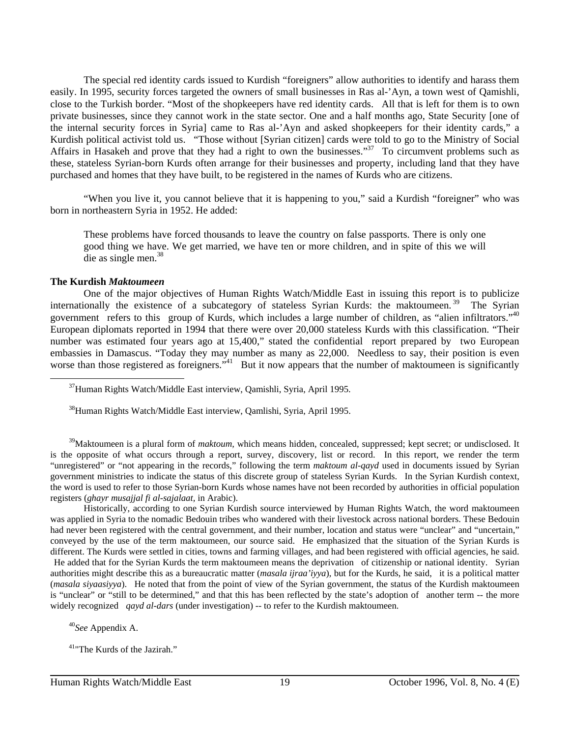The special red identity cards issued to Kurdish "foreigners" allow authorities to identify and harass them easily. In 1995, security forces targeted the owners of small businesses in Ras al-'Ayn, a town west of Qamishli, close to the Turkish border. "Most of the shopkeepers have red identity cards. All that is left for them is to own private businesses, since they cannot work in the state sector. One and a half months ago, State Security [one of the internal security forces in Syria] came to Ras al-'Ayn and asked shopkeepers for their identity cards," a Kurdish political activist told us. "Those without [Syrian citizen] cards were told to go to the Ministry of Social Affairs in Hasakeh and prove that they had a right to own the businesses."[37] To circumvent problems such as these, stateless Syrian-born Kurds often arrange for their businesses and property, including land that they have purchased and homes that they have built, to be registered in the names of Kurds who are citizens.

"When you live it, you cannot believe that it is happening to you," said a Kurdish "foreigner" who was born in northeastern Syria in 1952. He added:

> These problems have forced thousands to leave the country on false passports. There is only one good thing we have. We get married, we have ten or more children, and in spite of this we will die as single men.[38]

**The Kurdish *Maktoumeen***

One of the major objectives of Human Rights Watch/Middle East in issuing this report is to publicize internationally the existence of a subcategory of stateless Syrian Kurds: the maktoumeen.[39] The Syrian government refers to this group of Kurds, which includes a large number of children, as "alien infiltrators."[40] European diplomats reported in 1994 that there were over 20,000 stateless Kurds with this classification. "Their number was estimated four years ago at 15,400," stated the confidential report prepared by two European embassies in Damascus. "Today they may number as many as 22,000. Needless to say, their position is even worse than those registered as foreigners."[41] But it now appears that the number of maktoumeen is significantly

---

[37] Human Rights Watch/Middle East interview, Qamishli, Syria, April 1995.

[38] Human Rights Watch/Middle East interview, Qamlishi, Syria, April 1995.

[39] Maktoumeen is a plural form of *maktoum,* which means hidden, concealed, suppressed; kept secret; or undisclosed. It is the opposite of what occurs through a report, survey, discovery, list or record. In this report, we render the term "unregistered" or "not appearing in the records," following the term *maktoum al-qayd* used in documents issued by Syrian government ministries to indicate the status of this discrete group of stateless Syrian Kurds. In the Syrian Kurdish context, the word is used to refer to those Syrian-born Kurds whose names have not been recorded by authorities in official population registers (*ghayr musajjal fi al-sajalaat*, in Arabic).

Historically, according to one Syrian Kurdish source interviewed by Human Rights Watch, the word maktoumeen was applied in Syria to the nomadic Bedouin tribes who wandered with their livestock across national borders. These Bedouin had never been registered with the central government, and their number, location and status were "unclear" and "uncertain," conveyed by the use of the term maktoumeen, our source said. He emphasized that the situation of the Syrian Kurds is different. The Kurds were settled in cities, towns and farming villages, and had been registered with official agencies, he said. He added that for the Syrian Kurds the term maktoumeen means the deprivation of citizenship or national identity. Syrian authorities might describe this as a bureaucratic matter (*masala ijraa'iyya*), but for the Kurds, he said, it is a political matter (*masala siyaasiyya*). He noted that from the point of view of the Syrian government, the status of the Kurdish maktoumeen is "unclear" or "still to be determined," and that this has been reflected by the state's adoption of another term -- the more widely recognized *qayd al-dars* (under investigation) -- to refer to the Kurdish maktoumeen.

[40] *See* Appendix A.

[41] "The Kurds of the Jazirah."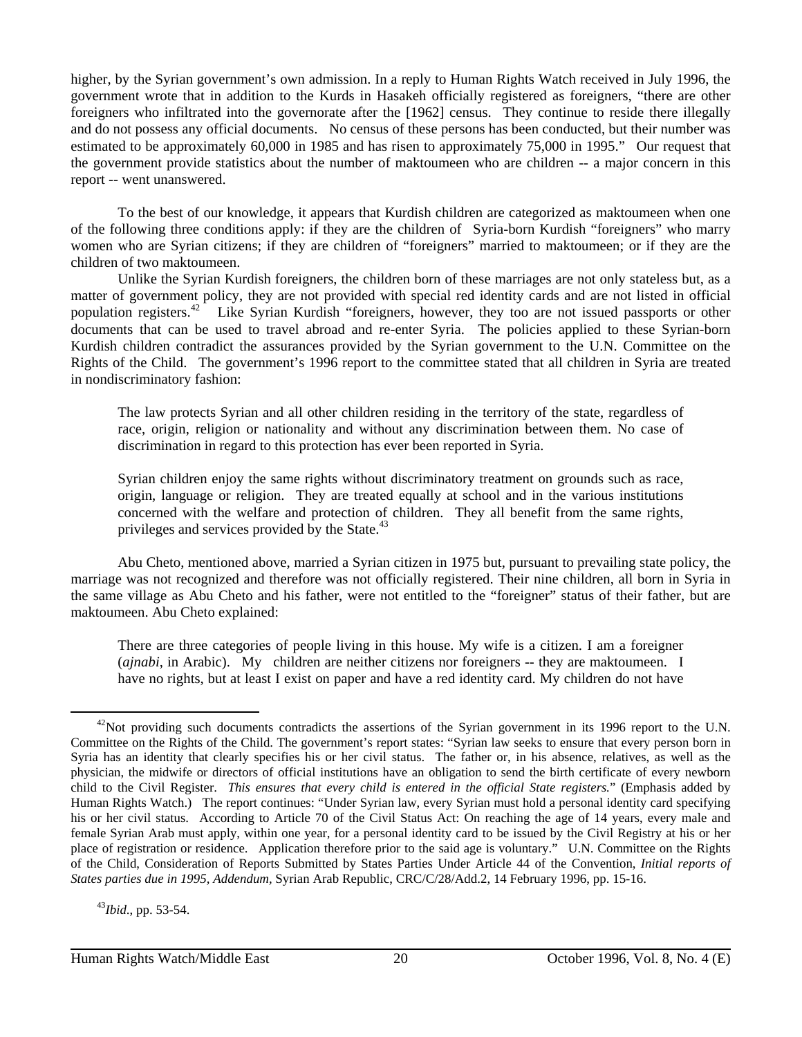higher, by the Syrian government's own admission. In a reply to Human Rights Watch received in July 1996, the government wrote that in addition to the Kurds in Hasakeh officially registered as foreigners, "there are other foreigners who infiltrated into the governorate after the [1962] census. They continue to reside there illegally and do not possess any official documents. No census of these persons has been conducted, but their number was estimated to be approximately 60,000 in 1985 and has risen to approximately 75,000 in 1995." Our request that the government provide statistics about the number of maktoumeen who are children -- a major concern in this report -- went unanswered.

To the best of our knowledge, it appears that Kurdish children are categorized as maktoumeen when one of the following three conditions apply: if they are the children of Syria-born Kurdish "foreigners" who marry women who are Syrian citizens; if they are children of "foreigners" married to maktoumeen; or if they are the children of two maktoumeen.

Unlike the Syrian Kurdish foreigners, the children born of these marriages are not only stateless but, as a matter of government policy, they are not provided with special red identity cards and are not listed in official population registers.[42] Like Syrian Kurdish "foreigners, however, they too are not issued passports or other documents that can be used to travel abroad and re-enter Syria. The policies applied to these Syrian-born Kurdish children contradict the assurances provided by the Syrian government to the U.N. Committee on the Rights of the Child. The government's 1996 report to the committee stated that all children in Syria are treated in nondiscriminatory fashion:

> The law protects Syrian and all other children residing in the territory of the state, regardless of race, origin, religion or nationality and without any discrimination between them. No case of discrimination in regard to this protection has ever been reported in Syria.
>
> Syrian children enjoy the same rights without discriminatory treatment on grounds such as race, origin, language or religion. They are treated equally at school and in the various institutions concerned with the welfare and protection of children. They all benefit from the same rights, privileges and services provided by the State.[43]

Abu Cheto, mentioned above, married a Syrian citizen in 1975 but, pursuant to prevailing state policy, the marriage was not recognized and therefore was not officially registered. Their nine children, all born in Syria in the same village as Abu Cheto and his father, were not entitled to the "foreigner" status of their father, but are maktoumeen. Abu Cheto explained:

> There are three categories of people living in this house. My wife is a citizen. I am a foreigner (*ajnabi*, in Arabic). My children are neither citizens nor foreigners -- they are maktoumeen. I have no rights, but at least I exist on paper and have a red identity card. My children do not have

---

[42] Not providing such documents contradicts the assertions of the Syrian government in its 1996 report to the U.N. Committee on the Rights of the Child. The government's report states: "Syrian law seeks to ensure that every person born in Syria has an identity that clearly specifies his or her civil status. The father or, in his absence, relatives, as well as the physician, the midwife or directors of official institutions have an obligation to send the birth certificate of every newborn child to the Civil Register. *This ensures that every child is entered in the official State registers.*" (Emphasis added by Human Rights Watch.) The report continues: "Under Syrian law, every Syrian must hold a personal identity card specifying his or her civil status. According to Article 70 of the Civil Status Act: On reaching the age of 14 years, every male and female Syrian Arab must apply, within one year, for a personal identity card to be issued by the Civil Registry at his or her place of registration or residence. Application therefore prior to the said age is voluntary." U.N. Committee on the Rights of the Child, Consideration of Reports Submitted by States Parties Under Article 44 of the Convention, *Initial reports of States parties due in 1995, Addendum*, Syrian Arab Republic, CRC/C/28/Add.2, 14 February 1996, pp. 15-16.

[43] *Ibid*., pp. 53-54.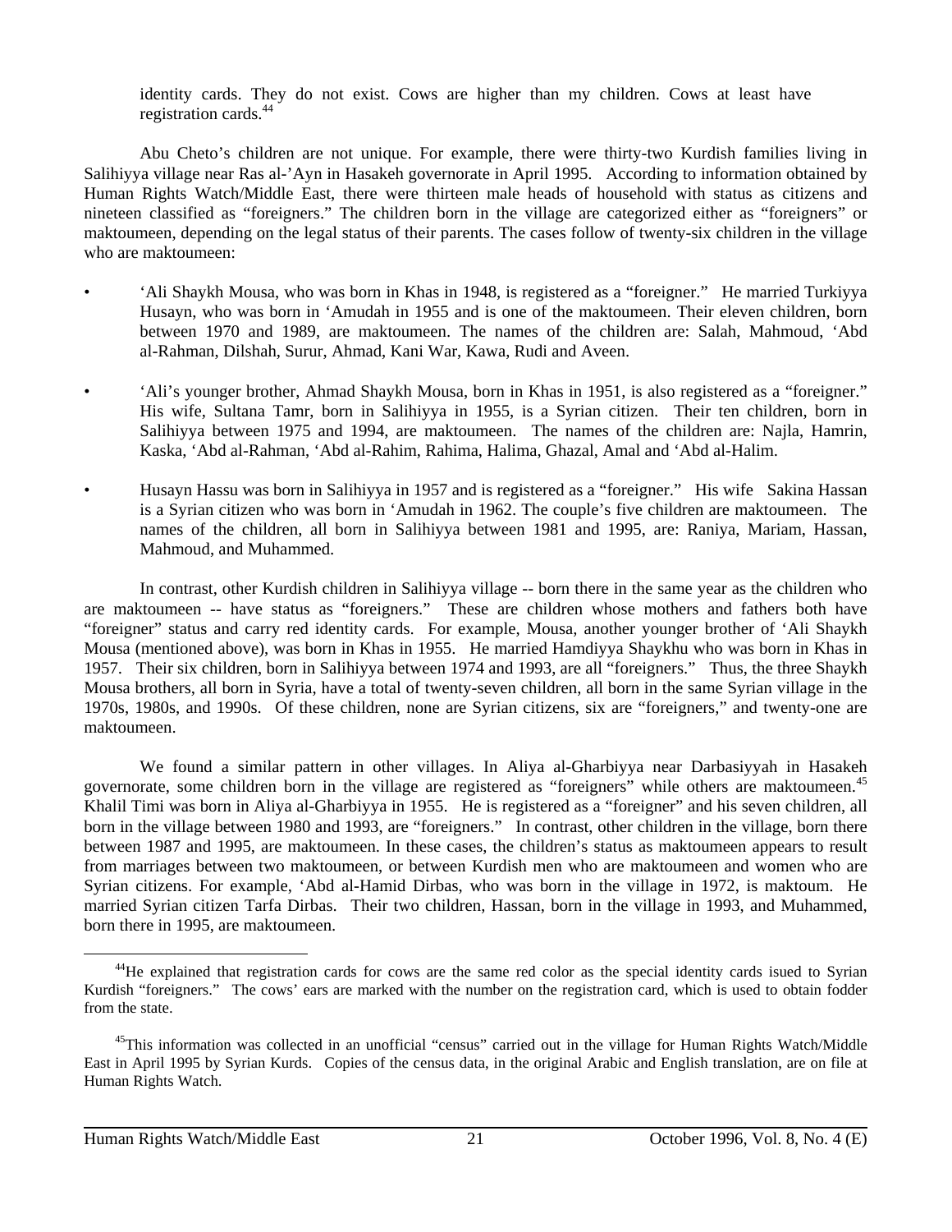identity cards. They do not exist. Cows are higher than my children. Cows at least have registration cards.[44]

Abu Cheto's children are not unique. For example, there were thirty-two Kurdish families living in Salihiyya village near Ras al-'Ayn in Hasakeh governorate in April 1995. According to information obtained by Human Rights Watch/Middle East, there were thirteen male heads of household with status as citizens and nineteen classified as "foreigners." The children born in the village are categorized either as "foreigners" or maktoumeen, depending on the legal status of their parents. The cases follow of twenty-six children in the village who are maktoumeen:

- 'Ali Shaykh Mousa, who was born in Khas in 1948, is registered as a "foreigner." He married Turkiyya Husayn, who was born in 'Amudah in 1955 and is one of the maktoumeen. Their eleven children, born between 1970 and 1989, are maktoumeen. The names of the children are: Salah, Mahmoud, 'Abd al-Rahman, Dilshah, Surur, Ahmad, Kani War, Kawa, Rudi and Aveen.

- 'Ali's younger brother, Ahmad Shaykh Mousa, born in Khas in 1951, is also registered as a "foreigner." His wife, Sultana Tamr, born in Salihiyya in 1955, is a Syrian citizen. Their ten children, born in Salihiyya between 1975 and 1994, are maktoumeen. The names of the children are: Najla, Hamrin, Kaska, 'Abd al-Rahman, 'Abd al-Rahim, Rahima, Halima, Ghazal, Amal and 'Abd al-Halim.

- Husayn Hassu was born in Salihiyya in 1957 and is registered as a "foreigner." His wife Sakina Hassan is a Syrian citizen who was born in 'Amudah in 1962. The couple's five children are maktoumeen. The names of the children, all born in Salihiyya between 1981 and 1995, are: Raniya, Mariam, Hassan, Mahmoud, and Muhammed.

In contrast, other Kurdish children in Salihiyya village -- born there in the same year as the children who are maktoumeen -- have status as "foreigners." These are children whose mothers and fathers both have "foreigner" status and carry red identity cards. For example, Mousa, another younger brother of 'Ali Shaykh Mousa (mentioned above), was born in Khas in 1955. He married Hamdiyya Shaykhu who was born in Khas in 1957. Their six children, born in Salihiyya between 1974 and 1993, are all "foreigners." Thus, the three Shaykh Mousa brothers, all born in Syria, have a total of twenty-seven children, all born in the same Syrian village in the 1970s, 1980s, and 1990s. Of these children, none are Syrian citizens, six are "foreigners," and twenty-one are maktoumeen.

We found a similar pattern in other villages. In Aliya al-Gharbiyya near Darbasiyyah in Hasakeh governorate, some children born in the village are registered as "foreigners" while others are maktoumeen.[45] Khalil Timi was born in Aliya al-Gharbiyya in 1955. He is registered as a "foreigner" and his seven children, all born in the village between 1980 and 1993, are "foreigners." In contrast, other children in the village, born there between 1987 and 1995, are maktoumeen. In these cases, the children's status as maktoumeen appears to result from marriages between two maktoumeen, or between Kurdish men who are maktoumeen and women who are Syrian citizens. For example, 'Abd al-Hamid Dirbas, who was born in the village in 1972, is maktoum. He married Syrian citizen Tarfa Dirbas. Their two children, Hassan, born in the village in 1993, and Muhammed, born there in 1995, are maktoumeen.

---

[44] He explained that registration cards for cows are the same red color as the special identity cards isued to Syrian Kurdish "foreigners." The cows' ears are marked with the number on the registration card, which is used to obtain fodder from the state.

[45] This information was collected in an unofficial "census" carried out in the village for Human Rights Watch/Middle East in April 1995 by Syrian Kurds. Copies of the census data, in the original Arabic and English translation, are on file at Human Rights Watch.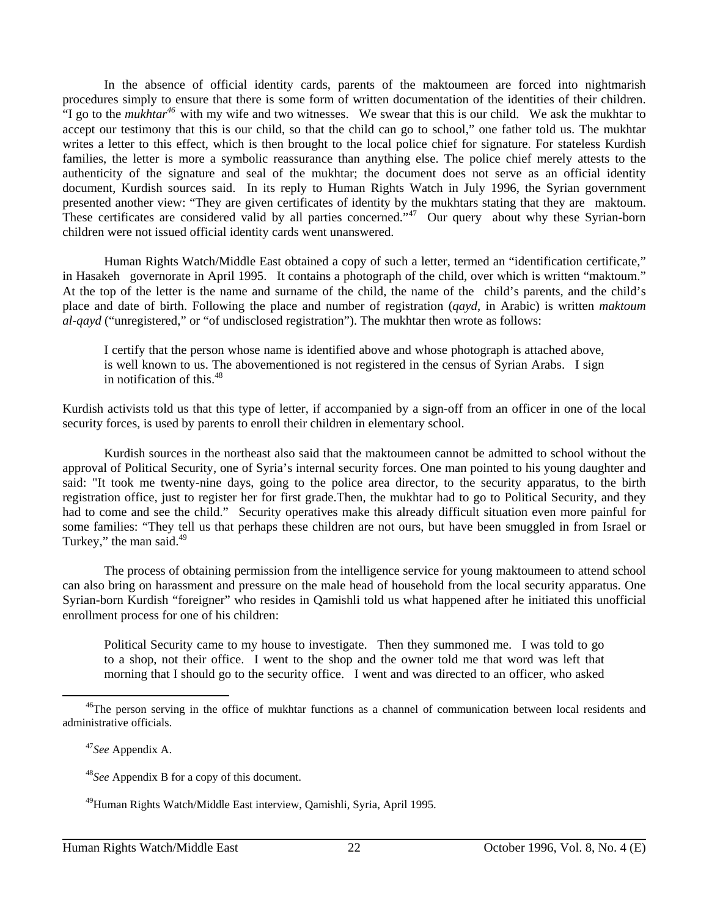In the absence of official identity cards, parents of the maktoumeen are forced into nightmarish procedures simply to ensure that there is some form of written documentation of the identities of their children. "I go to the *mukhtar*[46] with my wife and two witnesses. We swear that this is our child. We ask the mukhtar to accept our testimony that this is our child, so that the child can go to school," one father told us. The mukhtar writes a letter to this effect, which is then brought to the local police chief for signature. For stateless Kurdish families, the letter is more a symbolic reassurance than anything else. The police chief merely attests to the authenticity of the signature and seal of the mukhtar; the document does not serve as an official identity document, Kurdish sources said. In its reply to Human Rights Watch in July 1996, the Syrian government presented another view: "They are given certificates of identity by the mukhtars stating that they are maktoum. These certificates are considered valid by all parties concerned."[47] Our query about why these Syrian-born children were not issued official identity cards went unanswered.

Human Rights Watch/Middle East obtained a copy of such a letter, termed an "identification certificate," in Hasakeh governorate in April 1995. It contains a photograph of the child, over which is written "maktoum." At the top of the letter is the name and surname of the child, the name of the child's parents, and the child's place and date of birth. Following the place and number of registration (*qayd*, in Arabic) is written *maktoum al-qayd* ("unregistered," or "of undisclosed registration"). The mukhtar then wrote as follows:

> I certify that the person whose name is identified above and whose photograph is attached above, is well known to us. The abovementioned is not registered in the census of Syrian Arabs. I sign in notification of this.[48]

Kurdish activists told us that this type of letter, if accompanied by a sign-off from an officer in one of the local security forces, is used by parents to enroll their children in elementary school.

Kurdish sources in the northeast also said that the maktoumeen cannot be admitted to school without the approval of Political Security, one of Syria's internal security forces. One man pointed to his young daughter and said: "It took me twenty-nine days, going to the police area director, to the security apparatus, to the birth registration office, just to register her for first grade.Then, the mukhtar had to go to Political Security, and they had to come and see the child." Security operatives make this already difficult situation even more painful for some families: "They tell us that perhaps these children are not ours, but have been smuggled in from Israel or Turkey," the man said.[49]

The process of obtaining permission from the intelligence service for young maktoumeen to attend school can also bring on harassment and pressure on the male head of household from the local security apparatus. One Syrian-born Kurdish "foreigner" who resides in Qamishli told us what happened after he initiated this unofficial enrollment process for one of his children:

> Political Security came to my house to investigate. Then they summoned me. I was told to go to a shop, not their office. I went to the shop and the owner told me that word was left that morning that I should go to the security office. I went and was directed to an officer, who asked

---

[46] The person serving in the office of mukhtar functions as a channel of communication between local residents and administrative officials.

[47] *See* Appendix A.

[48] *See* Appendix B for a copy of this document.

[49] Human Rights Watch/Middle East interview, Qamishli, Syria, April 1995.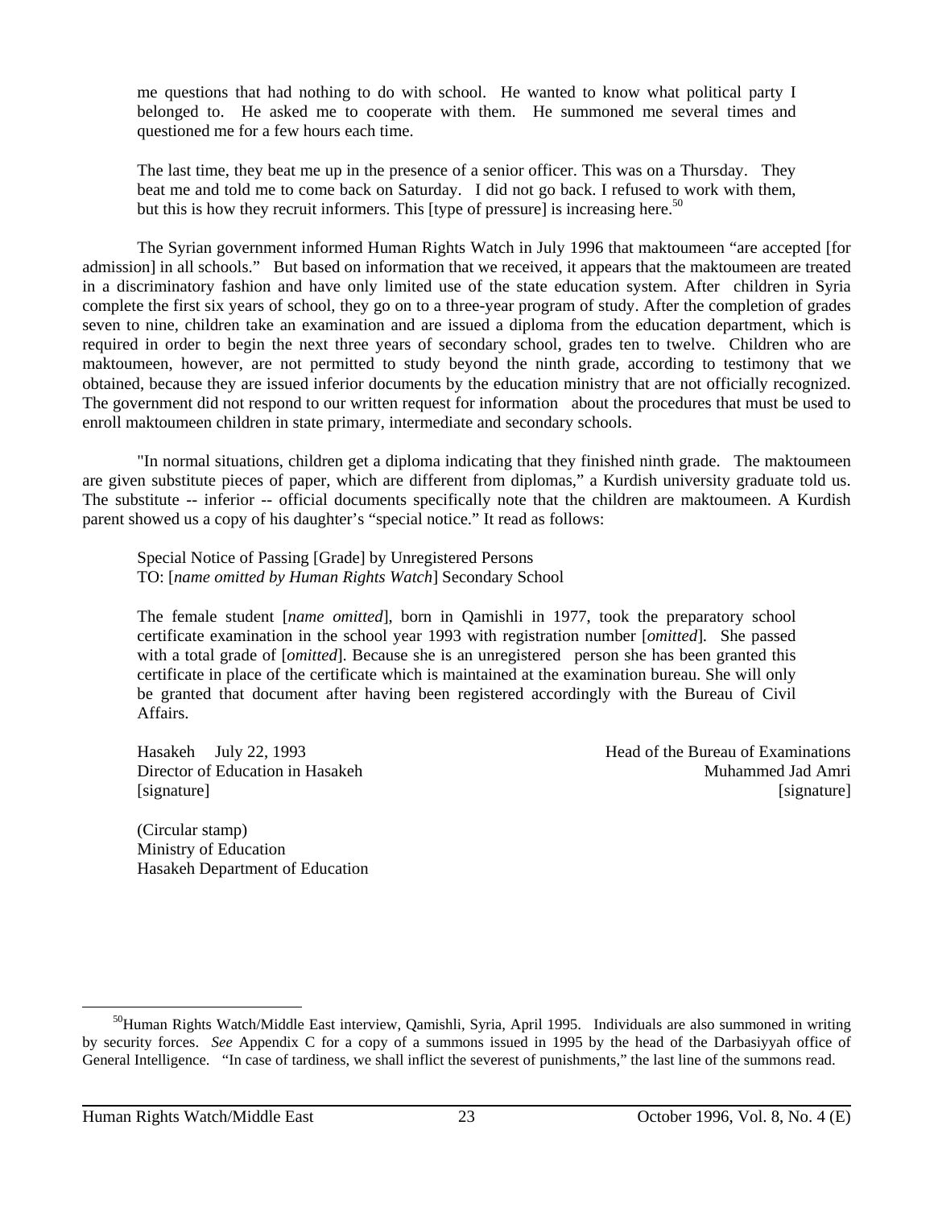> me questions that had nothing to do with school. He wanted to know what political party I belonged to. He asked me to cooperate with them. He summoned me several times and questioned me for a few hours each time.
>
> The last time, they beat me up in the presence of a senior officer. This was on a Thursday. They beat me and told me to come back on Saturday. I did not go back. I refused to work with them, but this is how they recruit informers. This [type of pressure] is increasing here.[50]

The Syrian government informed Human Rights Watch in July 1996 that maktoumeen "are accepted [for admission] in all schools." But based on information that we received, it appears that the maktoumeen are treated in a discriminatory fashion and have only limited use of the state education system. After children in Syria complete the first six years of school, they go on to a three-year program of study. After the completion of grades seven to nine, children take an examination and are issued a diploma from the education department, which is required in order to begin the next three years of secondary school, grades ten to twelve. Children who are maktoumeen, however, are not permitted to study beyond the ninth grade, according to testimony that we obtained, because they are issued inferior documents by the education ministry that are not officially recognized. The government did not respond to our written request for information about the procedures that must be used to enroll maktoumeen children in state primary, intermediate and secondary schools.

"In normal situations, children get a diploma indicating that they finished ninth grade. The maktoumeen are given substitute pieces of paper, which are different from diplomas," a Kurdish university graduate told us. The substitute -- inferior -- official documents specifically note that the children are maktoumeen. A Kurdish parent showed us a copy of his daughter's "special notice." It read as follows:

> Special Notice of Passing [Grade] by Unregistered Persons
> TO: [*name omitted by Human Rights Watch*] Secondary School
>
> The female student [*name omitted*], born in Qamishli in 1977, took the preparatory school certificate examination in the school year 1993 with registration number [*omitted*]. She passed with a total grade of [*omitted*]. Because she is an unregistered person she has been granted this certificate in place of the certificate which is maintained at the examination bureau. She will only be granted that document after having been registered accordingly with the Bureau of Civil Affairs.
>
> Hasakeh July 22, 1993
> Director of Education in Hasakeh
> [signature]
>
> Head of the Bureau of Examinations
> Muhammed Jad Amri
> [signature]
>
> (Circular stamp)
> Ministry of Education
> Hasakeh Department of Education

---

[50] Human Rights Watch/Middle East interview, Qamishli, Syria, April 1995. Individuals are also summoned in writing by security forces. *See* Appendix C for a copy of a summons issued in 1995 by the head of the Darbasiyyah office of General Intelligence. "In case of tardiness, we shall inflict the severest of punishments," the last line of the summons read.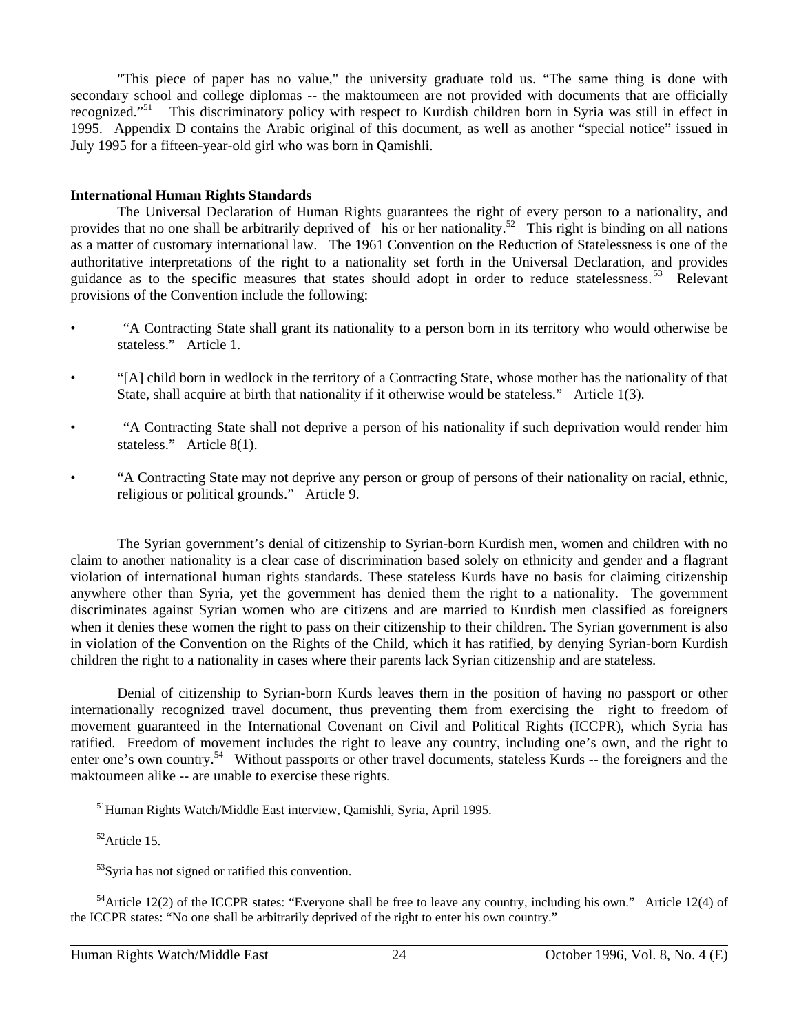"This piece of paper has no value," the university graduate told us. "The same thing is done with secondary school and college diplomas -- the maktoumeen are not provided with documents that are officially recognized."[51] This discriminatory policy with respect to Kurdish children born in Syria was still in effect in 1995. Appendix D contains the Arabic original of this document, as well as another "special notice" issued in July 1995 for a fifteen-year-old girl who was born in Qamishli.

**International Human Rights Standards**

The Universal Declaration of Human Rights guarantees the right of every person to a nationality, and provides that no one shall be arbitrarily deprived of his or her nationality.[52] This right is binding on all nations as a matter of customary international law. The 1961 Convention on the Reduction of Statelessness is one of the authoritative interpretations of the right to a nationality set forth in the Universal Declaration, and provides guidance as to the specific measures that states should adopt in order to reduce statelessness.[53] Relevant provisions of the Convention include the following:

- "A Contracting State shall grant its nationality to a person born in its territory who would otherwise be stateless." Article 1.
- "[A] child born in wedlock in the territory of a Contracting State, whose mother has the nationality of that State, shall acquire at birth that nationality if it otherwise would be stateless." Article 1(3).
- "A Contracting State shall not deprive a person of his nationality if such deprivation would render him stateless." Article 8(1).
- "A Contracting State may not deprive any person or group of persons of their nationality on racial, ethnic, religious or political grounds." Article 9.

The Syrian government's denial of citizenship to Syrian-born Kurdish men, women and children with no claim to another nationality is a clear case of discrimination based solely on ethnicity and gender and a flagrant violation of international human rights standards. These stateless Kurds have no basis for claiming citizenship anywhere other than Syria, yet the government has denied them the right to a nationality. The government discriminates against Syrian women who are citizens and are married to Kurdish men classified as foreigners when it denies these women the right to pass on their citizenship to their children. The Syrian government is also in violation of the Convention on the Rights of the Child, which it has ratified, by denying Syrian-born Kurdish children the right to a nationality in cases where their parents lack Syrian citizenship and are stateless.

Denial of citizenship to Syrian-born Kurds leaves them in the position of having no passport or other internationally recognized travel document, thus preventing them from exercising the right to freedom of movement guaranteed in the International Covenant on Civil and Political Rights (ICCPR), which Syria has ratified. Freedom of movement includes the right to leave any country, including one's own, and the right to enter one's own country.[54] Without passports or other travel documents, stateless Kurds -- the foreigners and the maktoumeen alike -- are unable to exercise these rights.

---

[51] Human Rights Watch/Middle East interview, Qamishli, Syria, April 1995.

[52] Article 15.

[53] Syria has not signed or ratified this convention.

[54] Article 12(2) of the ICCPR states: "Everyone shall be free to leave any country, including his own." Article 12(4) of the ICCPR states: "No one shall be arbitrarily deprived of the right to enter his own country."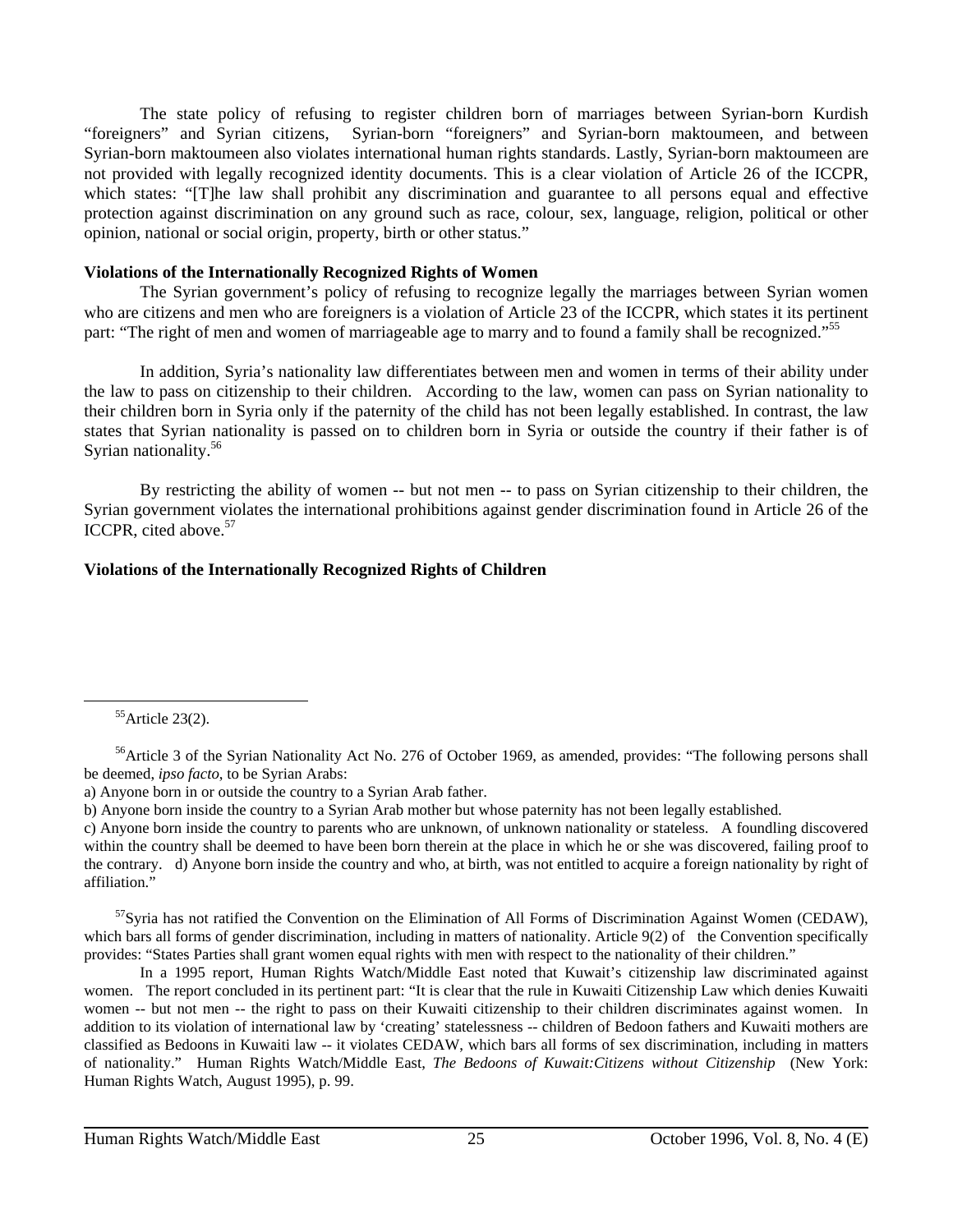The state policy of refusing to register children born of marriages between Syrian-born Kurdish "foreigners" and Syrian citizens, Syrian-born "foreigners" and Syrian-born maktoumeen, and between Syrian-born maktoumeen also violates international human rights standards. Lastly, Syrian-born maktoumeen are not provided with legally recognized identity documents. This is a clear violation of Article 26 of the ICCPR, which states: "[T]he law shall prohibit any discrimination and guarantee to all persons equal and effective protection against discrimination on any ground such as race, colour, sex, language, religion, political or other opinion, national or social origin, property, birth or other status."

**Violations of the Internationally Recognized Rights of Women**

The Syrian government's policy of refusing to recognize legally the marriages between Syrian women who are citizens and men who are foreigners is a violation of Article 23 of the ICCPR, which states it its pertinent part: "The right of men and women of marriageable age to marry and to found a family shall be recognized."[55]

In addition, Syria's nationality law differentiates between men and women in terms of their ability under the law to pass on citizenship to their children. According to the law, women can pass on Syrian nationality to their children born in Syria only if the paternity of the child has not been legally established. In contrast, the law states that Syrian nationality is passed on to children born in Syria or outside the country if their father is of Syrian nationality.[56]

By restricting the ability of women -- but not men -- to pass on Syrian citizenship to their children, the Syrian government violates the international prohibitions against gender discrimination found in Article 26 of the ICCPR, cited above.[57]

**Violations of the Internationally Recognized Rights of Children**

---

[55] Article 23(2).

[56] Article 3 of the Syrian Nationality Act No. 276 of October 1969, as amended, provides: "The following persons shall be deemed, *ipso facto*, to be Syrian Arabs:
a) Anyone born in or outside the country to a Syrian Arab father.
b) Anyone born inside the country to a Syrian Arab mother but whose paternity has not been legally established.
c) Anyone born inside the country to parents who are unknown, of unknown nationality or stateless. A foundling discovered within the country shall be deemed to have been born therein at the place in which he or she was discovered, failing proof to the contrary. d) Anyone born inside the country and who, at birth, was not entitled to acquire a foreign nationality by right of affiliation."

[57] Syria has not ratified the Convention on the Elimination of All Forms of Discrimination Against Women (CEDAW), which bars all forms of gender discrimination, including in matters of nationality. Article 9(2) of the Convention specifically provides: "States Parties shall grant women equal rights with men with respect to the nationality of their children."

In a 1995 report, Human Rights Watch/Middle East noted that Kuwait's citizenship law discriminated against women. The report concluded in its pertinent part: "It is clear that the rule in Kuwaiti Citizenship Law which denies Kuwaiti women -- but not men -- the right to pass on their Kuwaiti citizenship to their children discriminates against women. In addition to its violation of international law by 'creating' statelessness -- children of Bedoon fathers and Kuwaiti mothers are classified as Bedoons in Kuwaiti law -- it violates CEDAW, which bars all forms of sex discrimination, including in matters of nationality." Human Rights Watch/Middle East, *The Bedoons of Kuwait:Citizens without Citizenship* (New York: Human Rights Watch, August 1995), p. 99.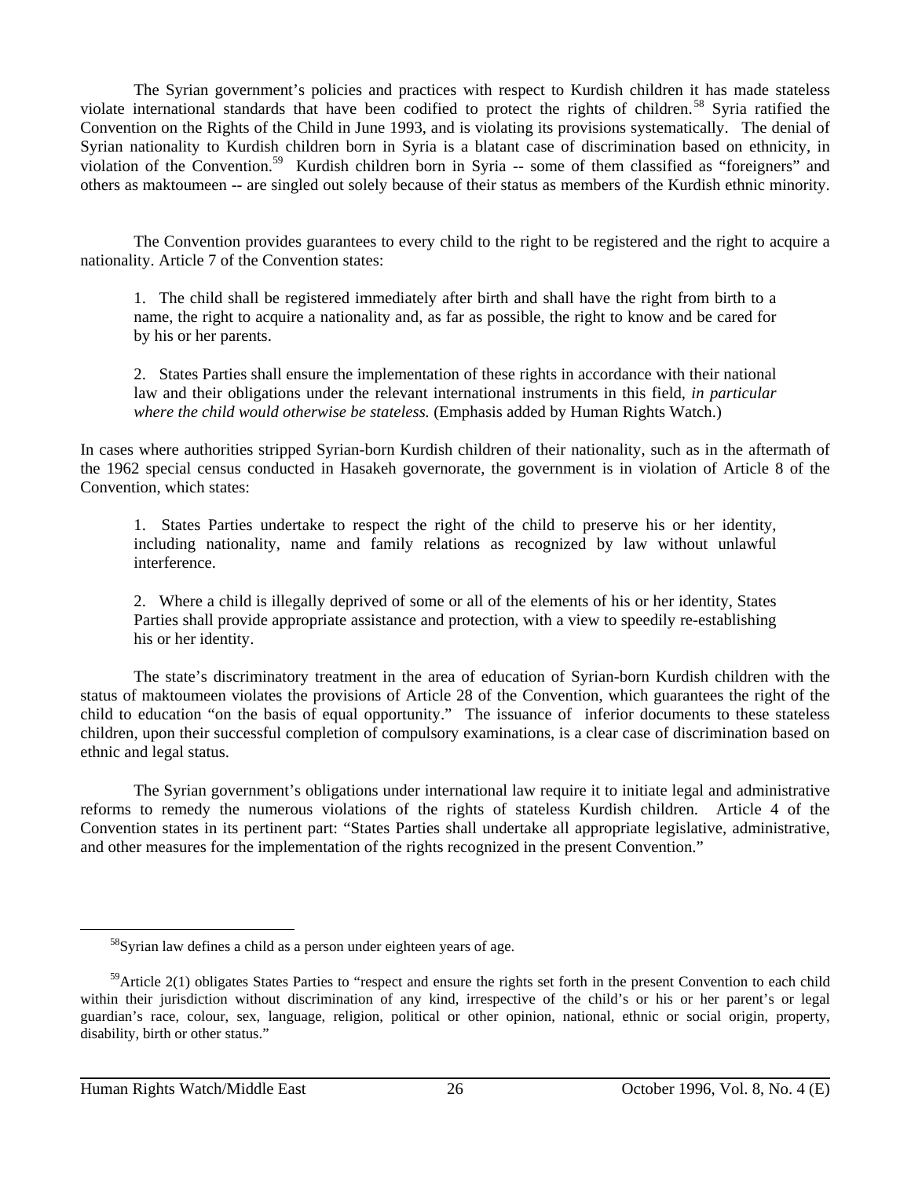The Syrian government's policies and practices with respect to Kurdish children it has made stateless violate international standards that have been codified to protect the rights of children.[58] Syria ratified the Convention on the Rights of the Child in June 1993, and is violating its provisions systematically. The denial of Syrian nationality to Kurdish children born in Syria is a blatant case of discrimination based on ethnicity, in violation of the Convention.[59] Kurdish children born in Syria -- some of them classified as "foreigners" and others as maktoumeen -- are singled out solely because of their status as members of the Kurdish ethnic minority.

The Convention provides guarantees to every child to the right to be registered and the right to acquire a nationality. Article 7 of the Convention states:

> 1. The child shall be registered immediately after birth and shall have the right from birth to a name, the right to acquire a nationality and, as far as possible, the right to know and be cared for by his or her parents.
>
> 2. States Parties shall ensure the implementation of these rights in accordance with their national law and their obligations under the relevant international instruments in this field, *in particular where the child would otherwise be stateless.* (Emphasis added by Human Rights Watch.)

In cases where authorities stripped Syrian-born Kurdish children of their nationality, such as in the aftermath of the 1962 special census conducted in Hasakeh governorate, the government is in violation of Article 8 of the Convention, which states:

> 1. States Parties undertake to respect the right of the child to preserve his or her identity, including nationality, name and family relations as recognized by law without unlawful interference.
>
> 2. Where a child is illegally deprived of some or all of the elements of his or her identity, States Parties shall provide appropriate assistance and protection, with a view to speedily re-establishing his or her identity.

The state's discriminatory treatment in the area of education of Syrian-born Kurdish children with the status of maktoumeen violates the provisions of Article 28 of the Convention, which guarantees the right of the child to education "on the basis of equal opportunity." The issuance of inferior documents to these stateless children, upon their successful completion of compulsory examinations, is a clear case of discrimination based on ethnic and legal status.

The Syrian government's obligations under international law require it to initiate legal and administrative reforms to remedy the numerous violations of the rights of stateless Kurdish children. Article 4 of the Convention states in its pertinent part: "States Parties shall undertake all appropriate legislative, administrative, and other measures for the implementation of the rights recognized in the present Convention."

---

[58] Syrian law defines a child as a person under eighteen years of age.

[59] Article 2(1) obligates States Parties to "respect and ensure the rights set forth in the present Convention to each child within their jurisdiction without discrimination of any kind, irrespective of the child's or his or her parent's or legal guardian's race, colour, sex, language, religion, political or other opinion, national, ethnic or social origin, property, disability, birth or other status."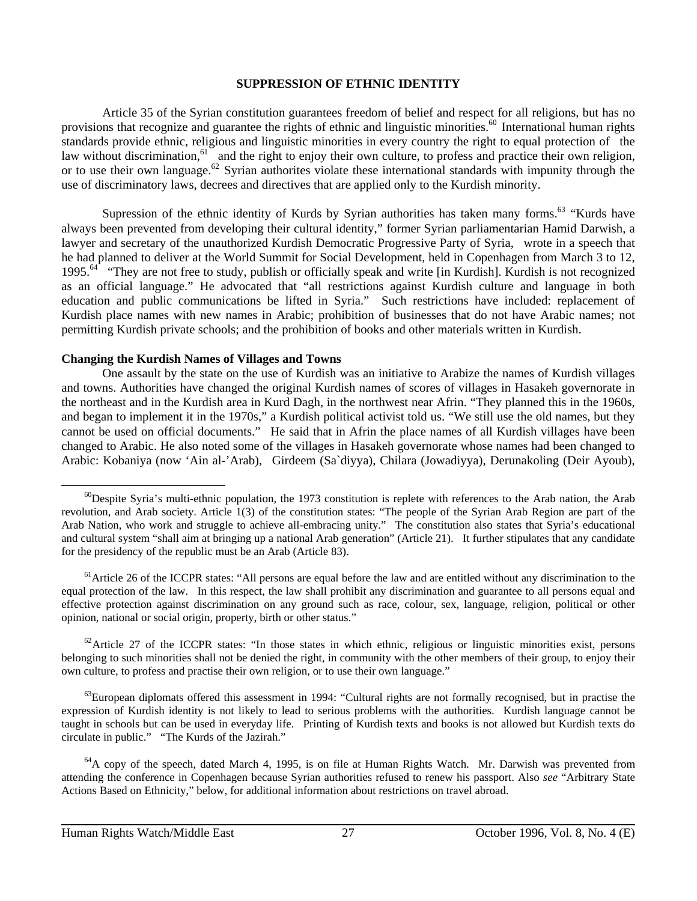**SUPPRESSION OF ETHNIC IDENTITY**

Article 35 of the Syrian constitution guarantees freedom of belief and respect for all religions, but has no provisions that recognize and guarantee the rights of ethnic and linguistic minorities.[60] International human rights standards provide ethnic, religious and linguistic minorities in every country the right to equal protection of the law without discrimination,[61] and the right to enjoy their own culture, to profess and practice their own religion, or to use their own language.[62] Syrian authorites violate these international standards with impunity through the use of discriminatory laws, decrees and directives that are applied only to the Kurdish minority.

Supression of the ethnic identity of Kurds by Syrian authorities has taken many forms.[63] "Kurds have always been prevented from developing their cultural identity," former Syrian parliamentarian Hamid Darwish, a lawyer and secretary of the unauthorized Kurdish Democratic Progressive Party of Syria, wrote in a speech that he had planned to deliver at the World Summit for Social Development, held in Copenhagen from March 3 to 12, 1995.[64] "They are not free to study, publish or officially speak and write [in Kurdish]. Kurdish is not recognized as an official language." He advocated that "all restrictions against Kurdish culture and language in both education and public communications be lifted in Syria." Such restrictions have included: replacement of Kurdish place names with new names in Arabic; prohibition of businesses that do not have Arabic names; not permitting Kurdish private schools; and the prohibition of books and other materials written in Kurdish.

**Changing the Kurdish Names of Villages and Towns**

One assault by the state on the use of Kurdish was an initiative to Arabize the names of Kurdish villages and towns. Authorities have changed the original Kurdish names of scores of villages in Hasakeh governorate in the northeast and in the Kurdish area in Kurd Dagh, in the northwest near Afrin. "They planned this in the 1960s, and began to implement it in the 1970s," a Kurdish political activist told us. "We still use the old names, but they cannot be used on official documents." He said that in Afrin the place names of all Kurdish villages have been changed to Arabic. He also noted some of the villages in Hasakeh governorate whose names had been changed to Arabic: Kobaniya (now 'Ain al-'Arab), Girdeem (Sa`diyya), Chilara (Jowadiyya), Derunakoling (Deir Ayoub),

---

[60] Despite Syria's multi-ethnic population, the 1973 constitution is replete with references to the Arab nation, the Arab revolution, and Arab society. Article 1(3) of the constitution states: "The people of the Syrian Arab Region are part of the Arab Nation, who work and struggle to achieve all-embracing unity." The constitution also states that Syria's educational and cultural system "shall aim at bringing up a national Arab generation" (Article 21). It further stipulates that any candidate for the presidency of the republic must be an Arab (Article 83).

[61] Article 26 of the ICCPR states: "All persons are equal before the law and are entitled without any discrimination to the equal protection of the law. In this respect, the law shall prohibit any discrimination and guarantee to all persons equal and effective protection against discrimination on any ground such as race, colour, sex, language, religion, political or other opinion, national or social origin, property, birth or other status."

[62] Article 27 of the ICCPR states: "In those states in which ethnic, religious or linguistic minorities exist, persons belonging to such minorities shall not be denied the right, in community with the other members of their group, to enjoy their own culture, to profess and practise their own religion, or to use their own language."

[63] European diplomats offered this assessment in 1994: "Cultural rights are not formally recognised, but in practise the expression of Kurdish identity is not likely to lead to serious problems with the authorities. Kurdish language cannot be taught in schools but can be used in everyday life. Printing of Kurdish texts and books is not allowed but Kurdish texts do circulate in public." "The Kurds of the Jazirah."

[64] A copy of the speech, dated March 4, 1995, is on file at Human Rights Watch. Mr. Darwish was prevented from attending the conference in Copenhagen because Syrian authorities refused to renew his passport. Also *see* "Arbitrary State Actions Based on Ethnicity," below, for additional information about restrictions on travel abroad.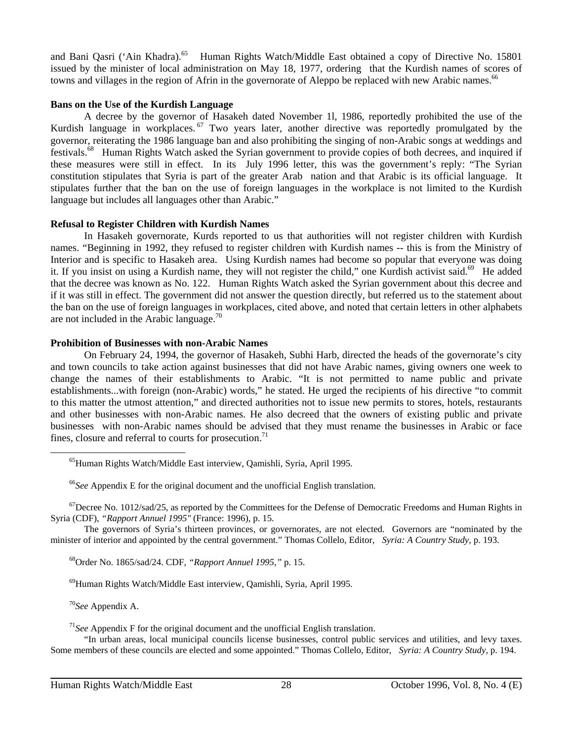and Bani Qasri ('Ain Khadra).[65] Human Rights Watch/Middle East obtained a copy of Directive No. 15801 issued by the minister of local administration on May 18, 1977, ordering that the Kurdish names of scores of towns and villages in the region of Afrin in the governorate of Aleppo be replaced with new Arabic names.[66]

**Bans on the Use of the Kurdish Language**

A decree by the governor of Hasakeh dated November 1l, 1986, reportedly prohibited the use of the Kurdish language in workplaces.[67] Two years later, another directive was reportedly promulgated by the governor, reiterating the 1986 language ban and also prohibiting the singing of non-Arabic songs at weddings and festivals.[68] Human Rights Watch asked the Syrian government to provide copies of both decrees, and inquired if these measures were still in effect. In its July 1996 letter, this was the government's reply: "The Syrian constitution stipulates that Syria is part of the greater Arab nation and that Arabic is its official language. It stipulates further that the ban on the use of foreign languages in the workplace is not limited to the Kurdish language but includes all languages other than Arabic."

**Refusal to Register Children with Kurdish Names**

In Hasakeh governorate, Kurds reported to us that authorities will not register children with Kurdish names. "Beginning in 1992, they refused to register children with Kurdish names -- this is from the Ministry of Interior and is specific to Hasakeh area. Using Kurdish names had become so popular that everyone was doing it. If you insist on using a Kurdish name, they will not register the child," one Kurdish activist said.[69] He added that the decree was known as No. 122. Human Rights Watch asked the Syrian government about this decree and if it was still in effect. The government did not answer the question directly, but referred us to the statement about the ban on the use of foreign languages in workplaces, cited above, and noted that certain letters in other alphabets are not included in the Arabic language.[70]

**Prohibition of Businesses with non-Arabic Names**

On February 24, 1994, the governor of Hasakeh, Subhi Harb, directed the heads of the governorate's city and town councils to take action against businesses that did not have Arabic names, giving owners one week to change the names of their establishments to Arabic. "It is not permitted to name public and private establishments...with foreign (non-Arabic) words," he stated. He urged the recipients of his directive "to commit to this matter the utmost attention," and directed authorities not to issue new permits to stores, hotels, restaurants and other businesses with non-Arabic names. He also decreed that the owners of existing public and private businesses with non-Arabic names should be advised that they must rename the businesses in Arabic or face fines, closure and referral to courts for prosecution.[71]

---

[65] Human Rights Watch/Middle East interview, Qamishli, Syria, April 1995.

[66] *See* Appendix E for the original document and the unofficial English translation.

[67] Decree No. 1012/sad/25, as reported by the Committees for the Defense of Democratic Freedoms and Human Rights in Syria (CDF), *"Rapport Annuel 1995"* (France: 1996), p. 15.

The governors of Syria's thirteen provinces, or governorates, are not elected. Governors are "nominated by the minister of interior and appointed by the central government." Thomas Collelo, Editor, *Syria: A Country Study,* p. 193.

[68] Order No. 1865/sad/24. CDF, *"Rapport Annuel 1995,"* p. 15.

[69] Human Rights Watch/Middle East interview, Qamishli, Syria, April 1995.

[70] *See* Appendix A.

[71] *See* Appendix F for the original document and the unofficial English translation.

"In urban areas, local municipal councils license businesses, control public services and utilities, and levy taxes. Some members of these councils are elected and some appointed." Thomas Collelo, Editor, *Syria: A Country Study,* p. 194.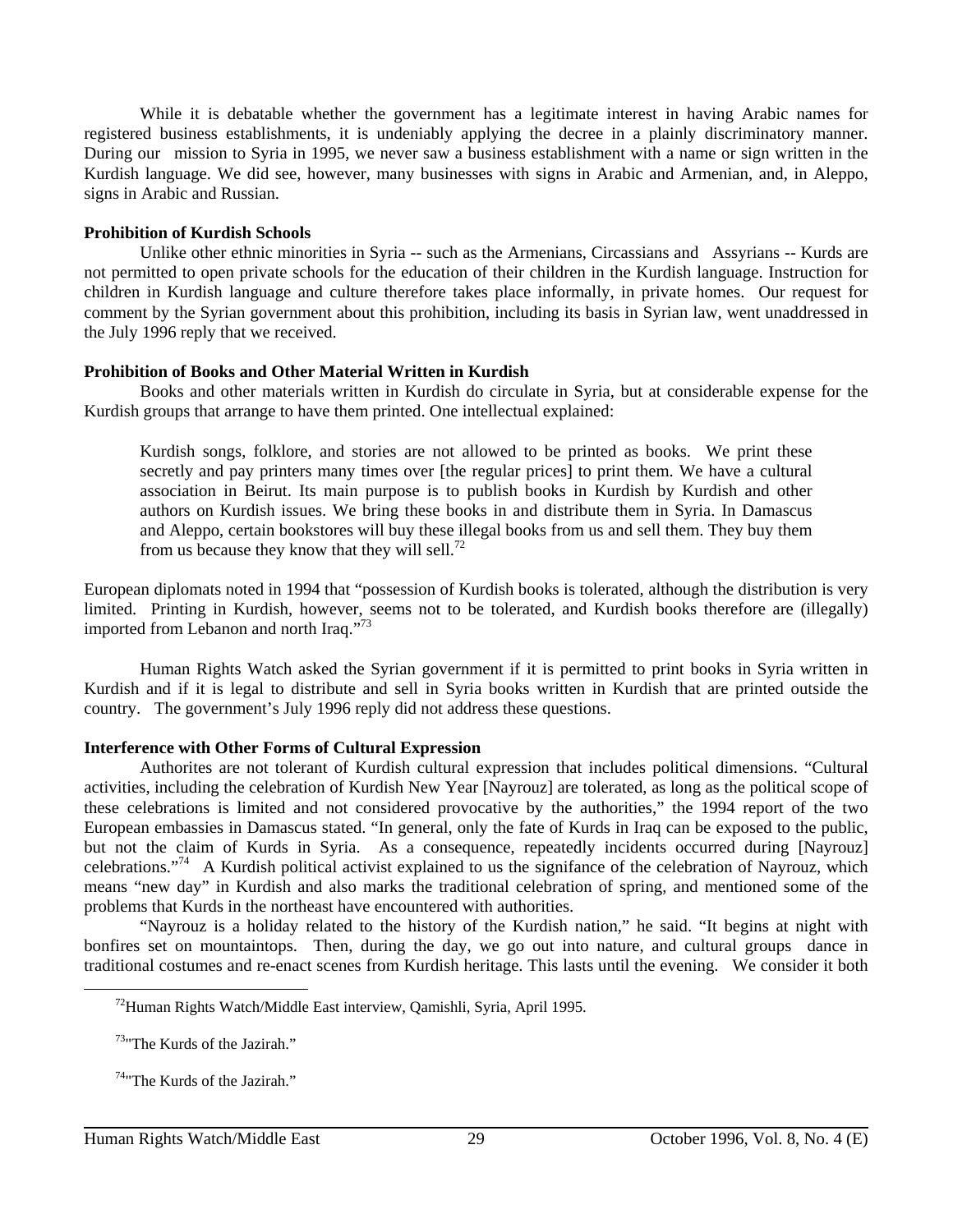While it is debatable whether the government has a legitimate interest in having Arabic names for registered business establishments, it is undeniably applying the decree in a plainly discriminatory manner. During our mission to Syria in 1995, we never saw a business establishment with a name or sign written in the Kurdish language. We did see, however, many businesses with signs in Arabic and Armenian, and, in Aleppo, signs in Arabic and Russian.

**Prohibition of Kurdish Schools**

Unlike other ethnic minorities in Syria -- such as the Armenians, Circassians and Assyrians -- Kurds are not permitted to open private schools for the education of their children in the Kurdish language. Instruction for children in Kurdish language and culture therefore takes place informally, in private homes. Our request for comment by the Syrian government about this prohibition, including its basis in Syrian law, went unaddressed in the July 1996 reply that we received.

**Prohibition of Books and Other Material Written in Kurdish**

Books and other materials written in Kurdish do circulate in Syria, but at considerable expense for the Kurdish groups that arrange to have them printed. One intellectual explained:

> Kurdish songs, folklore, and stories are not allowed to be printed as books. We print these secretly and pay printers many times over [the regular prices] to print them. We have a cultural association in Beirut. Its main purpose is to publish books in Kurdish by Kurdish and other authors on Kurdish issues. We bring these books in and distribute them in Syria. In Damascus and Aleppo, certain bookstores will buy these illegal books from us and sell them. They buy them from us because they know that they will sell.[72]

European diplomats noted in 1994 that "possession of Kurdish books is tolerated, although the distribution is very limited. Printing in Kurdish, however, seems not to be tolerated, and Kurdish books therefore are (illegally) imported from Lebanon and north Iraq."[73]

Human Rights Watch asked the Syrian government if it is permitted to print books in Syria written in Kurdish and if it is legal to distribute and sell in Syria books written in Kurdish that are printed outside the country. The government's July 1996 reply did not address these questions.

**Interference with Other Forms of Cultural Expression**

Authorites are not tolerant of Kurdish cultural expression that includes political dimensions. "Cultural activities, including the celebration of Kurdish New Year [Nayrouz] are tolerated, as long as the political scope of these celebrations is limited and not considered provocative by the authorities," the 1994 report of the two European embassies in Damascus stated. "In general, only the fate of Kurds in Iraq can be exposed to the public, but not the claim of Kurds in Syria. As a consequence, repeatedly incidents occurred during [Nayrouz] celebrations."[74] A Kurdish political activist explained to us the signifance of the celebration of Nayrouz, which means "new day" in Kurdish and also marks the traditional celebration of spring, and mentioned some of the problems that Kurds in the northeast have encountered with authorities.

"Nayrouz is a holiday related to the history of the Kurdish nation," he said. "It begins at night with bonfires set on mountaintops. Then, during the day, we go out into nature, and cultural groups dance in traditional costumes and re-enact scenes from Kurdish heritage. This lasts until the evening. We consider it both

---

[72] Human Rights Watch/Middle East interview, Qamishli, Syria, April 1995.

[73] "The Kurds of the Jazirah."

[74] "The Kurds of the Jazirah."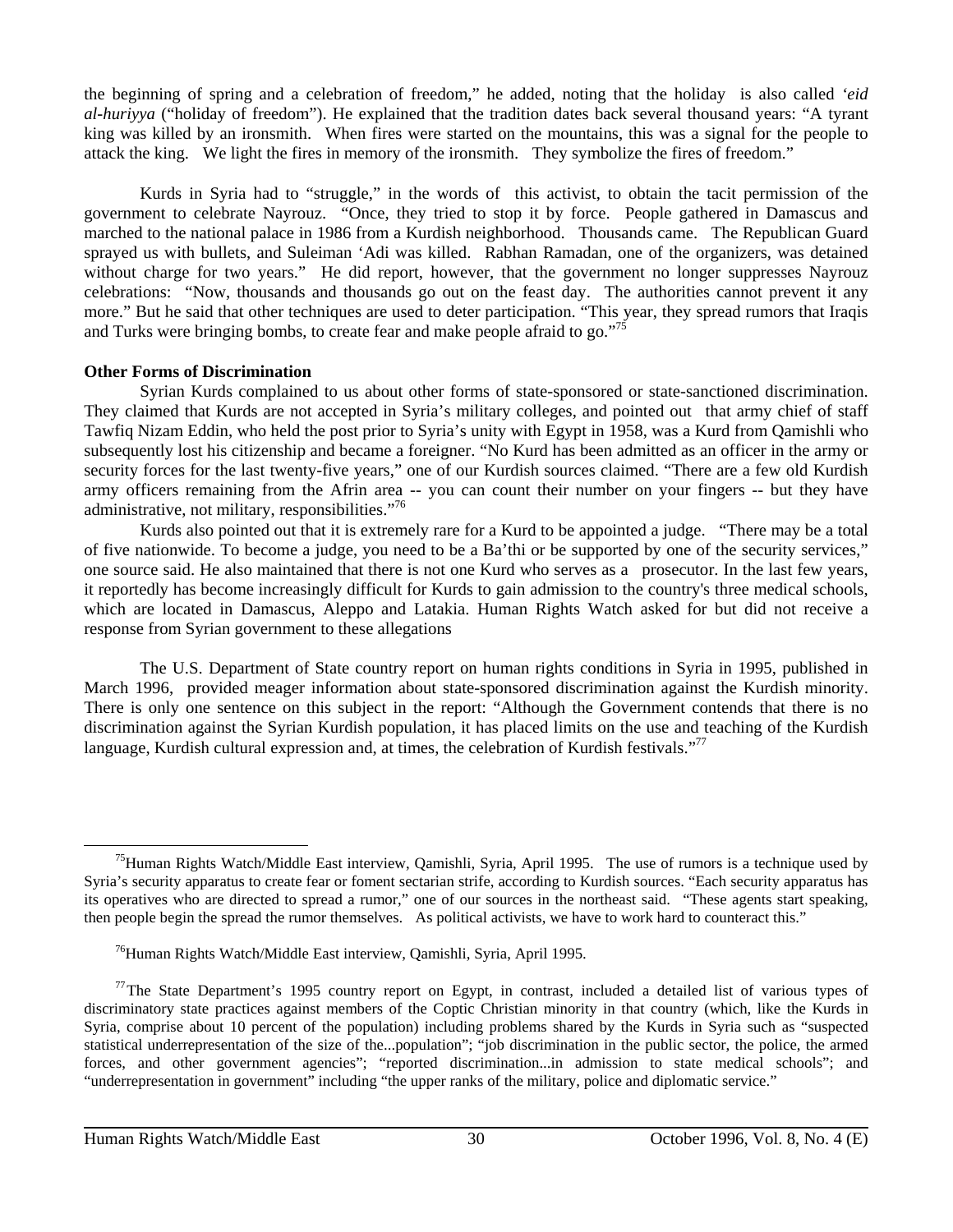the beginning of spring and a celebration of freedom," he added, noting that the holiday is also called *'eid al-huriyya* ("holiday of freedom"). He explained that the tradition dates back several thousand years: "A tyrant king was killed by an ironsmith. When fires were started on the mountains, this was a signal for the people to attack the king. We light the fires in memory of the ironsmith. They symbolize the fires of freedom."

Kurds in Syria had to "struggle," in the words of this activist, to obtain the tacit permission of the government to celebrate Nayrouz. "Once, they tried to stop it by force. People gathered in Damascus and marched to the national palace in 1986 from a Kurdish neighborhood. Thousands came. The Republican Guard sprayed us with bullets, and Suleiman 'Adi was killed. Rabhan Ramadan, one of the organizers, was detained without charge for two years." He did report, however, that the government no longer suppresses Nayrouz celebrations: "Now, thousands and thousands go out on the feast day. The authorities cannot prevent it any more." But he said that other techniques are used to deter participation. "This year, they spread rumors that Iraqis and Turks were bringing bombs, to create fear and make people afraid to go."[75]

**Other Forms of Discrimination**

Syrian Kurds complained to us about other forms of state-sponsored or state-sanctioned discrimination. They claimed that Kurds are not accepted in Syria's military colleges, and pointed out that army chief of staff Tawfiq Nizam Eddin, who held the post prior to Syria's unity with Egypt in 1958, was a Kurd from Qamishli who subsequently lost his citizenship and became a foreigner. "No Kurd has been admitted as an officer in the army or security forces for the last twenty-five years," one of our Kurdish sources claimed. "There are a few old Kurdish army officers remaining from the Afrin area -- you can count their number on your fingers -- but they have administrative, not military, responsibilities."[76]

Kurds also pointed out that it is extremely rare for a Kurd to be appointed a judge. "There may be a total of five nationwide. To become a judge, you need to be a Ba'thi or be supported by one of the security services," one source said. He also maintained that there is not one Kurd who serves as a prosecutor. In the last few years, it reportedly has become increasingly difficult for Kurds to gain admission to the country's three medical schools, which are located in Damascus, Aleppo and Latakia. Human Rights Watch asked for but did not receive a response from Syrian government to these allegations

The U.S. Department of State country report on human rights conditions in Syria in 1995, published in March 1996, provided meager information about state-sponsored discrimination against the Kurdish minority. There is only one sentence on this subject in the report: "Although the Government contends that there is no discrimination against the Syrian Kurdish population, it has placed limits on the use and teaching of the Kurdish language, Kurdish cultural expression and, at times, the celebration of Kurdish festivals."[77]

---

[75] Human Rights Watch/Middle East interview, Qamishli, Syria, April 1995. The use of rumors is a technique used by Syria's security apparatus to create fear or foment sectarian strife, according to Kurdish sources. "Each security apparatus has its operatives who are directed to spread a rumor," one of our sources in the northeast said. "These agents start speaking, then people begin the spread the rumor themselves. As political activists, we have to work hard to counteract this."

[76] Human Rights Watch/Middle East interview, Qamishli, Syria, April 1995.

[77] The State Department's 1995 country report on Egypt, in contrast, included a detailed list of various types of discriminatory state practices against members of the Coptic Christian minority in that country (which, like the Kurds in Syria, comprise about 10 percent of the population) including problems shared by the Kurds in Syria such as "suspected statistical underrepresentation of the size of the...population"; "job discrimination in the public sector, the police, the armed forces, and other government agencies"; "reported discrimination...in admission to state medical schools"; and "underrepresentation in government" including "the upper ranks of the military, police and diplomatic service."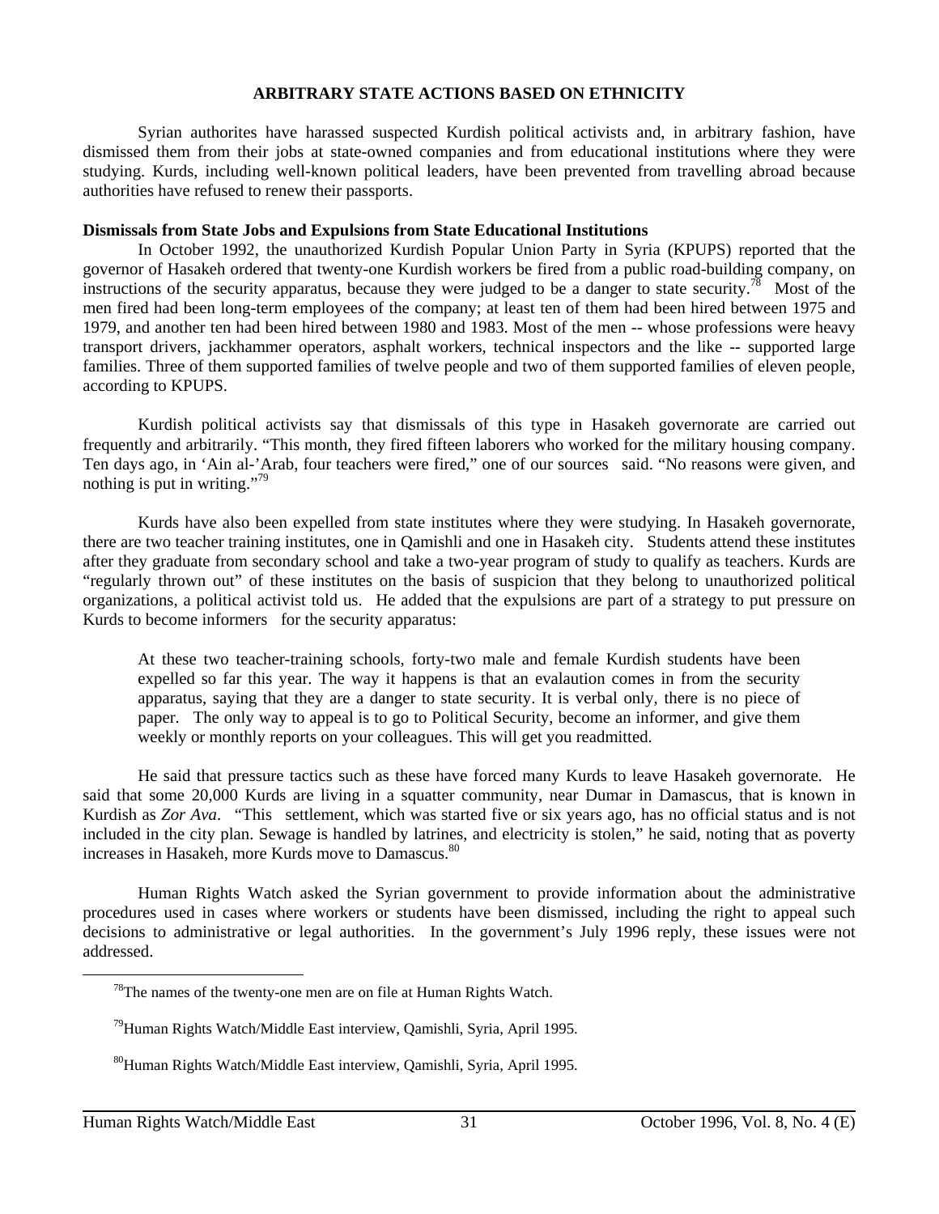## ARBITRARY STATE ACTIONS BASED ON ETHNICITY

Syrian authorites have harassed suspected Kurdish political activists and, in arbitrary fashion, have dismissed them from their jobs at state-owned companies and from educational institutions where they were studying. Kurds, including well-known political leaders, have been prevented from travelling abroad because authorities have refused to renew their passports.

### Dismissals from State Jobs and Expulsions from State Educational Institutions

In October 1992, the unauthorized Kurdish Popular Union Party in Syria (KPUPS) reported that the governor of Hasakeh ordered that twenty-one Kurdish workers be fired from a public road-building company, on instructions of the security apparatus, because they were judged to be a danger to state security.[78] Most of the men fired had been long-term employees of the company; at least ten of them had been hired between 1975 and 1979, and another ten had been hired between 1980 and 1983. Most of the men -- whose professions were heavy transport drivers, jackhammer operators, asphalt workers, technical inspectors and the like -- supported large families. Three of them supported families of twelve people and two of them supported families of eleven people, according to KPUPS.

Kurdish political activists say that dismissals of this type in Hasakeh governorate are carried out frequently and arbitrarily. "This month, they fired fifteen laborers who worked for the military housing company. Ten days ago, in 'Ain al-'Arab, four teachers were fired," one of our sources said. "No reasons were given, and nothing is put in writing."[79]

Kurds have also been expelled from state institutes where they were studying. In Hasakeh governorate, there are two teacher training institutes, one in Qamishli and one in Hasakeh city. Students attend these institutes after they graduate from secondary school and take a two-year program of study to qualify as teachers. Kurds are "regularly thrown out" of these institutes on the basis of suspicion that they belong to unauthorized political organizations, a political activist told us. He added that the expulsions are part of a strategy to put pressure on Kurds to become informers for the security apparatus:

> At these two teacher-training schools, forty-two male and female Kurdish students have been expelled so far this year. The way it happens is that an evalaution comes in from the security apparatus, saying that they are a danger to state security. It is verbal only, there is no piece of paper. The only way to appeal is to go to Political Security, become an informer, and give them weekly or monthly reports on your colleagues. This will get you readmitted.

He said that pressure tactics such as these have forced many Kurds to leave Hasakeh governorate. He said that some 20,000 Kurds are living in a squatter community, near Dumar in Damascus, that is known in Kurdish as *Zor Ava*. "This settlement, which was started five or six years ago, has no official status and is not included in the city plan. Sewage is handled by latrines, and electricity is stolen," he said, noting that as poverty increases in Hasakeh, more Kurds move to Damascus.[80]

Human Rights Watch asked the Syrian government to provide information about the administrative procedures used in cases where workers or students have been dismissed, including the right to appeal such decisions to administrative or legal authorities. In the government's July 1996 reply, these issues were not addressed.

---

[78] The names of the twenty-one men are on file at Human Rights Watch.

[79] Human Rights Watch/Middle East interview, Qamishli, Syria, April 1995.

[80] Human Rights Watch/Middle East interview, Qamishli, Syria, April 1995.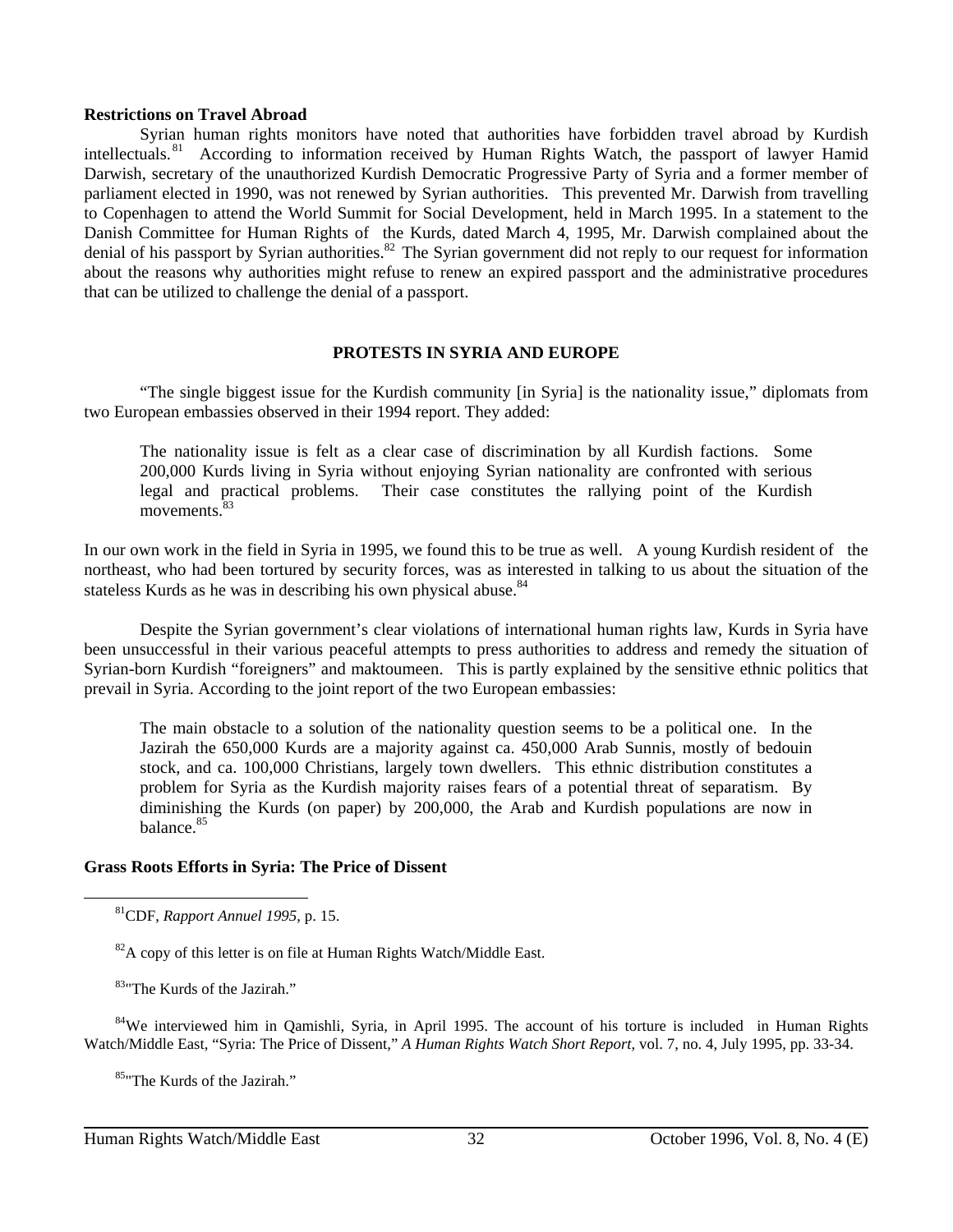**Restrictions on Travel Abroad**

Syrian human rights monitors have noted that authorities have forbidden travel abroad by Kurdish intellectuals.[81] According to information received by Human Rights Watch, the passport of lawyer Hamid Darwish, secretary of the unauthorized Kurdish Democratic Progressive Party of Syria and a former member of parliament elected in 1990, was not renewed by Syrian authorities. This prevented Mr. Darwish from travelling to Copenhagen to attend the World Summit for Social Development, held in March 1995. In a statement to the Danish Committee for Human Rights of the Kurds, dated March 4, 1995, Mr. Darwish complained about the denial of his passport by Syrian authorities.[82] The Syrian government did not reply to our request for information about the reasons why authorities might refuse to renew an expired passport and the administrative procedures that can be utilized to challenge the denial of a passport.

## PROTESTS IN SYRIA AND EUROPE

"The single biggest issue for the Kurdish community [in Syria] is the nationality issue," diplomats from two European embassies observed in their 1994 report. They added:

> The nationality issue is felt as a clear case of discrimination by all Kurdish factions. Some 200,000 Kurds living in Syria without enjoying Syrian nationality are confronted with serious legal and practical problems. Their case constitutes the rallying point of the Kurdish movements.[83]

In our own work in the field in Syria in 1995, we found this to be true as well. A young Kurdish resident of the northeast, who had been tortured by security forces, was as interested in talking to us about the situation of the stateless Kurds as he was in describing his own physical abuse.[84]

Despite the Syrian government's clear violations of international human rights law, Kurds in Syria have been unsuccessful in their various peaceful attempts to press authorities to address and remedy the situation of Syrian-born Kurdish "foreigners" and maktoumeen. This is partly explained by the sensitive ethnic politics that prevail in Syria. According to the joint report of the two European embassies:

> The main obstacle to a solution of the nationality question seems to be a political one. In the Jazirah the 650,000 Kurds are a majority against ca. 450,000 Arab Sunnis, mostly of bedouin stock, and ca. 100,000 Christians, largely town dwellers. This ethnic distribution constitutes a problem for Syria as the Kurdish majority raises fears of a potential threat of separatism. By diminishing the Kurds (on paper) by 200,000, the Arab and Kurdish populations are now in balance.[85]

**Grass Roots Efforts in Syria: The Price of Dissent**

---

[81] CDF, *Rapport Annuel 1995*, p. 15.

[82] A copy of this letter is on file at Human Rights Watch/Middle East.

[83] "The Kurds of the Jazirah."

[84] We interviewed him in Qamishli, Syria, in April 1995. The account of his torture is included in Human Rights Watch/Middle East, "Syria: The Price of Dissent," *A Human Rights Watch Short Report*, vol. 7, no. 4, July 1995, pp. 33-34.

[85] "The Kurds of the Jazirah."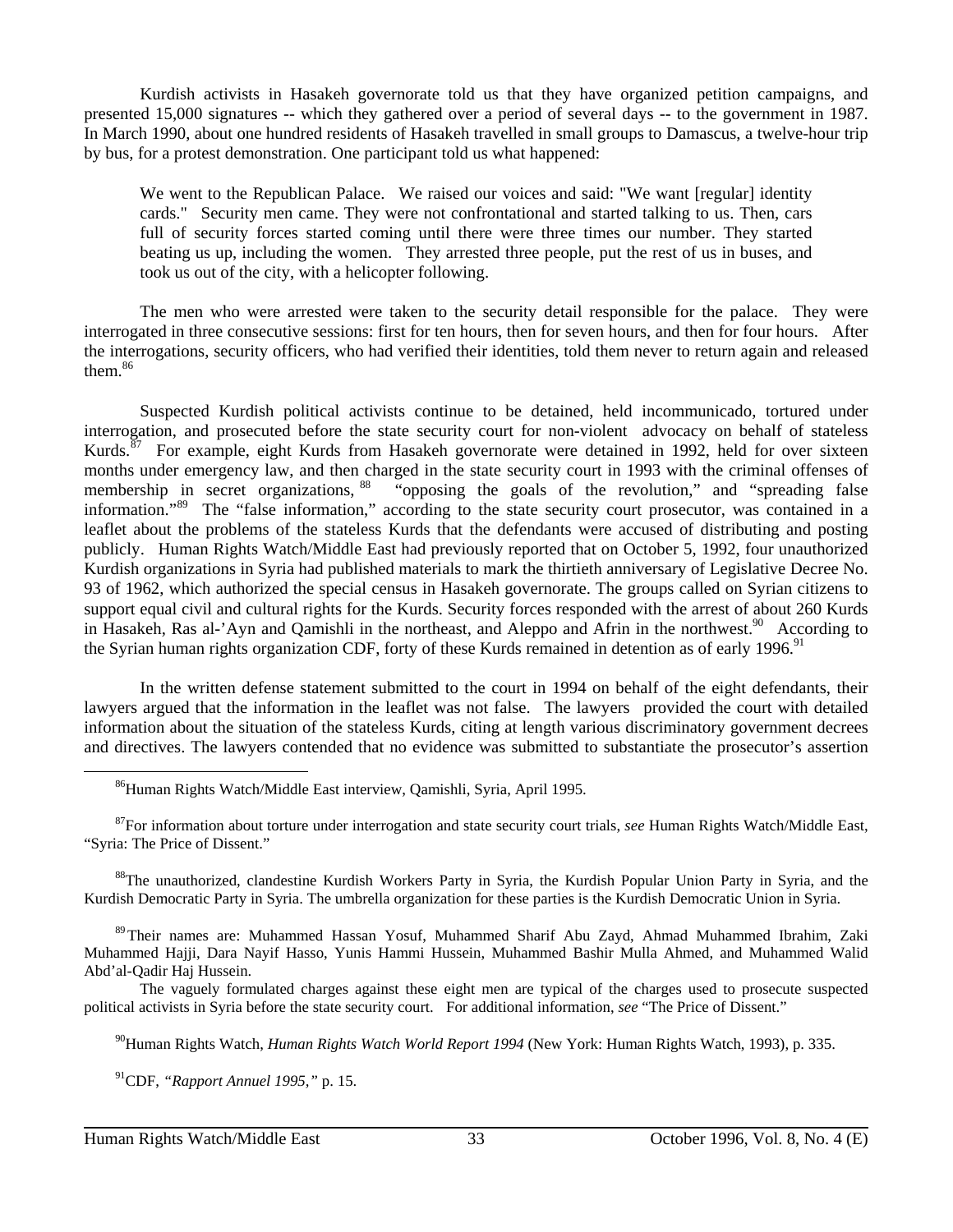Kurdish activists in Hasakeh governorate told us that they have organized petition campaigns, and presented 15,000 signatures -- which they gathered over a period of several days -- to the government in 1987. In March 1990, about one hundred residents of Hasakeh travelled in small groups to Damascus, a twelve-hour trip by bus, for a protest demonstration. One participant told us what happened:

> We went to the Republican Palace. We raised our voices and said: "We want [regular] identity cards." Security men came. They were not confrontational and started talking to us. Then, cars full of security forces started coming until there were three times our number. They started beating us up, including the women. They arrested three people, put the rest of us in buses, and took us out of the city, with a helicopter following.

The men who were arrested were taken to the security detail responsible for the palace. They were interrogated in three consecutive sessions: first for ten hours, then for seven hours, and then for four hours. After the interrogations, security officers, who had verified their identities, told them never to return again and released them.[86]

Suspected Kurdish political activists continue to be detained, held incommunicado, tortured under interrogation, and prosecuted before the state security court for non-violent advocacy on behalf of stateless Kurds.[87] For example, eight Kurds from Hasakeh governorate were detained in 1992, held for over sixteen months under emergency law, and then charged in the state security court in 1993 with the criminal offenses of membership in secret organizations,[88] "opposing the goals of the revolution," and "spreading false information."[89] The "false information," according to the state security court prosecutor, was contained in a leaflet about the problems of the stateless Kurds that the defendants were accused of distributing and posting publicly. Human Rights Watch/Middle East had previously reported that on October 5, 1992, four unauthorized Kurdish organizations in Syria had published materials to mark the thirtieth anniversary of Legislative Decree No. 93 of 1962, which authorized the special census in Hasakeh governorate. The groups called on Syrian citizens to support equal civil and cultural rights for the Kurds. Security forces responded with the arrest of about 260 Kurds in Hasakeh, Ras al-'Ayn and Qamishli in the northeast, and Aleppo and Afrin in the northwest.[90] According to the Syrian human rights organization CDF, forty of these Kurds remained in detention as of early 1996.[91]

In the written defense statement submitted to the court in 1994 on behalf of the eight defendants, their lawyers argued that the information in the leaflet was not false. The lawyers provided the court with detailed information about the situation of the stateless Kurds, citing at length various discriminatory government decrees and directives. The lawyers contended that no evidence was submitted to substantiate the prosecutor's assertion

---

[86] Human Rights Watch/Middle East interview, Qamishli, Syria, April 1995.

[87] For information about torture under interrogation and state security court trials, *see* Human Rights Watch/Middle East, "Syria: The Price of Dissent."

[88] The unauthorized, clandestine Kurdish Workers Party in Syria, the Kurdish Popular Union Party in Syria, and the Kurdish Democratic Party in Syria. The umbrella organization for these parties is the Kurdish Democratic Union in Syria.

[89] Their names are: Muhammed Hassan Yosuf, Muhammed Sharif Abu Zayd, Ahmad Muhammed Ibrahim, Zaki Muhammed Hajji, Dara Nayif Hasso, Yunis Hammi Hussein, Muhammed Bashir Mulla Ahmed, and Muhammed Walid Abd'al-Qadir Haj Hussein.

The vaguely formulated charges against these eight men are typical of the charges used to prosecute suspected political activists in Syria before the state security court. For additional information, *see* "The Price of Dissent."

[90] Human Rights Watch, *Human Rights Watch World Report 1994* (New York: Human Rights Watch, 1993), p. 335.

[91] CDF, *"Rapport Annuel 1995,"* p. 15.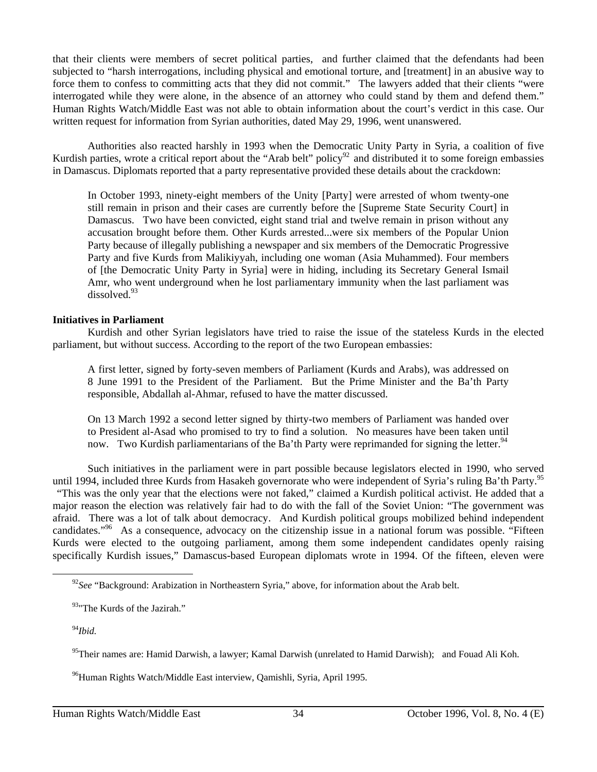that their clients were members of secret political parties, and further claimed that the defendants had been subjected to "harsh interrogations, including physical and emotional torture, and [treatment] in an abusive way to force them to confess to committing acts that they did not commit." The lawyers added that their clients "were interrogated while they were alone, in the absence of an attorney who could stand by them and defend them." Human Rights Watch/Middle East was not able to obtain information about the court's verdict in this case. Our written request for information from Syrian authorities, dated May 29, 1996, went unanswered.

Authorities also reacted harshly in 1993 when the Democratic Unity Party in Syria, a coalition of five Kurdish parties, wrote a critical report about the "Arab belt" policy[92] and distributed it to some foreign embassies in Damascus. Diplomats reported that a party representative provided these details about the crackdown:

> In October 1993, ninety-eight members of the Unity [Party] were arrested of whom twenty-one still remain in prison and their cases are currently before the [Supreme State Security Court] in Damascus. Two have been convicted, eight stand trial and twelve remain in prison without any accusation brought before them. Other Kurds arrested...were six members of the Popular Union Party because of illegally publishing a newspaper and six members of the Democratic Progressive Party and five Kurds from Malikiyyah, including one woman (Asia Muhammed). Four members of [the Democratic Unity Party in Syria] were in hiding, including its Secretary General Ismail Amr, who went underground when he lost parliamentary immunity when the last parliament was dissolved.[93]

**Initiatives in Parliament**

Kurdish and other Syrian legislators have tried to raise the issue of the stateless Kurds in the elected parliament, but without success. According to the report of the two European embassies:

> A first letter, signed by forty-seven members of Parliament (Kurds and Arabs), was addressed on 8 June 1991 to the President of the Parliament. But the Prime Minister and the Ba'th Party responsible, Abdallah al-Ahmar, refused to have the matter discussed.
>
> On 13 March 1992 a second letter signed by thirty-two members of Parliament was handed over to President al-Asad who promised to try to find a solution. No measures have been taken until now. Two Kurdish parliamentarians of the Ba'th Party were reprimanded for signing the letter.[94]

Such initiatives in the parliament were in part possible because legislators elected in 1990, who served until 1994, included three Kurds from Hasakeh governorate who were independent of Syria's ruling Ba'th Party.[95] "This was the only year that the elections were not faked," claimed a Kurdish political activist. He added that a major reason the election was relatively fair had to do with the fall of the Soviet Union: "The government was afraid. There was a lot of talk about democracy. And Kurdish political groups mobilized behind independent candidates."[96] As a consequence, advocacy on the citizenship issue in a national forum was possible. "Fifteen Kurds were elected to the outgoing parliament, among them some independent candidates openly raising specifically Kurdish issues," Damascus-based European diplomats wrote in 1994. Of the fifteen, eleven were

---

[92] *See* "Background: Arabization in Northeastern Syria," above, for information about the Arab belt.

[93] "The Kurds of the Jazirah."

[94] *Ibid.*

[95] Their names are: Hamid Darwish, a lawyer; Kamal Darwish (unrelated to Hamid Darwish); and Fouad Ali Koh.

[96] Human Rights Watch/Middle East interview, Qamishli, Syria, April 1995.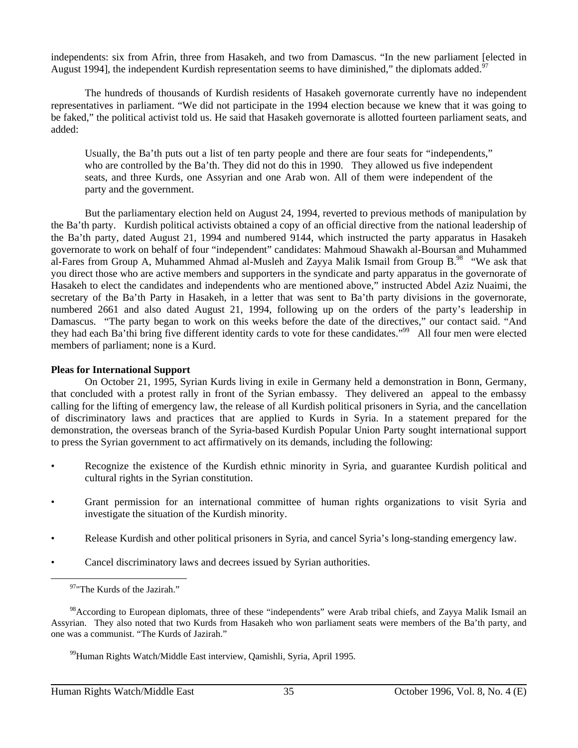independents: six from Afrin, three from Hasakeh, and two from Damascus. "In the new parliament [elected in August 1994], the independent Kurdish representation seems to have diminished," the diplomats added.[97]

The hundreds of thousands of Kurdish residents of Hasakeh governorate currently have no independent representatives in parliament. "We did not participate in the 1994 election because we knew that it was going to be faked," the political activist told us. He said that Hasakeh governorate is allotted fourteen parliament seats, and added:

> Usually, the Ba'th puts out a list of ten party people and there are four seats for "independents," who are controlled by the Ba'th. They did not do this in 1990. They allowed us five independent seats, and three Kurds, one Assyrian and one Arab won. All of them were independent of the party and the government.

But the parliamentary election held on August 24, 1994, reverted to previous methods of manipulation by the Ba'th party. Kurdish political activists obtained a copy of an official directive from the national leadership of the Ba'th party, dated August 21, 1994 and numbered 9144, which instructed the party apparatus in Hasakeh governorate to work on behalf of four "independent" candidates: Mahmoud Shawakh al-Boursan and Muhammed al-Fares from Group A, Muhammed Ahmad al-Musleh and Zayya Malik Ismail from Group B.[98] "We ask that you direct those who are active members and supporters in the syndicate and party apparatus in the governorate of Hasakeh to elect the candidates and independents who are mentioned above," instructed Abdel Aziz Nuaimi, the secretary of the Ba'th Party in Hasakeh, in a letter that was sent to Ba'th party divisions in the governorate, numbered 2661 and also dated August 21, 1994, following up on the orders of the party's leadership in Damascus. "The party began to work on this weeks before the date of the directives," our contact said. "And they had each Ba'thi bring five different identity cards to vote for these candidates."[99] All four men were elected members of parliament; none is a Kurd.

**Pleas for International Support**

On October 21, 1995, Syrian Kurds living in exile in Germany held a demonstration in Bonn, Germany, that concluded with a protest rally in front of the Syrian embassy. They delivered an appeal to the embassy calling for the lifting of emergency law, the release of all Kurdish political prisoners in Syria, and the cancellation of discriminatory laws and practices that are applied to Kurds in Syria. In a statement prepared for the demonstration, the overseas branch of the Syria-based Kurdish Popular Union Party sought international support to press the Syrian government to act affirmatively on its demands, including the following:

- Recognize the existence of the Kurdish ethnic minority in Syria, and guarantee Kurdish political and cultural rights in the Syrian constitution.
- Grant permission for an international committee of human rights organizations to visit Syria and investigate the situation of the Kurdish minority.
- Release Kurdish and other political prisoners in Syria, and cancel Syria's long-standing emergency law.
- Cancel discriminatory laws and decrees issued by Syrian authorities.

---

[97] "The Kurds of the Jazirah."

[98] According to European diplomats, three of these "independents" were Arab tribal chiefs, and Zayya Malik Ismail an Assyrian. They also noted that two Kurds from Hasakeh who won parliament seats were members of the Ba'th party, and one was a communist. "The Kurds of Jazirah."

[99] Human Rights Watch/Middle East interview, Qamishli, Syria, April 1995.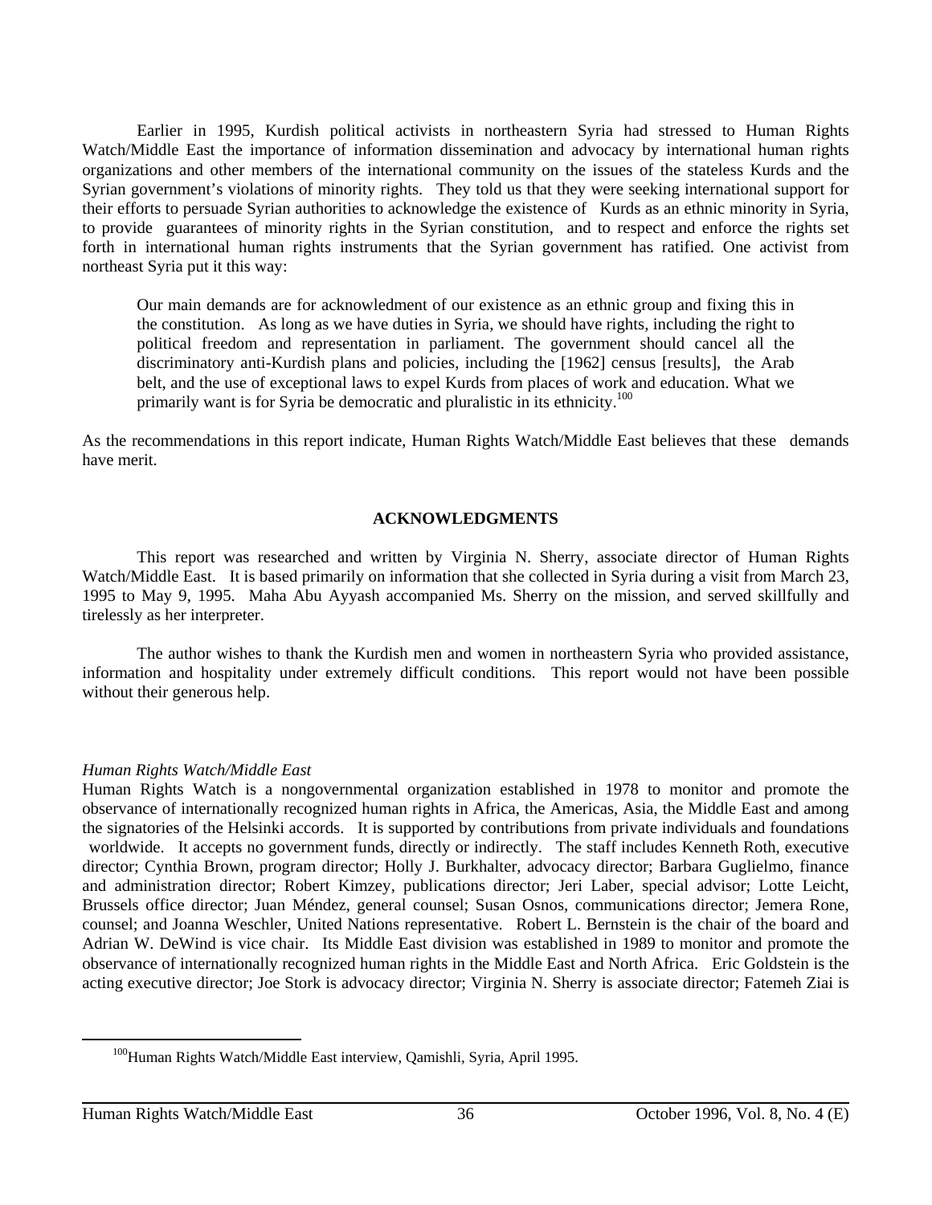Earlier in 1995, Kurdish political activists in northeastern Syria had stressed to Human Rights Watch/Middle East the importance of information dissemination and advocacy by international human rights organizations and other members of the international community on the issues of the stateless Kurds and the Syrian government's violations of minority rights. They told us that they were seeking international support for their efforts to persuade Syrian authorities to acknowledge the existence of Kurds as an ethnic minority in Syria, to provide guarantees of minority rights in the Syrian constitution, and to respect and enforce the rights set forth in international human rights instruments that the Syrian government has ratified. One activist from northeast Syria put it this way:

> Our main demands are for acknowledment of our existence as an ethnic group and fixing this in the constitution. As long as we have duties in Syria, we should have rights, including the right to political freedom and representation in parliament. The government should cancel all the discriminatory anti-Kurdish plans and policies, including the [1962] census [results], the Arab belt, and the use of exceptional laws to expel Kurds from places of work and education. What we primarily want is for Syria be democratic and pluralistic in its ethnicity.[100]

As the recommendations in this report indicate, Human Rights Watch/Middle East believes that these demands have merit.

## ACKNOWLEDGMENTS

This report was researched and written by Virginia N. Sherry, associate director of Human Rights Watch/Middle East. It is based primarily on information that she collected in Syria during a visit from March 23, 1995 to May 9, 1995. Maha Abu Ayyash accompanied Ms. Sherry on the mission, and served skillfully and tirelessly as her interpreter.

The author wishes to thank the Kurdish men and women in northeastern Syria who provided assistance, information and hospitality under extremely difficult conditions. This report would not have been possible without their generous help.

*Human Rights Watch/Middle East*

Human Rights Watch is a nongovernmental organization established in 1978 to monitor and promote the observance of internationally recognized human rights in Africa, the Americas, Asia, the Middle East and among the signatories of the Helsinki accords. It is supported by contributions from private individuals and foundations worldwide. It accepts no government funds, directly or indirectly. The staff includes Kenneth Roth, executive director; Cynthia Brown, program director; Holly J. Burkhalter, advocacy director; Barbara Guglielmo, finance and administration director; Robert Kimzey, publications director; Jeri Laber, special advisor; Lotte Leicht, Brussels office director; Juan Méndez, general counsel; Susan Osnos, communications director; Jemera Rone, counsel; and Joanna Weschler, United Nations representative. Robert L. Bernstein is the chair of the board and Adrian W. DeWind is vice chair. Its Middle East division was established in 1989 to monitor and promote the observance of internationally recognized human rights in the Middle East and North Africa. Eric Goldstein is the acting executive director; Joe Stork is advocacy director; Virginia N. Sherry is associate director; Fatemeh Ziai is

---

[100] Human Rights Watch/Middle East interview, Qamishli, Syria, April 1995.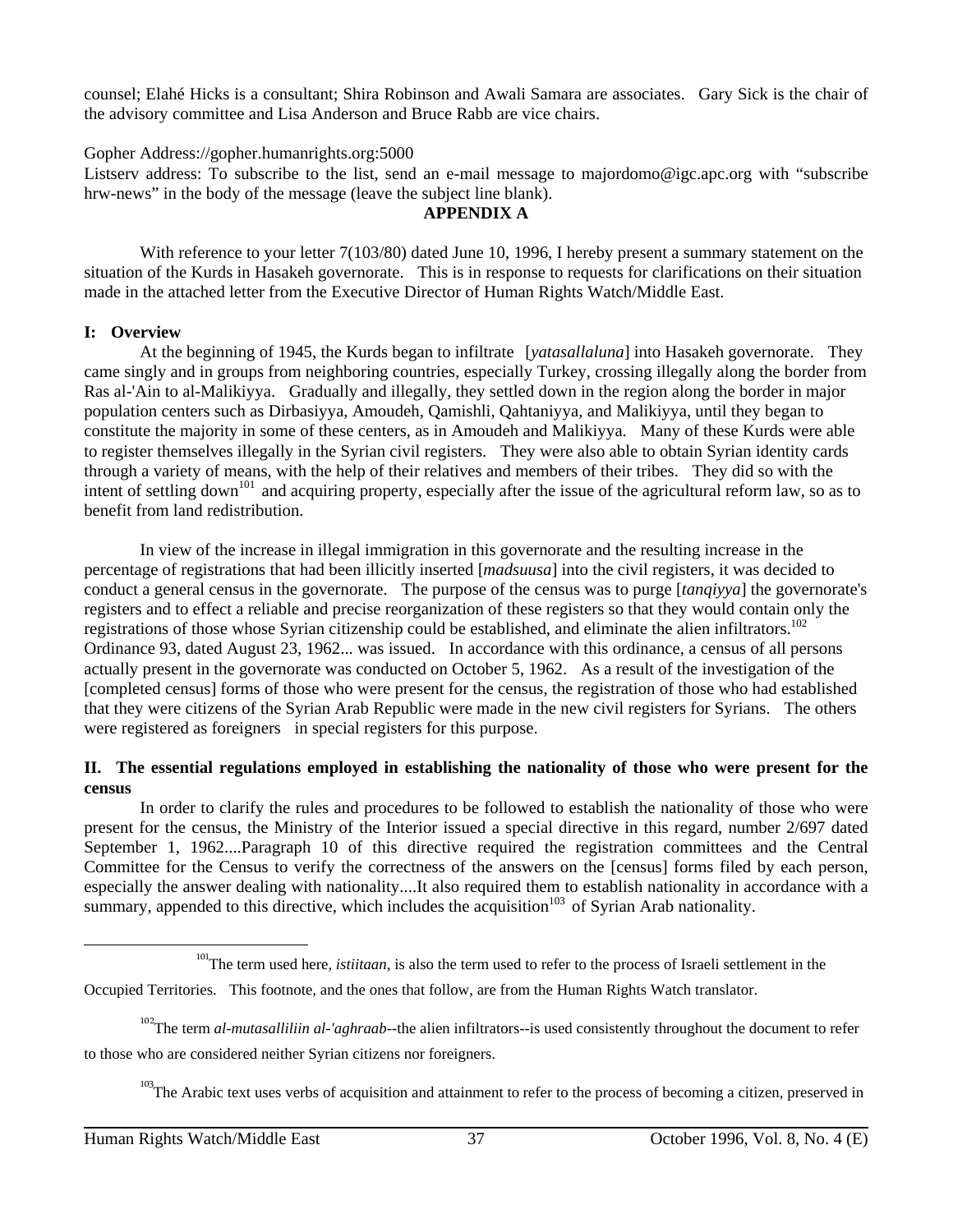counsel; Elahé Hicks is a consultant; Shira Robinson and Awali Samara are associates. Gary Sick is the chair of the advisory committee and Lisa Anderson and Bruce Rabb are vice chairs.

Gopher Address://gopher.humanrights.org:5000

Listserv address: To subscribe to the list, send an e-mail message to majordomo@igc.apc.org with "subscribe hrw-news" in the body of the message (leave the subject line blank).

## APPENDIX A

With reference to your letter 7(103/80) dated June 10, 1996, I hereby present a summary statement on the situation of the Kurds in Hasakeh governorate. This is in response to requests for clarifications on their situation made in the attached letter from the Executive Director of Human Rights Watch/Middle East.

### I: Overview

At the beginning of 1945, the Kurds began to infiltrate [*yatasallaluna*] into Hasakeh governorate. They came singly and in groups from neighboring countries, especially Turkey, crossing illegally along the border from Ras al-'Ain to al-Malikiyya. Gradually and illegally, they settled down in the region along the border in major population centers such as Dirbasiyya, Amoudeh, Qamishli, Qahtaniyya, and Malikiyya, until they began to constitute the majority in some of these centers, as in Amoudeh and Malikiyya. Many of these Kurds were able to register themselves illegally in the Syrian civil registers. They were also able to obtain Syrian identity cards through a variety of means, with the help of their relatives and members of their tribes. They did so with the intent of settling down[101] and acquiring property, especially after the issue of the agricultural reform law, so as to benefit from land redistribution.

In view of the increase in illegal immigration in this governorate and the resulting increase in the percentage of registrations that had been illicitly inserted [*madsuusa*] into the civil registers, it was decided to conduct a general census in the governorate. The purpose of the census was to purge [*tanqiyya*] the governorate's registers and to effect a reliable and precise reorganization of these registers so that they would contain only the registrations of those whose Syrian citizenship could be established, and eliminate the alien infiltrators.[102] Ordinance 93, dated August 23, 1962... was issued. In accordance with this ordinance, a census of all persons actually present in the governorate was conducted on October 5, 1962. As a result of the investigation of the [completed census] forms of those who were present for the census, the registration of those who had established that they were citizens of the Syrian Arab Republic were made in the new civil registers for Syrians. The others were registered as foreigners in special registers for this purpose.

### II. The essential regulations employed in establishing the nationality of those who were present for the census

In order to clarify the rules and procedures to be followed to establish the nationality of those who were present for the census, the Ministry of the Interior issued a special directive in this regard, number 2/697 dated September 1, 1962....Paragraph 10 of this directive required the registration committees and the Central Committee for the Census to verify the correctness of the answers on the [census] forms filed by each person, especially the answer dealing with nationality....It also required them to establish nationality in accordance with a summary, appended to this directive, which includes the acquisition[103] of Syrian Arab nationality.

---

[101] The term used here, *istiitaan*, is also the term used to refer to the process of Israeli settlement in the Occupied Territories. This footnote, and the ones that follow, are from the Human Rights Watch translator.

[102] The term *al-mutasalliliin al-'aghraab*--the alien infiltrators--is used consistently throughout the document to refer to those who are considered neither Syrian citizens nor foreigners.

[103] The Arabic text uses verbs of acquisition and attainment to refer to the process of becoming a citizen, preserved in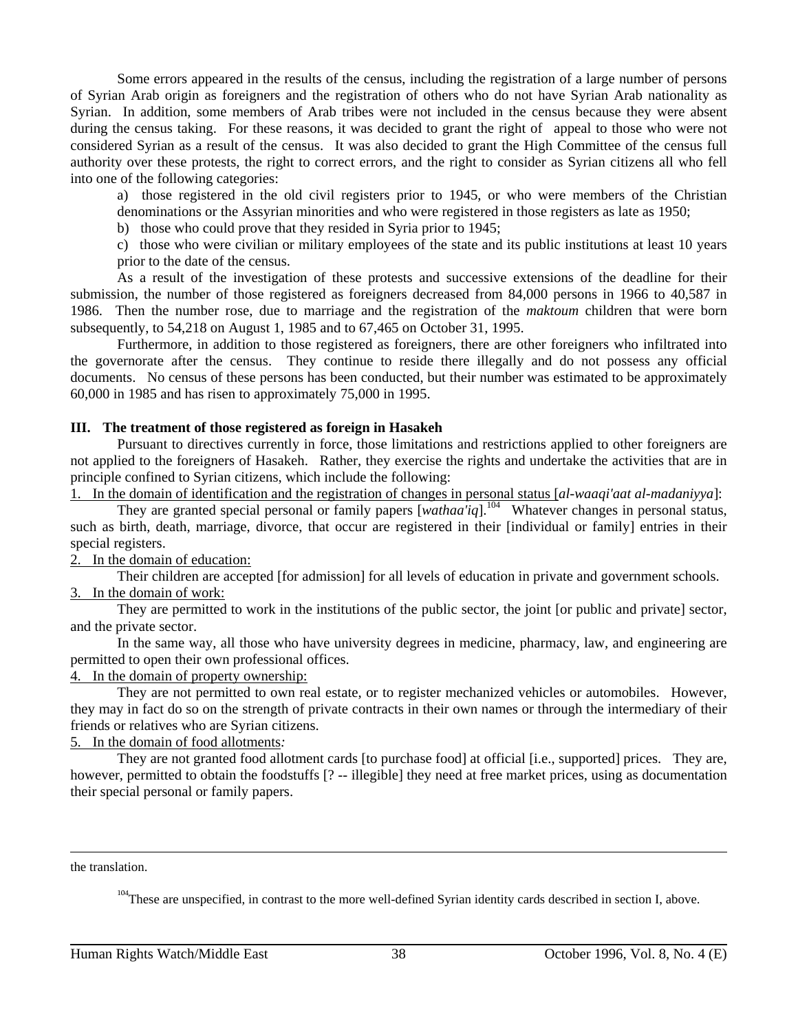Some errors appeared in the results of the census, including the registration of a large number of persons of Syrian Arab origin as foreigners and the registration of others who do not have Syrian Arab nationality as Syrian. In addition, some members of Arab tribes were not included in the census because they were absent during the census taking. For these reasons, it was decided to grant the right of appeal to those who were not considered Syrian as a result of the census. It was also decided to grant the High Committee of the census full authority over these protests, the right to correct errors, and the right to consider as Syrian citizens all who fell into one of the following categories:

a) those registered in the old civil registers prior to 1945, or who were members of the Christian denominations or the Assyrian minorities and who were registered in those registers as late as 1950;

b) those who could prove that they resided in Syria prior to 1945;

c) those who were civilian or military employees of the state and its public institutions at least 10 years prior to the date of the census.

As a result of the investigation of these protests and successive extensions of the deadline for their submission, the number of those registered as foreigners decreased from 84,000 persons in 1966 to 40,587 in 1986. Then the number rose, due to marriage and the registration of the *maktoum* children that were born subsequently, to 54,218 on August 1, 1985 and to 67,465 on October 31, 1995.

Furthermore, in addition to those registered as foreigners, there are other foreigners who infiltrated into the governorate after the census. They continue to reside there illegally and do not possess any official documents. No census of these persons has been conducted, but their number was estimated to be approximately 60,000 in 1985 and has risen to approximately 75,000 in 1995.

**III. The treatment of those registered as foreign in Hasakeh**

Pursuant to directives currently in force, those limitations and restrictions applied to other foreigners are not applied to the foreigners of Hasakeh. Rather, they exercise the rights and undertake the activities that are in principle confined to Syrian citizens, which include the following:

1. In the domain of identification and the registration of changes in personal status [*al-waaqi'aat al-madaniyya*]:

They are granted special personal or family papers [*wathaa'iq*].[104] Whatever changes in personal status, such as birth, death, marriage, divorce, that occur are registered in their [individual or family] entries in their special registers.

2. In the domain of education:

Their children are accepted [for admission] for all levels of education in private and government schools.

3. In the domain of work:

They are permitted to work in the institutions of the public sector, the joint [or public and private] sector, and the private sector.

In the same way, all those who have university degrees in medicine, pharmacy, law, and engineering are permitted to open their own professional offices.

4. In the domain of property ownership:

They are not permitted to own real estate, or to register mechanized vehicles or automobiles. However, they may in fact do so on the strength of private contracts in their own names or through the intermediary of their friends or relatives who are Syrian citizens.

5. In the domain of food allotments*:*

They are not granted food allotment cards [to purchase food] at official [i.e., supported] prices. They are, however, permitted to obtain the foodstuffs [? -- illegible] they need at free market prices, using as documentation their special personal or family papers.

---

the translation.

[104] These are unspecified, in contrast to the more well-defined Syrian identity cards described in section I, above.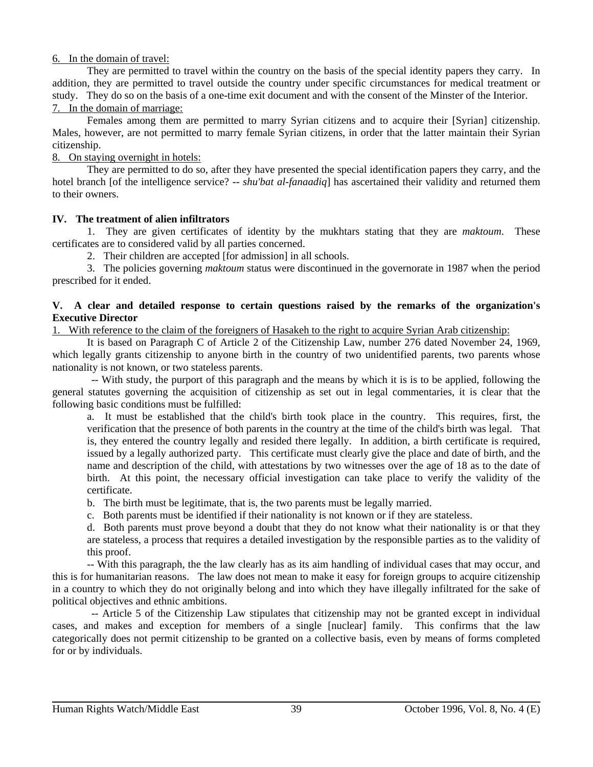<u>6. In the domain of travel:</u>

They are permitted to travel within the country on the basis of the special identity papers they carry. In addition, they are permitted to travel outside the country under specific circumstances for medical treatment or study. They do so on the basis of a one-time exit document and with the consent of the Minster of the Interior.

<u>7. In the domain of marriage:</u>

Females among them are permitted to marry Syrian citizens and to acquire their [Syrian] citizenship. Males, however, are not permitted to marry female Syrian citizens, in order that the latter maintain their Syrian citizenship.

<u>8. On staying overnight in hotels:</u>

They are permitted to do so, after they have presented the special identification papers they carry, and the hotel branch [of the intelligence service? -- *shu'bat al-fanaadiq*] has ascertained their validity and returned them to their owners.

**IV. The treatment of alien infiltrators**

1. They are given certificates of identity by the mukhtars stating that they are *maktoum*. These certificates are to considered valid by all parties concerned.

2. Their children are accepted [for admission] in all schools.

3. The policies governing *maktoum* status were discontinued in the governorate in 1987 when the period prescribed for it ended.

**V. A clear and detailed response to certain questions raised by the remarks of the organization's Executive Director**

<u>1. With reference to the claim of the foreigners of Hasakeh to the right to acquire Syrian Arab citizenship:</u>

It is based on Paragraph C of Article 2 of the Citizenship Law, number 276 dated November 24, 1969, which legally grants citizenship to anyone birth in the country of two unidentified parents, two parents whose nationality is not known, or two stateless parents.

-- With study, the purport of this paragraph and the means by which it is is to be applied, following the general statutes governing the acquisition of citizenship as set out in legal commentaries, it is clear that the following basic conditions must be fulfilled:

a. It must be established that the child's birth took place in the country. This requires, first, the verification that the presence of both parents in the country at the time of the child's birth was legal. That is, they entered the country legally and resided there legally. In addition, a birth certificate is required, issued by a legally authorized party. This certificate must clearly give the place and date of birth, and the name and description of the child, with attestations by two witnesses over the age of 18 as to the date of birth. At this point, the necessary official investigation can take place to verify the validity of the certificate.

b. The birth must be legitimate, that is, the two parents must be legally married.

c. Both parents must be identified if their nationality is not known or if they are stateless.

d. Both parents must prove beyond a doubt that they do not know what their nationality is or that they are stateless, a process that requires a detailed investigation by the responsible parties as to the validity of this proof.

-- With this paragraph, the the law clearly has as its aim handling of individual cases that may occur, and this is for humanitarian reasons. The law does not mean to make it easy for foreign groups to acquire citizenship in a country to which they do not originally belong and into which they have illegally infiltrated for the sake of political objectives and ethnic ambitions.

-- Article 5 of the Citizenship Law stipulates that citizenship may not be granted except in individual cases, and makes and exception for members of a single [nuclear] family. This confirms that the law categorically does not permit citizenship to be granted on a collective basis, even by means of forms completed for or by individuals.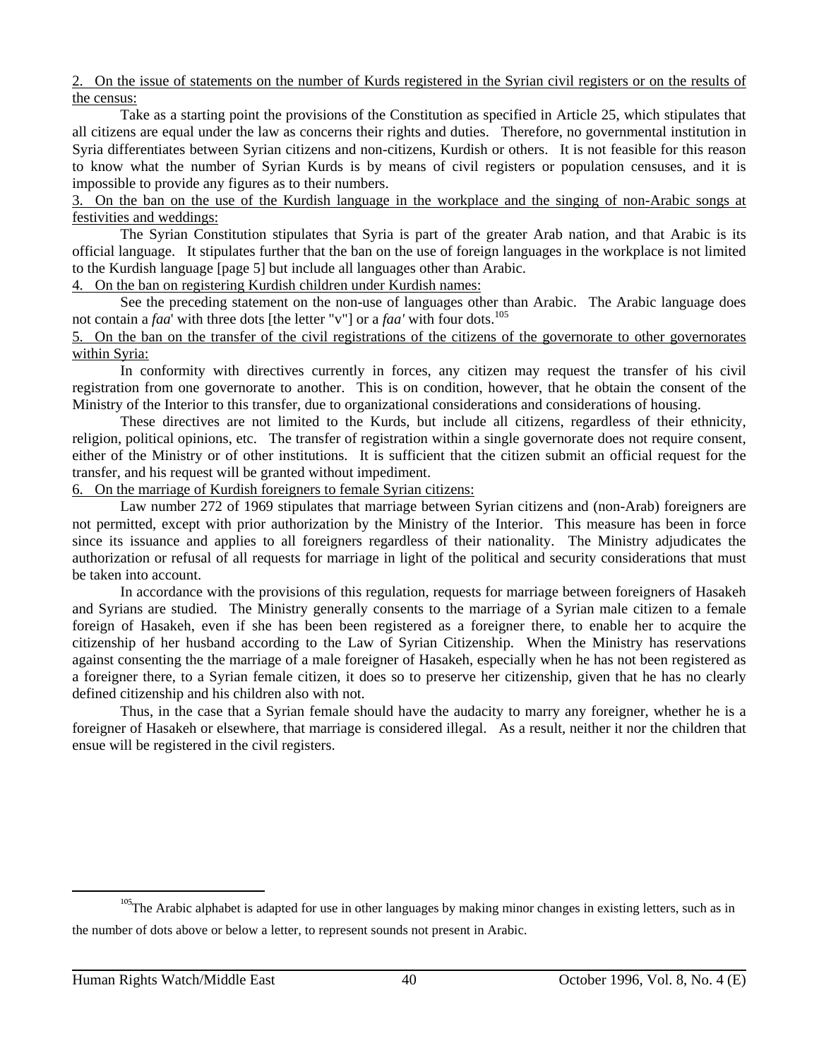<u>2. On the issue of statements on the number of Kurds registered in the Syrian civil registers or on the results of the census:</u>

Take as a starting point the provisions of the Constitution as specified in Article 25, which stipulates that all citizens are equal under the law as concerns their rights and duties. Therefore, no governmental institution in Syria differentiates between Syrian citizens and non-citizens, Kurdish or others. It is not feasible for this reason to know what the number of Syrian Kurds is by means of civil registers or population censuses, and it is impossible to provide any figures as to their numbers.

<u>3. On the ban on the use of the Kurdish language in the workplace and the singing of non-Arabic songs at festivities and weddings:</u>

The Syrian Constitution stipulates that Syria is part of the greater Arab nation, and that Arabic is its official language. It stipulates further that the ban on the use of foreign languages in the workplace is not limited to the Kurdish language [page 5] but include all languages other than Arabic.

<u>4. On the ban on registering Kurdish children under Kurdish names:</u>

See the preceding statement on the non-use of languages other than Arabic. The Arabic language does not contain a *faa*' with three dots [the letter "v"] or a *faa'* with four dots.[105]

<u>5. On the ban on the transfer of the civil registrations of the citizens of the governorate to other governorates within Syria:</u>

In conformity with directives currently in forces, any citizen may request the transfer of his civil registration from one governorate to another. This is on condition, however, that he obtain the consent of the Ministry of the Interior to this transfer, due to organizational considerations and considerations of housing.

These directives are not limited to the Kurds, but include all citizens, regardless of their ethnicity, religion, political opinions, etc. The transfer of registration within a single governorate does not require consent, either of the Ministry or of other institutions. It is sufficient that the citizen submit an official request for the transfer, and his request will be granted without impediment.

<u>6. On the marriage of Kurdish foreigners to female Syrian citizens:</u>

Law number 272 of 1969 stipulates that marriage between Syrian citizens and (non-Arab) foreigners are not permitted, except with prior authorization by the Ministry of the Interior. This measure has been in force since its issuance and applies to all foreigners regardless of their nationality. The Ministry adjudicates the authorization or refusal of all requests for marriage in light of the political and security considerations that must be taken into account.

In accordance with the provisions of this regulation, requests for marriage between foreigners of Hasakeh and Syrians are studied. The Ministry generally consents to the marriage of a Syrian male citizen to a female foreign of Hasakeh, even if she has been been registered as a foreigner there, to enable her to acquire the citizenship of her husband according to the Law of Syrian Citizenship. When the Ministry has reservations against consenting the the marriage of a male foreigner of Hasakeh, especially when he has not been registered as a foreigner there, to a Syrian female citizen, it does so to preserve her citizenship, given that he has no clearly defined citizenship and his children also with not.

Thus, in the case that a Syrian female should have the audacity to marry any foreigner, whether he is a foreigner of Hasakeh or elsewhere, that marriage is considered illegal. As a result, neither it nor the children that ensue will be registered in the civil registers.

---

[105] The Arabic alphabet is adapted for use in other languages by making minor changes in existing letters, such as in the number of dots above or below a letter, to represent sounds not present in Arabic.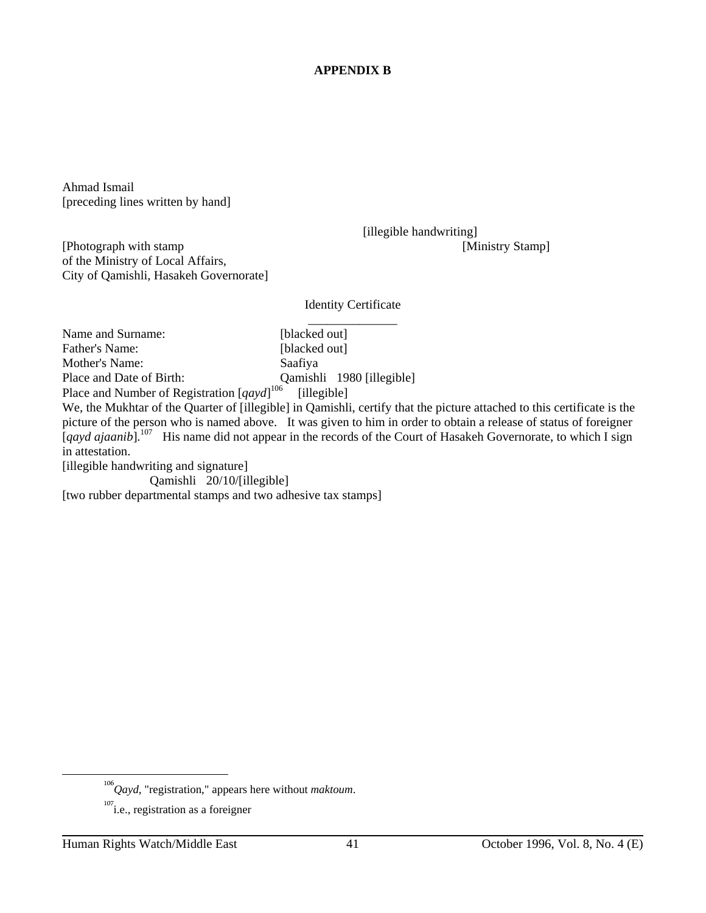**APPENDIX B**

Ahmad Ismail
[preceding lines written by hand]

[illegible handwriting]

[Photograph with stamp of the Ministry of Local Affairs, City of Qamishli, Hasakeh Governorate]

[Ministry Stamp]

Identity Certificate

Name and Surname: [blacked out]
Father's Name: [blacked out]
Mother's Name: Saafiya
Place and Date of Birth: Qamishli 1980 [illegible]
Place and Number of Registration [*qayd*][106] [illegible]

We, the Mukhtar of the Quarter of [illegible] in Qamishli, certify that the picture attached to this certificate is the picture of the person who is named above. It was given to him in order to obtain a release of status of foreigner [*qayd ajaanib*].[107] His name did not appear in the records of the Court of Hasakeh Governorate, to which I sign in attestation.

[illegible handwriting and signature]

Qamishli 20/10/[illegible]

[two rubber departmental stamps and two adhesive tax stamps]

---

[106] *Qayd*, "registration," appears here without *maktoum*.

[107] i.e., registration as a foreigner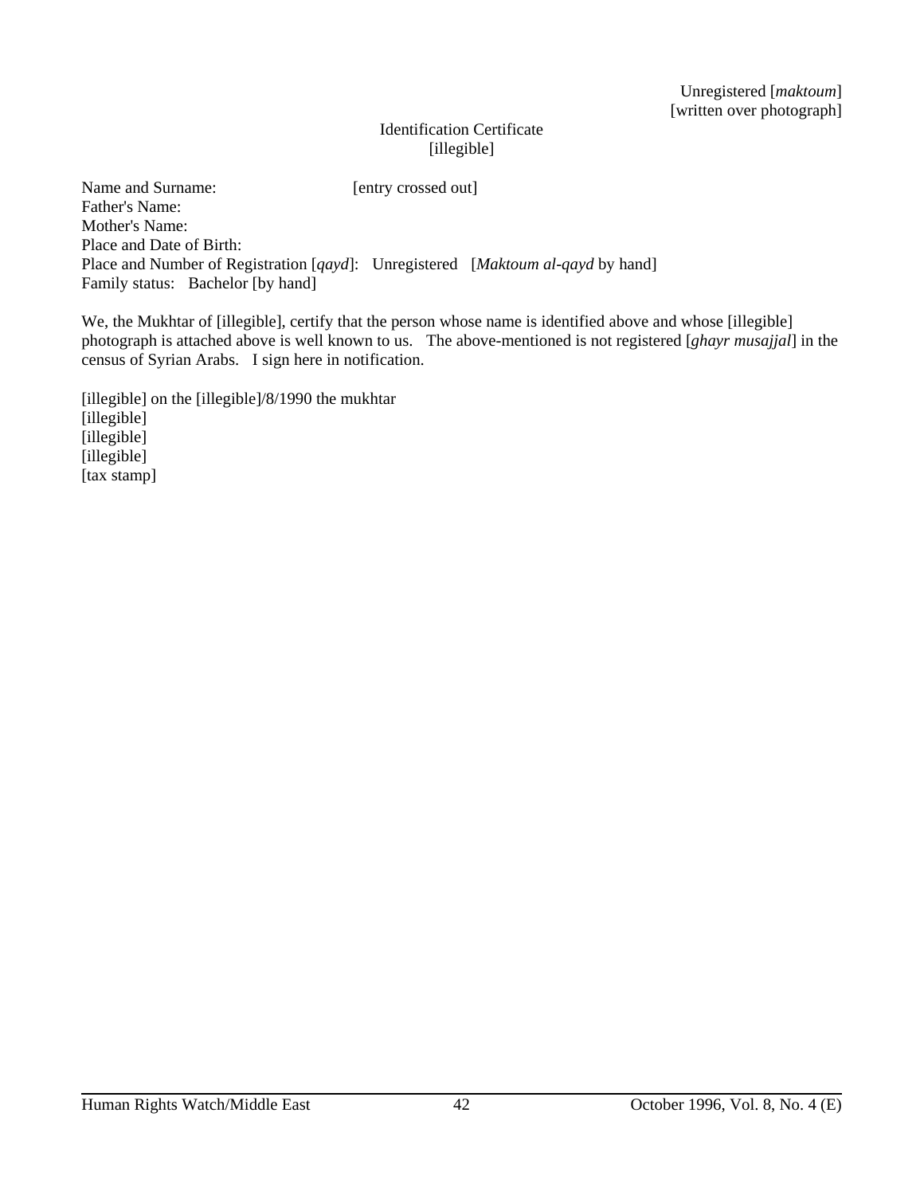Unregistered [*maktoum*]
[written over photograph]

Identification Certificate
[illegible]

Name and Surname: [entry crossed out]
Father's Name:
Mother's Name:
Place and Date of Birth:
Place and Number of Registration [*qayd*]: Unregistered [*Maktoum al-qayd* by hand]
Family status: Bachelor [by hand]

We, the Mukhtar of [illegible], certify that the person whose name is identified above and whose [illegible] photograph is attached above is well known to us. The above-mentioned is not registered [*ghayr musajjal*] in the census of Syrian Arabs. I sign here in notification.

[illegible] on the [illegible]/8/1990 the mukhtar
[illegible]
[illegible]
[illegible]
[tax stamp]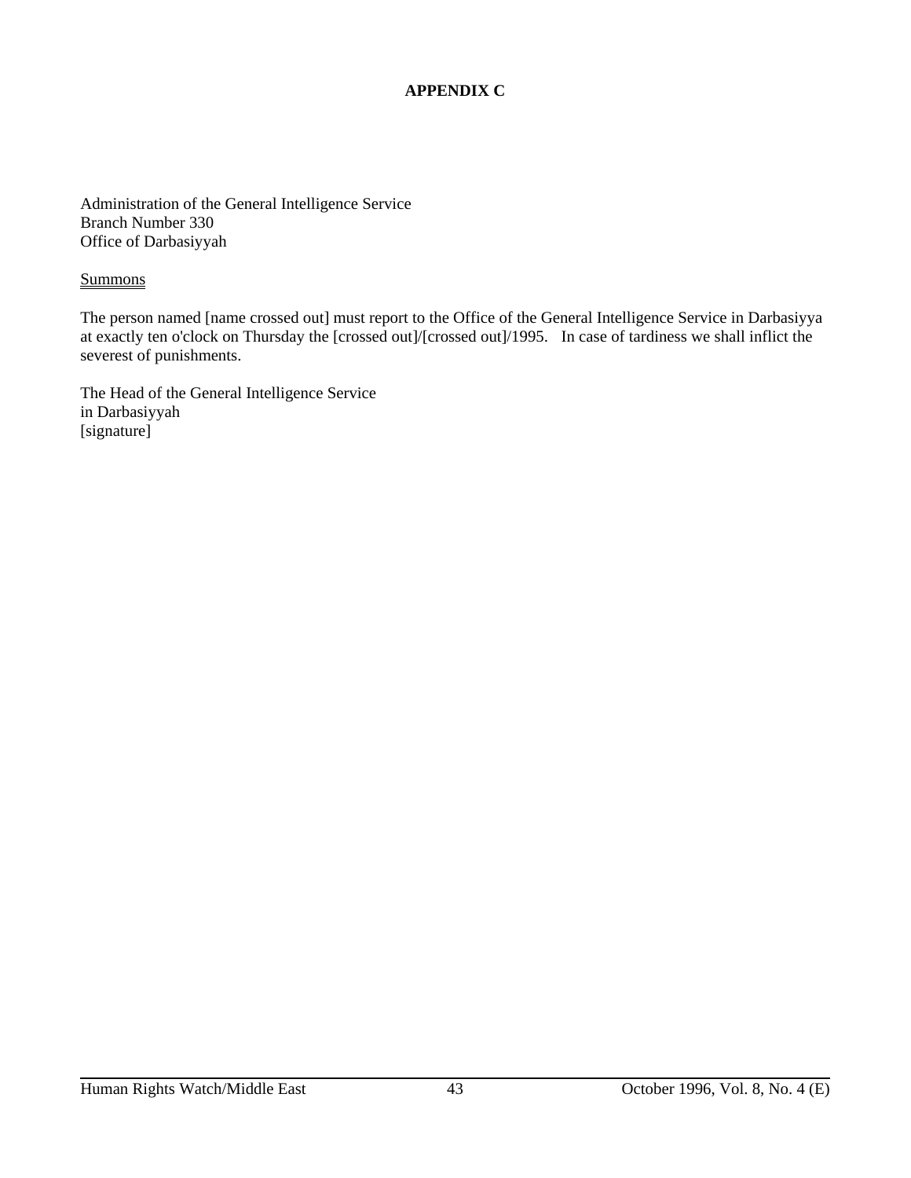# APPENDIX C

Administration of the General Intelligence Service
Branch Number 330
Office of Darbasiyyah

Summons

The person named [name crossed out] must report to the Office of the General Intelligence Service in Darbasiyya at exactly ten o'clock on Thursday the [crossed out]/[crossed out]/1995. In case of tardiness we shall inflict the severest of punishments.

The Head of the General Intelligence Service
in Darbasiyyah
[signature]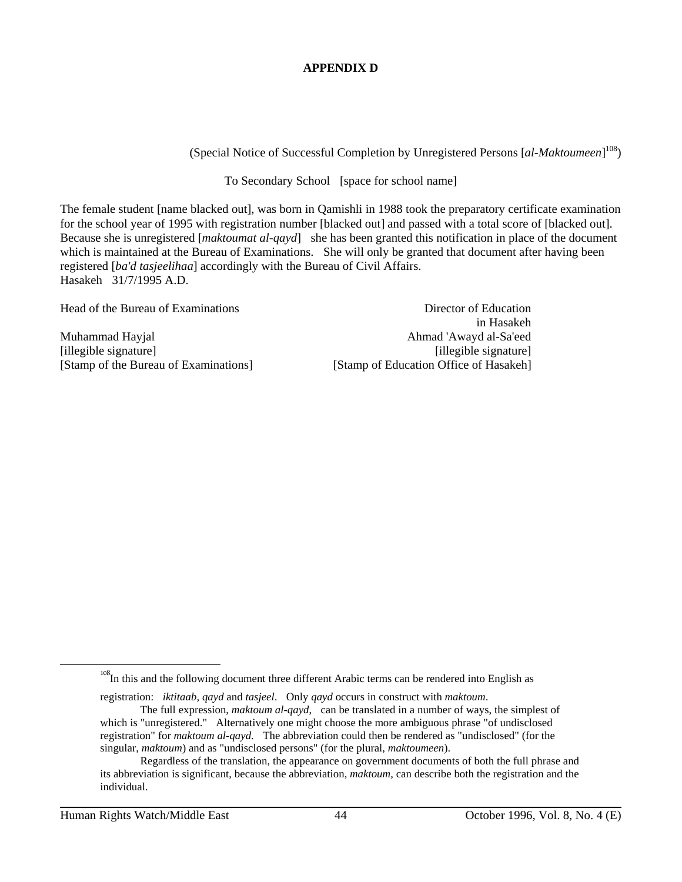# APPENDIX D

(Special Notice of Successful Completion by Unregistered Persons [*al-Maktoumeen*][108])

To Secondary School [space for school name]

The female student [name blacked out], was born in Qamishli in 1988 took the preparatory certificate examination for the school year of 1995 with registration number [blacked out] and passed with a total score of [blacked out]. Because she is unregistered [*maktoumat al-qayd*] she has been granted this notification in place of the document which is maintained at the Bureau of Examinations. She will only be granted that document after having been registered [*ba'd tasjeelihaa*] accordingly with the Bureau of Civil Affairs.
Hasakeh 31/7/1995 A.D.

Head of the Bureau of Examinations
Muhammad Hayjal
[illegible signature]
[Stamp of the Bureau of Examinations]

Director of Education in Hasakeh
Ahmad 'Awayd al-Sa'eed
[illegible signature]
[Stamp of Education Office of Hasakeh]

---

[108] In this and the following document three different Arabic terms can be rendered into English as registration: *iktitaab*, *qayd* and *tasjeel*. Only *qayd* occurs in construct with *maktoum*.

The full expression, *maktoum al-qayd*, can be translated in a number of ways, the simplest of which is "unregistered." Alternatively one might choose the more ambiguous phrase "of undisclosed registration" for *maktoum al-qayd*. The abbreviation could then be rendered as "undisclosed" (for the singular, *maktoum*) and as "undisclosed persons" (for the plural, *maktoumeen*).

Regardless of the translation, the appearance on government documents of both the full phrase and its abbreviation is significant, because the abbreviation, *maktoum*, can describe both the registration and the individual.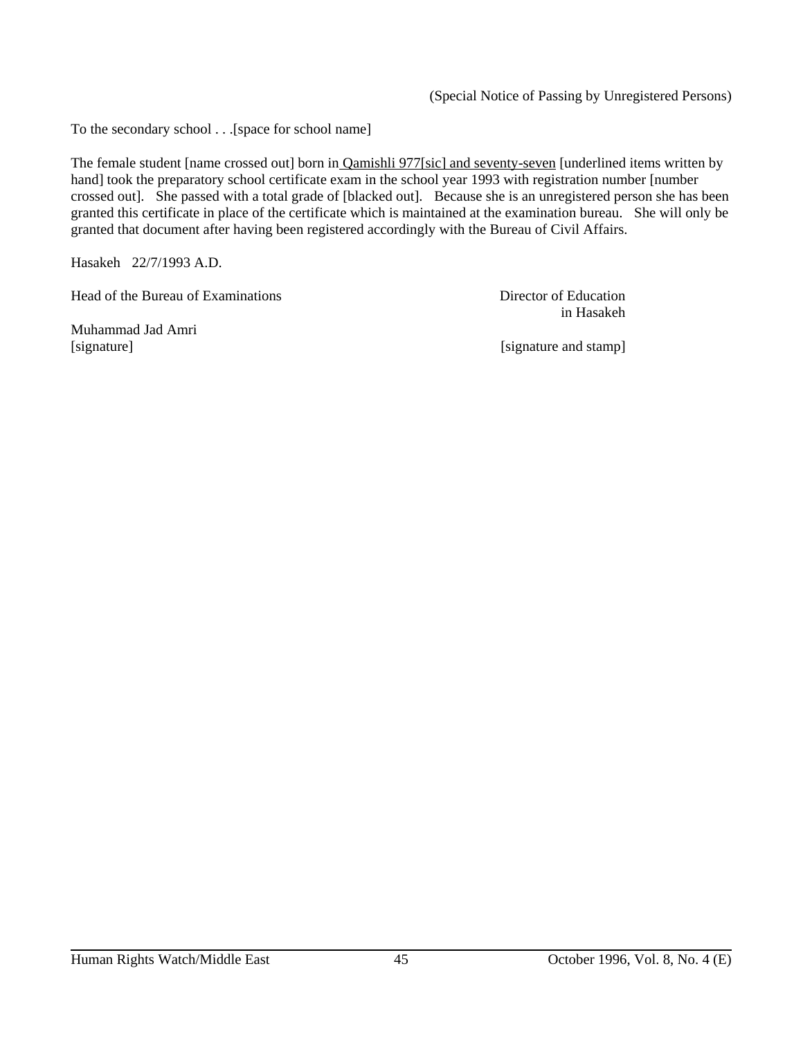(Special Notice of Passing by Unregistered Persons)

To the secondary school . . .[space for school name]

The female student [name crossed out] born in <u>Qamishli 977[sic] and seventy-seven</u> [underlined items written by hand] took the preparatory school certificate exam in the school year 1993 with registration number [number crossed out]. She passed with a total grade of [blacked out]. Because she is an unregistered person she has been granted this certificate in place of the certificate which is maintained at the examination bureau. She will only be granted that document after having been registered accordingly with the Bureau of Civil Affairs.

Hasakeh 22/7/1993 A.D.

Head of the Bureau of Examinations

Muhammad Jad Amri
[signature]

Director of Education
in Hasakeh

[signature and stamp]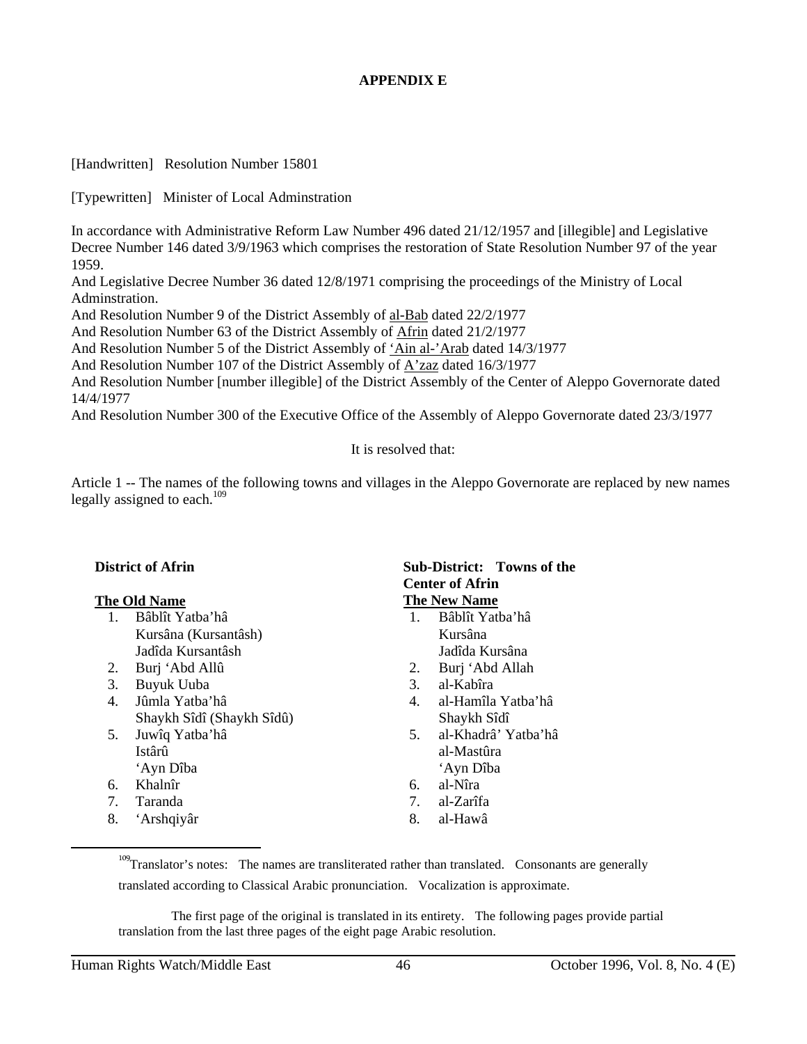**APPENDIX E**

[Handwritten]  Resolution Number 15801

[Typewritten]  Minister of Local Adminstration

In accordance with Administrative Reform Law Number 496 dated 21/12/1957 and [illegible] and Legislative Decree Number 146 dated 3/9/1963 which comprises the restoration of State Resolution Number 97 of the year 1959.
And Legislative Decree Number 36 dated 12/8/1971 comprising the proceedings of the Ministry of Local Adminstration.
And Resolution Number 9 of the District Assembly of al-Bab dated 22/2/1977
And Resolution Number 63 of the District Assembly of Afrin dated 21/2/1977
And Resolution Number 5 of the District Assembly of ‘Ain al-’Arab dated 14/3/1977
And Resolution Number 107 of the District Assembly of A’zaz dated 16/3/1977
And Resolution Number [number illegible] of the District Assembly of the Center of Aleppo Governorate dated 14/4/1977
And Resolution Number 300 of the Executive Office of the Assembly of Aleppo Governorate dated 23/3/1977

It is resolved that:

Article 1 -- The names of the following towns and villages in the Aleppo Governorate are replaced by new names legally assigned to each.[109]

| **District of Afrin** | **Sub-District: Towns of the Center of Afrin** |
|---|---|
| **The Old Name** | **The New Name** |
| 1. Bâblît Yatba’hâ | 1. Bâblît Yatba’hâ |
| Kursâna (Kursantâsh) | Kursâna |
| Jadîda Kursantâsh | Jadîda Kursâna |
| 2. Burj ‘Abd Allû | 2. Burj ‘Abd Allah |
| 3. Buyuk Uuba | 3. al-Kabîra |
| 4. Jûmla Yatba’hâ | 4. al-Hamîla Yatba’hâ |
| Shaykh Sîdî (Shaykh Sîdû) | Shaykh Sîdî |
| 5. Juwîq Yatba’hâ | 5. al-Khadrâ’ Yatba’hâ |
| Istârû | al-Mastûra |
| ‘Ayn Dîba | ‘Ayn Dîba |
| 6. Khalnîr | 6. al-Nîra |
| 7. Taranda | 7. al-Zarîfa |
| 8. ‘Arshqiyâr | 8. al-Hawâ |

[109] Translator’s notes: The names are transliterated rather than translated. Consonants are generally translated according to Classical Arabic pronunciation. Vocalization is approximate.

The first page of the original is translated in its entirety. The following pages provide partial translation from the last three pages of the eight page Arabic resolution.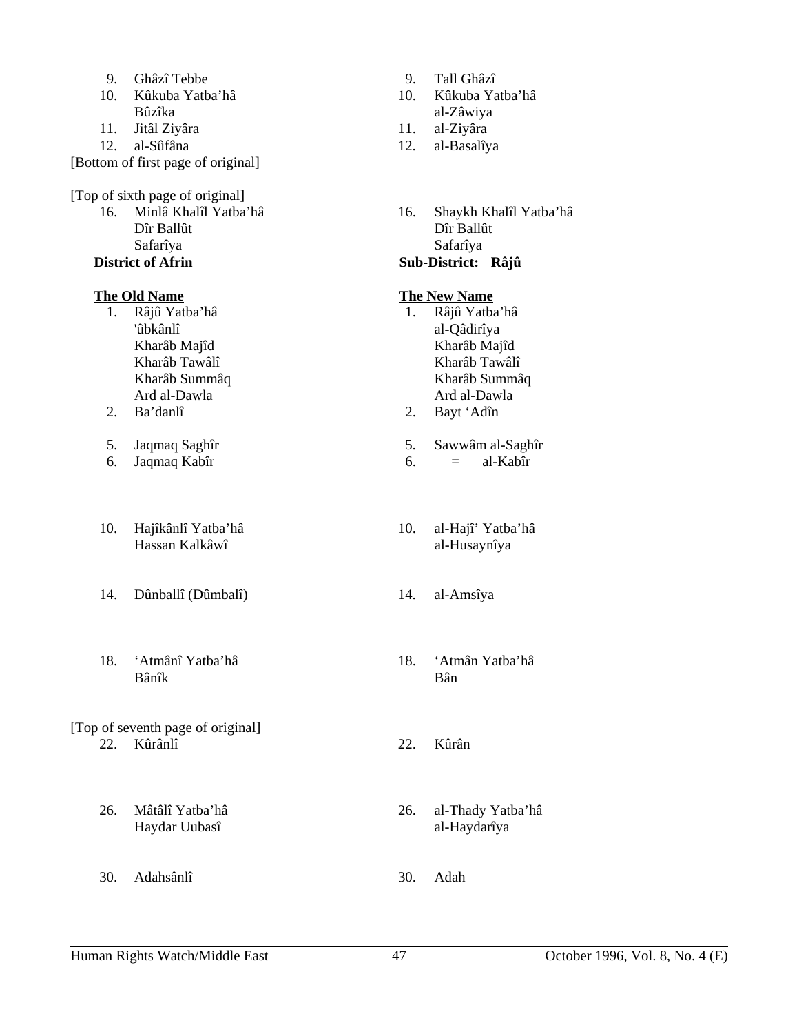| | | |
|---|---|---|
| 9. | Ghâzî Tebbe | Tall Ghâzî |
| 10. | Kûkuba Yatba'hâ<br>Bûzîka | Kûkuba Yatba'hâ<br>al-Zâwiya |
| 11. | Jitâl Ziyâra | al-Ziyâra |
| 12. | al-Sûfâna | al-Basalîya |

[Bottom of first page of original]

[Top of sixth page of original]

| | | |
|---|---|---|
| 16. | Minlâ Khalîl Yatba'hâ<br>Dîr Ballût<br>Safarîya | Shaykh Khalîl Yatba'hâ<br>Dîr Ballût<br>Safarîya |

**District of Afrin** — **Sub-District: Râjû**

| | **The Old Name** | **The New Name** |
|---|---|---|
| 1. | Râjû Yatba'hâ<br>'ûbkânlî<br>Kharâb Majîd<br>Kharâb Tawâlî<br>Kharâb Summâq<br>Ard al-Dawla | Râjû Yatba'hâ<br>al-Qâdirîya<br>Kharâb Majîd<br>Kharâb Tawâlî<br>Kharâb Summâq<br>Ard al-Dawla |
| 2. | Ba'danlî | Bayt 'Adîn |
| 5. | Jaqmaq Saghîr | Sawwâm al-Saghîr |
| 6. | Jaqmaq Kabîr | = al-Kabîr |
| 10. | Hajîkânlî Yatba'hâ<br>Hassan Kalkâwî | al-Hajî' Yatba'hâ<br>al-Husaynîya |
| 14. | Dûnballî (Dûmbalî) | al-Amsîya |
| 18. | 'Atmânî Yatba'hâ<br>Bânîk | 'Atmân Yatba'hâ<br>Bân |

[Top of seventh page of original]

| | | |
|---|---|---|
| 22. | Kûrânlî | Kûrân |
| 26. | Mâtâlî Yatba'hâ<br>Haydar Uubasî | al-Thady Yatba'hâ<br>al-Haydarîya |
| 30. | Adahsânlî | Adah |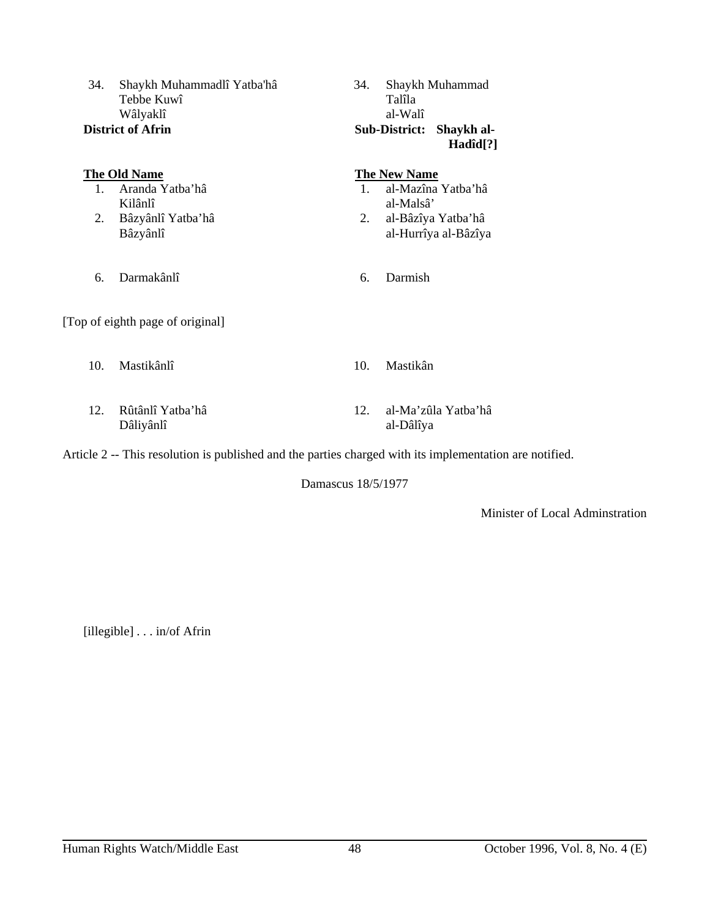| | |
|---|---|
| 34. Shaykh Muhammadlî Yatba'hâ<br>Tebbe Kuwî<br>Wâlyaklî | 34. Shaykh Muhammad<br>Talîla<br>al-Walî |
| **District of Afrin** | **Sub-District: Shaykh al-Hadîd[?]** |

| **The Old Name** | **The New Name** |
|---|---|
| 1. Aranda Yatba'hâ<br>Kilânlî | 1. al-Mazîna Yatba'hâ<br>al-Malsâ' |
| 2. Bâzyânlî Yatba'hâ<br>Bâzyânlî | 2. al-Bâzîya Yatba'hâ<br>al-Hurrîya al-Bâzîya |
| 6. Darmakânlî | 6. Darmish |

[Top of eighth page of original]

| | |
|---|---|
| 10. Mastikânlî | 10. Mastikân |
| 12. Rûtânlî Yatba'hâ<br>Dâliyânlî | 12. al-Ma'zûla Yatba'hâ<br>al-Dâlîya |

Article 2 -- This resolution is published and the parties charged with its implementation are notified.

Damascus 18/5/1977

Minister of Local Adminstration

[illegible] . . . in/of Afrin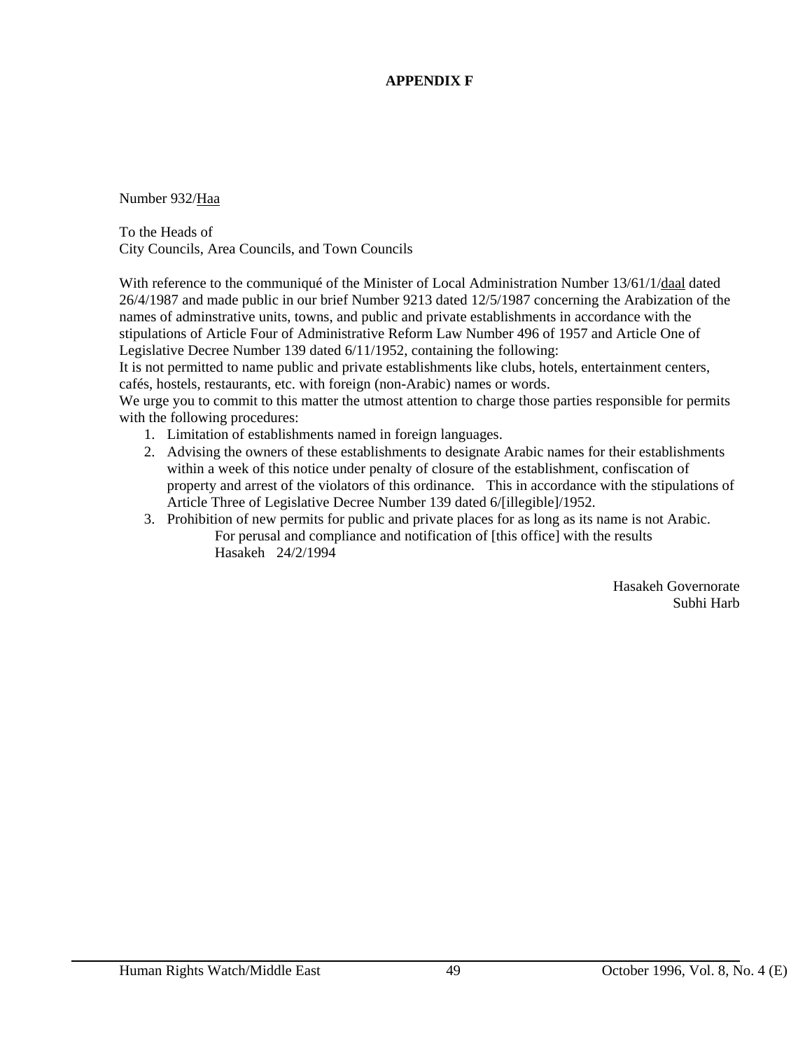**APPENDIX F**

Number 932/Haa

To the Heads of
City Councils, Area Councils, and Town Councils

With reference to the communiqué of the Minister of Local Administration Number 13/61/1/daal dated 26/4/1987 and made public in our brief Number 9213 dated 12/5/1987 concerning the Arabization of the names of adminstrative units, towns, and public and private establishments in accordance with the stipulations of Article Four of Administrative Reform Law Number 496 of 1957 and Article One of Legislative Decree Number 139 dated 6/11/1952, containing the following:
It is not permitted to name public and private establishments like clubs, hotels, entertainment centers, cafés, hostels, restaurants, etc. with foreign (non-Arabic) names or words.
We urge you to commit to this matter the utmost attention to charge those parties responsible for permits with the following procedures:

1. Limitation of establishments named in foreign languages.
2. Advising the owners of these establishments to designate Arabic names for their establishments within a week of this notice under penalty of closure of the establishment, confiscation of property and arrest of the violators of this ordinance. This in accordance with the stipulations of Article Three of Legislative Decree Number 139 dated 6/[illegible]/1952.
3. Prohibition of new permits for public and private places for as long as its name is not Arabic.

For perusal and compliance and notification of [this office] with the results
Hasakeh 24/2/1994

Hasakeh Governorate
Subhi Harb